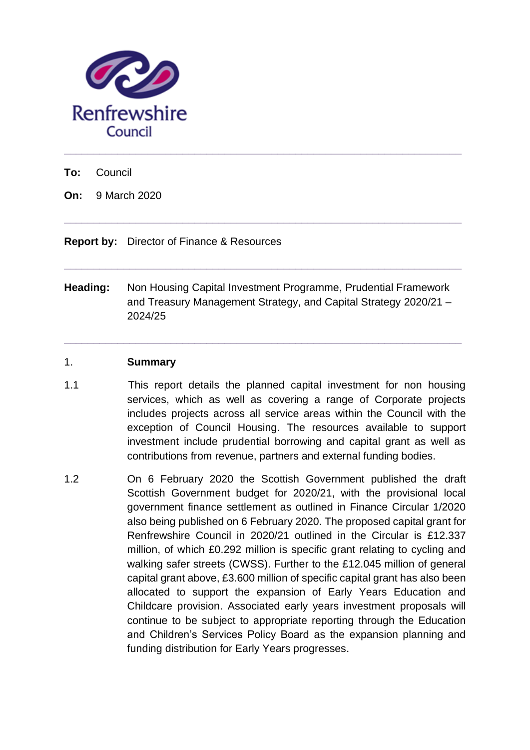Renfrewshire Council

---

**To:** Council

**On:** 9 March 2020

---

**Report by:** Director of Finance & Resources

---

**Heading:** Non Housing Capital Investment Programme, Prudential Framework and Treasury Management Strategy, and Capital Strategy 2020/21 – 2024/25

---

## 1. Summary

1.1 This report details the planned capital investment for non housing services, which as well as covering a range of Corporate projects includes projects across all service areas within the Council with the exception of Council Housing. The resources available to support investment include prudential borrowing and capital grant as well as contributions from revenue, partners and external funding bodies.

1.2 On 6 February 2020 the Scottish Government published the draft Scottish Government budget for 2020/21, with the provisional local government finance settlement as outlined in Finance Circular 1/2020 also being published on 6 February 2020. The proposed capital grant for Renfrewshire Council in 2020/21 outlined in the Circular is £12.337 million, of which £0.292 million is specific grant relating to cycling and walking safer streets (CWSS). Further to the £12.045 million of general capital grant above, £3.600 million of specific capital grant has also been allocated to support the expansion of Early Years Education and Childcare provision. Associated early years investment proposals will continue to be subject to appropriate reporting through the Education and Children's Services Policy Board as the expansion planning and funding distribution for Early Years progresses.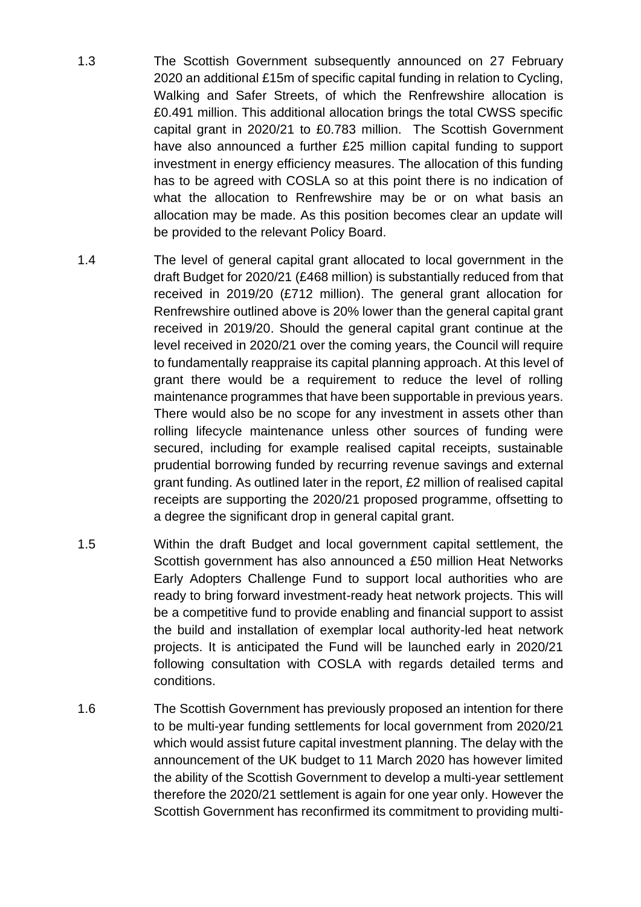1.3 The Scottish Government subsequently announced on 27 February 2020 an additional £15m of specific capital funding in relation to Cycling, Walking and Safer Streets, of which the Renfrewshire allocation is £0.491 million. This additional allocation brings the total CWSS specific capital grant in 2020/21 to £0.783 million. The Scottish Government have also announced a further £25 million capital funding to support investment in energy efficiency measures. The allocation of this funding has to be agreed with COSLA so at this point there is no indication of what the allocation to Renfrewshire may be or on what basis an allocation may be made. As this position becomes clear an update will be provided to the relevant Policy Board.

1.4 The level of general capital grant allocated to local government in the draft Budget for 2020/21 (£468 million) is substantially reduced from that received in 2019/20 (£712 million). The general grant allocation for Renfrewshire outlined above is 20% lower than the general capital grant received in 2019/20. Should the general capital grant continue at the level received in 2020/21 over the coming years, the Council will require to fundamentally reappraise its capital planning approach. At this level of grant there would be a requirement to reduce the level of rolling maintenance programmes that have been supportable in previous years. There would also be no scope for any investment in assets other than rolling lifecycle maintenance unless other sources of funding were secured, including for example realised capital receipts, sustainable prudential borrowing funded by recurring revenue savings and external grant funding. As outlined later in the report, £2 million of realised capital receipts are supporting the 2020/21 proposed programme, offsetting to a degree the significant drop in general capital grant.

1.5 Within the draft Budget and local government capital settlement, the Scottish government has also announced a £50 million Heat Networks Early Adopters Challenge Fund to support local authorities who are ready to bring forward investment-ready heat network projects. This will be a competitive fund to provide enabling and financial support to assist the build and installation of exemplar local authority-led heat network projects. It is anticipated the Fund will be launched early in 2020/21 following consultation with COSLA with regards detailed terms and conditions.

1.6 The Scottish Government has previously proposed an intention for there to be multi-year funding settlements for local government from 2020/21 which would assist future capital investment planning. The delay with the announcement of the UK budget to 11 March 2020 has however limited the ability of the Scottish Government to develop a multi-year settlement therefore the 2020/21 settlement is again for one year only. However the Scottish Government has reconfirmed its commitment to providing multi-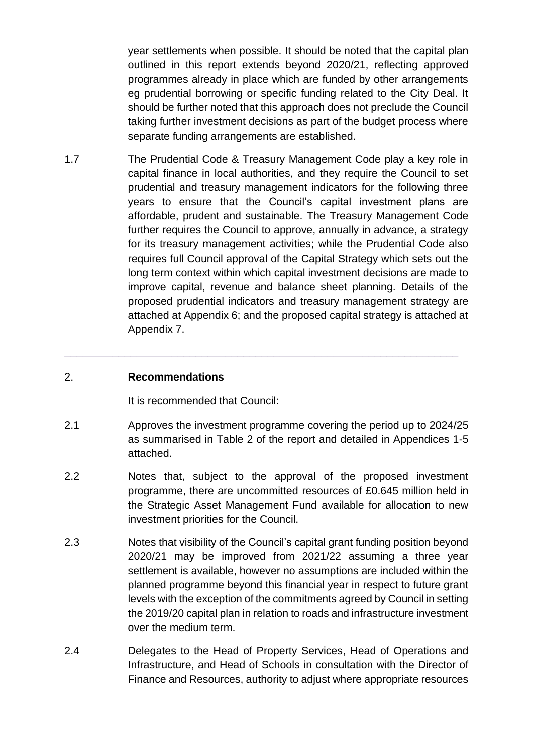year settlements when possible. It should be noted that the capital plan outlined in this report extends beyond 2020/21, reflecting approved programmes already in place which are funded by other arrangements eg prudential borrowing or specific funding related to the City Deal. It should be further noted that this approach does not preclude the Council taking further investment decisions as part of the budget process where separate funding arrangements are established.

1.7 The Prudential Code & Treasury Management Code play a key role in capital finance in local authorities, and they require the Council to set prudential and treasury management indicators for the following three years to ensure that the Council's capital investment plans are affordable, prudent and sustainable. The Treasury Management Code further requires the Council to approve, annually in advance, a strategy for its treasury management activities; while the Prudential Code also requires full Council approval of the Capital Strategy which sets out the long term context within which capital investment decisions are made to improve capital, revenue and balance sheet planning. Details of the proposed prudential indicators and treasury management strategy are attached at Appendix 6; and the proposed capital strategy is attached at Appendix 7.

---

## 2. **Recommendations**

It is recommended that Council:

2.1 Approves the investment programme covering the period up to 2024/25 as summarised in Table 2 of the report and detailed in Appendices 1-5 attached.

2.2 Notes that, subject to the approval of the proposed investment programme, there are uncommitted resources of £0.645 million held in the Strategic Asset Management Fund available for allocation to new investment priorities for the Council.

2.3 Notes that visibility of the Council's capital grant funding position beyond 2020/21 may be improved from 2021/22 assuming a three year settlement is available, however no assumptions are included within the planned programme beyond this financial year in respect to future grant levels with the exception of the commitments agreed by Council in setting the 2019/20 capital plan in relation to roads and infrastructure investment over the medium term.

2.4 Delegates to the Head of Property Services, Head of Operations and Infrastructure, and Head of Schools in consultation with the Director of Finance and Resources, authority to adjust where appropriate resources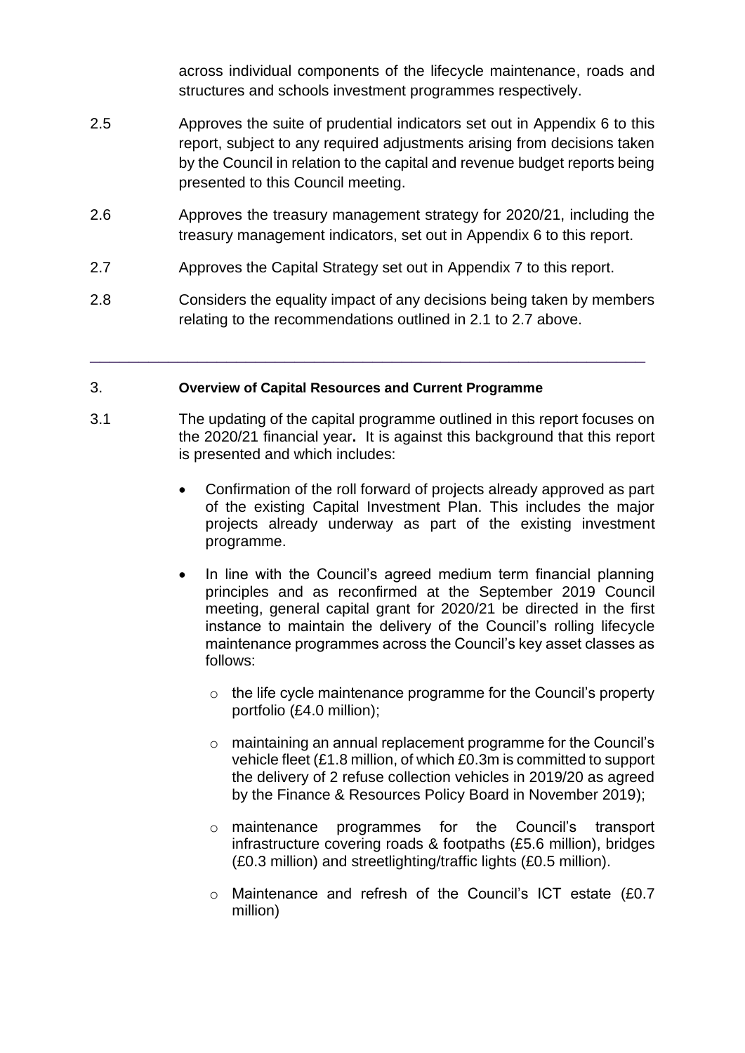across individual components of the lifecycle maintenance, roads and structures and schools investment programmes respectively.

2.5 Approves the suite of prudential indicators set out in Appendix 6 to this report, subject to any required adjustments arising from decisions taken by the Council in relation to the capital and revenue budget reports being presented to this Council meeting.

2.6 Approves the treasury management strategy for 2020/21, including the treasury management indicators, set out in Appendix 6 to this report.

2.7 Approves the Capital Strategy set out in Appendix 7 to this report.

2.8 Considers the equality impact of any decisions being taken by members relating to the recommendations outlined in 2.1 to 2.7 above.

---

3. **Overview of Capital Resources and Current Programme**

3.1 The updating of the capital programme outlined in this report focuses on the 2020/21 financial year**.** It is against this background that this report is presented and which includes:

- Confirmation of the roll forward of projects already approved as part of the existing Capital Investment Plan. This includes the major projects already underway as part of the existing investment programme.
- In line with the Council's agreed medium term financial planning principles and as reconfirmed at the September 2019 Council meeting, general capital grant for 2020/21 be directed in the first instance to maintain the delivery of the Council's rolling lifecycle maintenance programmes across the Council's key asset classes as follows:
  - the life cycle maintenance programme for the Council's property portfolio (£4.0 million);
  - maintaining an annual replacement programme for the Council's vehicle fleet (£1.8 million, of which £0.3m is committed to support the delivery of 2 refuse collection vehicles in 2019/20 as agreed by the Finance & Resources Policy Board in November 2019);
  - maintenance programmes for the Council's transport infrastructure covering roads & footpaths (£5.6 million), bridges (£0.3 million) and streetlighting/traffic lights (£0.5 million).
  - Maintenance and refresh of the Council's ICT estate (£0.7 million)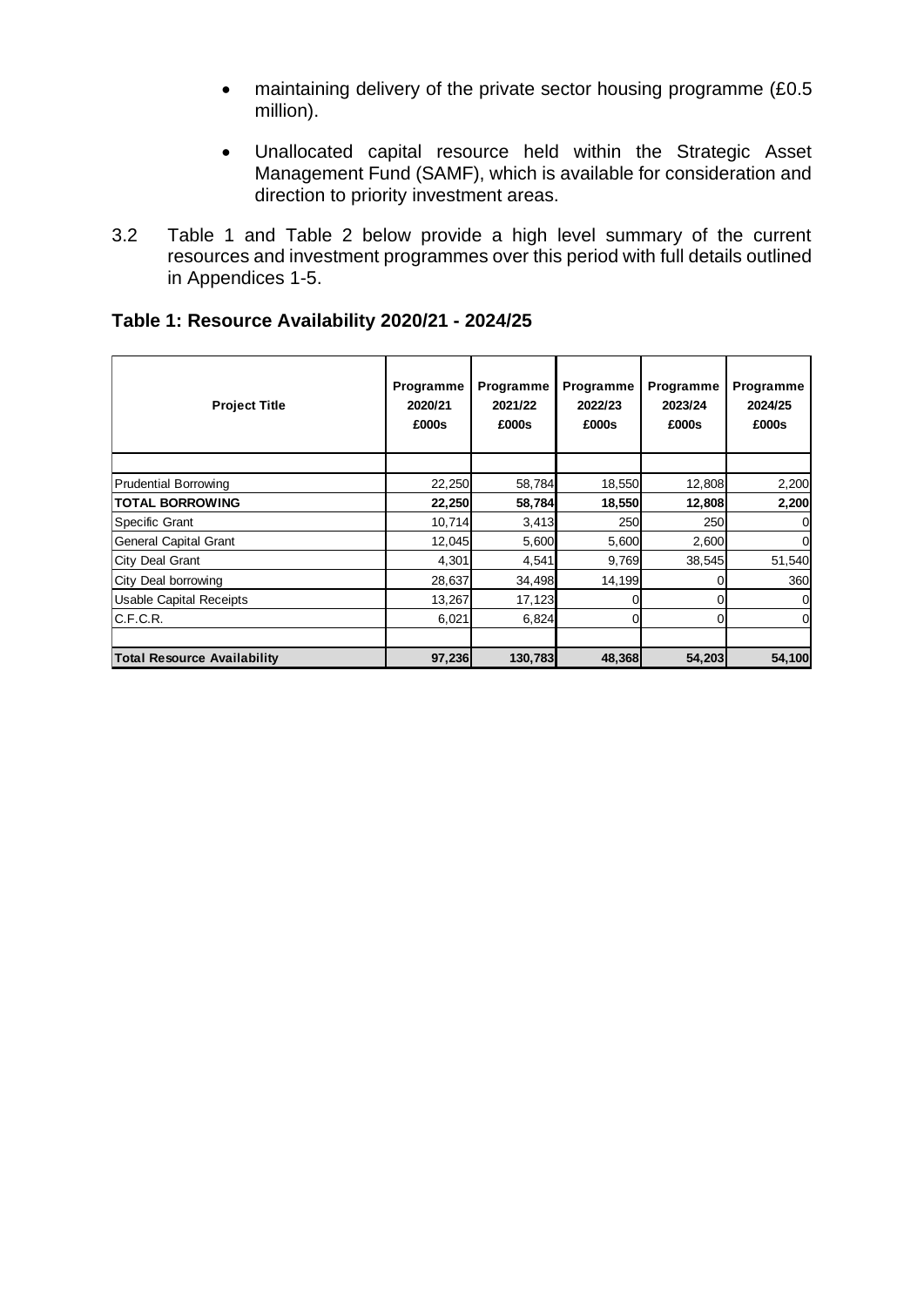- maintaining delivery of the private sector housing programme (£0.5 million).

- Unallocated capital resource held within the Strategic Asset Management Fund (SAMF), which is available for consideration and direction to priority investment areas.

3.2 Table 1 and Table 2 below provide a high level summary of the current resources and investment programmes over this period with full details outlined in Appendices 1-5.

**Table 1: Resource Availability 2020/21 - 2024/25**

| Project Title | Programme 2020/21 £000s | Programme 2021/22 £000s | Programme 2022/23 £000s | Programme 2023/24 £000s | Programme 2024/25 £000s |
|---|---|---|---|---|---|
| | | | | | |
| Prudential Borrowing | 22,250 | 58,784 | 18,550 | 12,808 | 2,200 |
| **TOTAL BORROWING** | **22,250** | **58,784** | **18,550** | **12,808** | **2,200** |
| Specific Grant | 10,714 | 3,413 | 250 | 250 | 0 |
| General Capital Grant | 12,045 | 5,600 | 5,600 | 2,600 | 0 |
| City Deal Grant | 4,301 | 4,541 | 9,769 | 38,545 | 51,540 |
| City Deal borrowing | 28,637 | 34,498 | 14,199 | 0 | 360 |
| Usable Capital Receipts | 13,267 | 17,123 | 0 | 0 | 0 |
| C.F.C.R. | 6,021 | 6,824 | 0 | 0 | 0 |
| | | | | | |
| **Total Resource Availability** | **97,236** | **130,783** | **48,368** | **54,203** | **54,100** |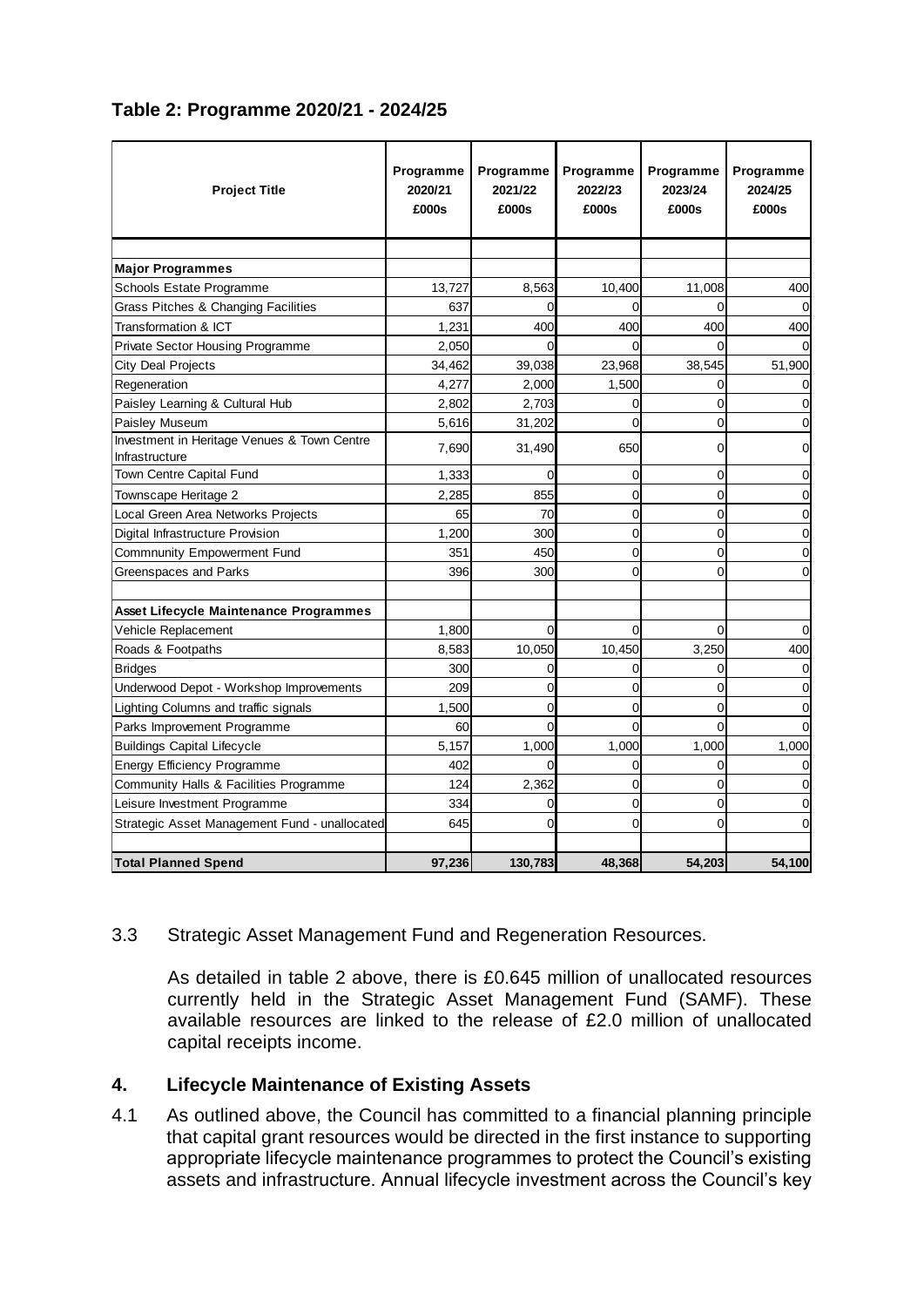**Table 2: Programme 2020/21 - 2024/25**

| Project Title | Programme 2020/21 £000s | Programme 2021/22 £000s | Programme 2022/23 £000s | Programme 2023/24 £000s | Programme 2024/25 £000s |
|---|---|---|---|---|---|
| | | | | | |
| **Major Programmes** | | | | | |
| Schools Estate Programme | 13,727 | 8,563 | 10,400 | 11,008 | 400 |
| Grass Pitches & Changing Facilities | 637 | 0 | 0 | 0 | 0 |
| Transformation & ICT | 1,231 | 400 | 400 | 400 | 400 |
| Private Sector Housing Programme | 2,050 | 0 | 0 | 0 | 0 |
| City Deal Projects | 34,462 | 39,038 | 23,968 | 38,545 | 51,900 |
| Regeneration | 4,277 | 2,000 | 1,500 | 0 | 0 |
| Paisley Learning & Cultural Hub | 2,802 | 2,703 | 0 | 0 | 0 |
| Paisley Museum | 5,616 | 31,202 | 0 | 0 | 0 |
| Investment in Heritage Venues & Town Centre Infrastructure | 7,690 | 31,490 | 650 | 0 | 0 |
| Town Centre Capital Fund | 1,333 | 0 | 0 | 0 | 0 |
| Townscape Heritage 2 | 2,285 | 855 | 0 | 0 | 0 |
| Local Green Area Networks Projects | 65 | 70 | 0 | 0 | 0 |
| Digital Infrastructure Provision | 1,200 | 300 | 0 | 0 | 0 |
| Commnunity Empowerment Fund | 351 | 450 | 0 | 0 | 0 |
| Greenspaces and Parks | 396 | 300 | 0 | 0 | 0 |
| | | | | | |
| **Asset Lifecycle Maintenance Programmes** | | | | | |
| Vehicle Replacement | 1,800 | 0 | 0 | 0 | 0 |
| Roads & Footpaths | 8,583 | 10,050 | 10,450 | 3,250 | 400 |
| Bridges | 300 | 0 | 0 | 0 | 0 |
| Underwood Depot - Workshop Improvements | 209 | 0 | 0 | 0 | 0 |
| Lighting Columns and traffic signals | 1,500 | 0 | 0 | 0 | 0 |
| Parks Improvement Programme | 60 | 0 | 0 | 0 | 0 |
| Buildings Capital Lifecycle | 5,157 | 1,000 | 1,000 | 1,000 | 1,000 |
| Energy Efficiency Programme | 402 | 0 | 0 | 0 | 0 |
| Community Halls & Facilities Programme | 124 | 2,362 | 0 | 0 | 0 |
| Leisure Investment Programme | 334 | 0 | 0 | 0 | 0 |
| Strategic Asset Management Fund - unallocated | 645 | 0 | 0 | 0 | 0 |
| | | | | | |
| **Total Planned Spend** | **97,236** | **130,783** | **48,368** | **54,203** | **54,100** |

3.3 Strategic Asset Management Fund and Regeneration Resources.

As detailed in table 2 above, there is £0.645 million of unallocated resources currently held in the Strategic Asset Management Fund (SAMF). These available resources are linked to the release of £2.0 million of unallocated capital receipts income.

## 4. Lifecycle Maintenance of Existing Assets

4.1 As outlined above, the Council has committed to a financial planning principle that capital grant resources would be directed in the first instance to supporting appropriate lifecycle maintenance programmes to protect the Council's existing assets and infrastructure. Annual lifecycle investment across the Council's key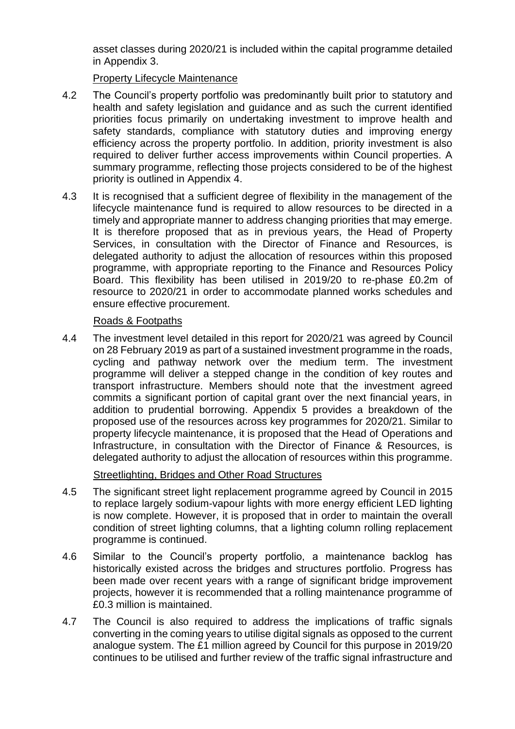asset classes during 2020/21 is included within the capital programme detailed in Appendix 3.

Property Lifecycle Maintenance

4.2 The Council's property portfolio was predominantly built prior to statutory and health and safety legislation and guidance and as such the current identified priorities focus primarily on undertaking investment to improve health and safety standards, compliance with statutory duties and improving energy efficiency across the property portfolio. In addition, priority investment is also required to deliver further access improvements within Council properties. A summary programme, reflecting those projects considered to be of the highest priority is outlined in Appendix 4.

4.3 It is recognised that a sufficient degree of flexibility in the management of the lifecycle maintenance fund is required to allow resources to be directed in a timely and appropriate manner to address changing priorities that may emerge. It is therefore proposed that as in previous years, the Head of Property Services, in consultation with the Director of Finance and Resources, is delegated authority to adjust the allocation of resources within this proposed programme, with appropriate reporting to the Finance and Resources Policy Board. This flexibility has been utilised in 2019/20 to re-phase £0.2m of resource to 2020/21 in order to accommodate planned works schedules and ensure effective procurement.

Roads & Footpaths

4.4 The investment level detailed in this report for 2020/21 was agreed by Council on 28 February 2019 as part of a sustained investment programme in the roads, cycling and pathway network over the medium term. The investment programme will deliver a stepped change in the condition of key routes and transport infrastructure. Members should note that the investment agreed commits a significant portion of capital grant over the next financial years, in addition to prudential borrowing. Appendix 5 provides a breakdown of the proposed use of the resources across key programmes for 2020/21. Similar to property lifecycle maintenance, it is proposed that the Head of Operations and Infrastructure, in consultation with the Director of Finance & Resources, is delegated authority to adjust the allocation of resources within this programme.

Streetlighting, Bridges and Other Road Structures

4.5 The significant street light replacement programme agreed by Council in 2015 to replace largely sodium-vapour lights with more energy efficient LED lighting is now complete. However, it is proposed that in order to maintain the overall condition of street lighting columns, that a lighting column rolling replacement programme is continued.

4.6 Similar to the Council's property portfolio, a maintenance backlog has historically existed across the bridges and structures portfolio. Progress has been made over recent years with a range of significant bridge improvement projects, however it is recommended that a rolling maintenance programme of £0.3 million is maintained.

4.7 The Council is also required to address the implications of traffic signals converting in the coming years to utilise digital signals as opposed to the current analogue system. The £1 million agreed by Council for this purpose in 2019/20 continues to be utilised and further review of the traffic signal infrastructure and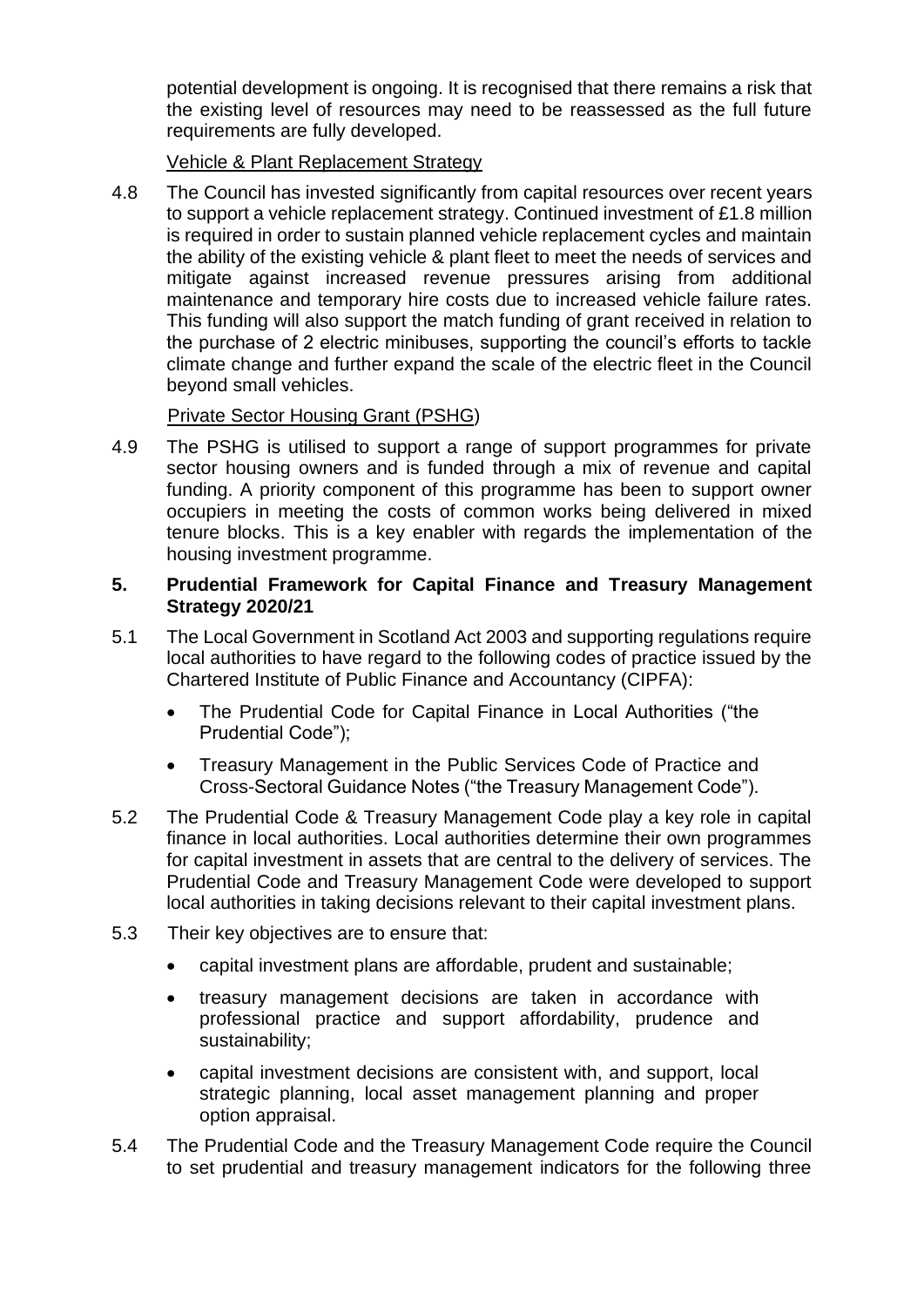potential development is ongoing. It is recognised that there remains a risk that the existing level of resources may need to be reassessed as the full future requirements are fully developed.

Vehicle & Plant Replacement Strategy

4.8 The Council has invested significantly from capital resources over recent years to support a vehicle replacement strategy. Continued investment of £1.8 million is required in order to sustain planned vehicle replacement cycles and maintain the ability of the existing vehicle & plant fleet to meet the needs of services and mitigate against increased revenue pressures arising from additional maintenance and temporary hire costs due to increased vehicle failure rates. This funding will also support the match funding of grant received in relation to the purchase of 2 electric minibuses, supporting the council's efforts to tackle climate change and further expand the scale of the electric fleet in the Council beyond small vehicles.

Private Sector Housing Grant (PSHG)

4.9 The PSHG is utilised to support a range of support programmes for private sector housing owners and is funded through a mix of revenue and capital funding. A priority component of this programme has been to support owner occupiers in meeting the costs of common works being delivered in mixed tenure blocks. This is a key enabler with regards the implementation of the housing investment programme.

## 5. Prudential Framework for Capital Finance and Treasury Management Strategy 2020/21

5.1 The Local Government in Scotland Act 2003 and supporting regulations require local authorities to have regard to the following codes of practice issued by the Chartered Institute of Public Finance and Accountancy (CIPFA):

- The Prudential Code for Capital Finance in Local Authorities ("the Prudential Code");
- Treasury Management in the Public Services Code of Practice and Cross-Sectoral Guidance Notes ("the Treasury Management Code").

5.2 The Prudential Code & Treasury Management Code play a key role in capital finance in local authorities. Local authorities determine their own programmes for capital investment in assets that are central to the delivery of services. The Prudential Code and Treasury Management Code were developed to support local authorities in taking decisions relevant to their capital investment plans.

5.3 Their key objectives are to ensure that:

- capital investment plans are affordable, prudent and sustainable;
- treasury management decisions are taken in accordance with professional practice and support affordability, prudence and sustainability;
- capital investment decisions are consistent with, and support, local strategic planning, local asset management planning and proper option appraisal.

5.4 The Prudential Code and the Treasury Management Code require the Council to set prudential and treasury management indicators for the following three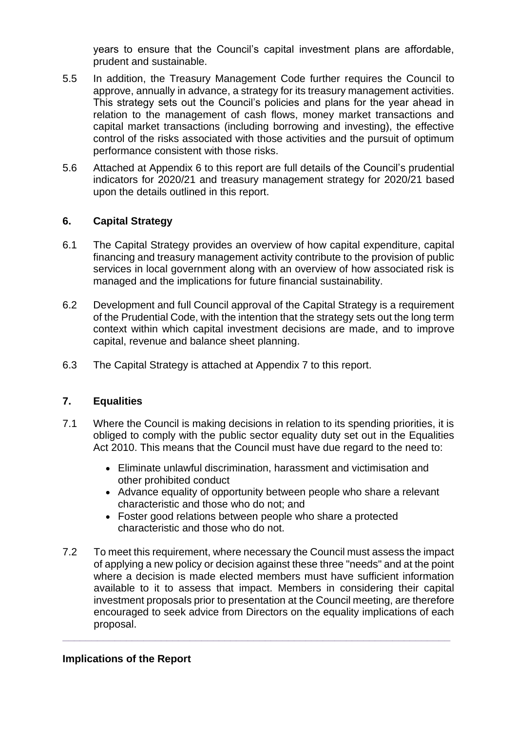years to ensure that the Council's capital investment plans are affordable, prudent and sustainable.

5.5 In addition, the Treasury Management Code further requires the Council to approve, annually in advance, a strategy for its treasury management activities. This strategy sets out the Council's policies and plans for the year ahead in relation to the management of cash flows, money market transactions and capital market transactions (including borrowing and investing), the effective control of the risks associated with those activities and the pursuit of optimum performance consistent with those risks.

5.6 Attached at Appendix 6 to this report are full details of the Council's prudential indicators for 2020/21 and treasury management strategy for 2020/21 based upon the details outlined in this report.

## 6. Capital Strategy

6.1 The Capital Strategy provides an overview of how capital expenditure, capital financing and treasury management activity contribute to the provision of public services in local government along with an overview of how associated risk is managed and the implications for future financial sustainability.

6.2 Development and full Council approval of the Capital Strategy is a requirement of the Prudential Code, with the intention that the strategy sets out the long term context within which capital investment decisions are made, and to improve capital, revenue and balance sheet planning.

6.3 The Capital Strategy is attached at Appendix 7 to this report.

## 7. Equalities

7.1 Where the Council is making decisions in relation to its spending priorities, it is obliged to comply with the public sector equality duty set out in the Equalities Act 2010. This means that the Council must have due regard to the need to:

- Eliminate unlawful discrimination, harassment and victimisation and other prohibited conduct
- Advance equality of opportunity between people who share a relevant characteristic and those who do not; and
- Foster good relations between people who share a protected characteristic and those who do not.

7.2 To meet this requirement, where necessary the Council must assess the impact of applying a new policy or decision against these three "needs" and at the point where a decision is made elected members must have sufficient information available to it to assess that impact. Members in considering their capital investment proposals prior to presentation at the Council meeting, are therefore encouraged to seek advice from Directors on the equality implications of each proposal.

---

**Implications of the Report**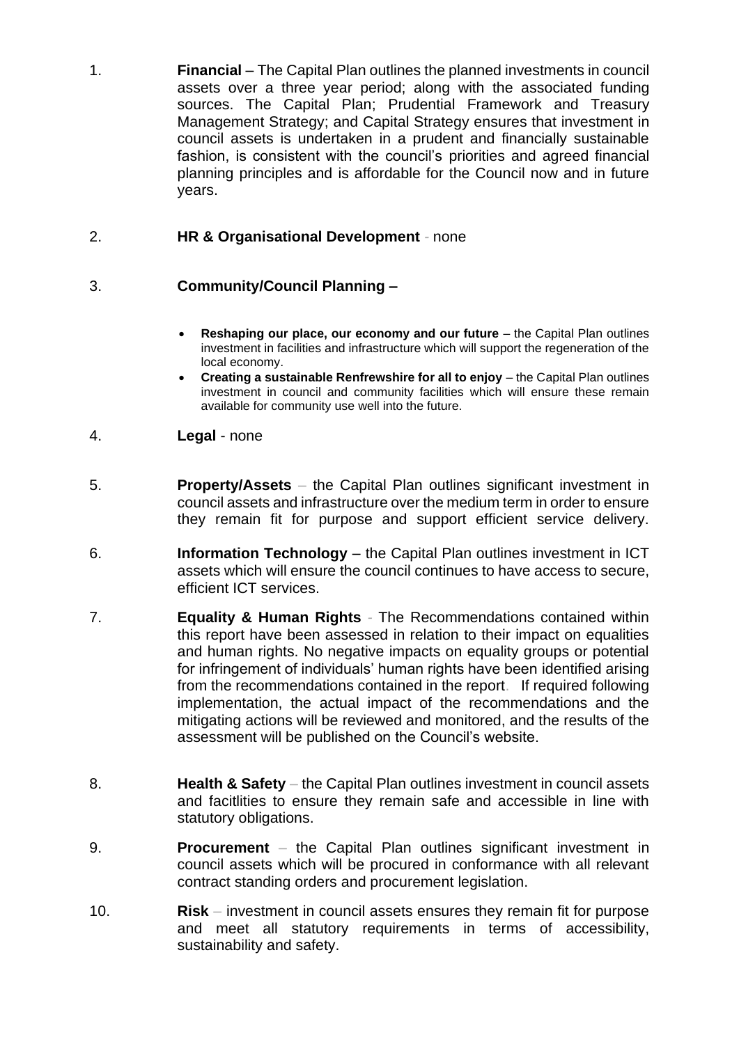1. **Financial** – The Capital Plan outlines the planned investments in council assets over a three year period; along with the associated funding sources. The Capital Plan; Prudential Framework and Treasury Management Strategy; and Capital Strategy ensures that investment in council assets is undertaken in a prudent and financially sustainable fashion, is consistent with the council's priorities and agreed financial planning principles and is affordable for the Council now and in future years.

2. **HR & Organisational Development** - none

3. **Community/Council Planning –**

   - **Reshaping our place, our economy and our future** – the Capital Plan outlines investment in facilities and infrastructure which will support the regeneration of the local economy.
   - **Creating a sustainable Renfrewshire for all to enjoy** – the Capital Plan outlines investment in council and community facilities which will ensure these remain available for community use well into the future.

4. **Legal** - none

5. **Property/Assets** – the Capital Plan outlines significant investment in council assets and infrastructure over the medium term in order to ensure they remain fit for purpose and support efficient service delivery.

6. **Information Technology** – the Capital Plan outlines investment in ICT assets which will ensure the council continues to have access to secure, efficient ICT services.

7. **Equality & Human Rights** - The Recommendations contained within this report have been assessed in relation to their impact on equalities and human rights. No negative impacts on equality groups or potential for infringement of individuals' human rights have been identified arising from the recommendations contained in the report. If required following implementation, the actual impact of the recommendations and the mitigating actions will be reviewed and monitored, and the results of the assessment will be published on the Council's website.

8. **Health & Safety** – the Capital Plan outlines investment in council assets and facitlities to ensure they remain safe and accessible in line with statutory obligations.

9. **Procurement** – the Capital Plan outlines significant investment in council assets which will be procured in conformance with all relevant contract standing orders and procurement legislation.

10. **Risk** – investment in council assets ensures they remain fit for purpose and meet all statutory requirements in terms of accessibility, sustainability and safety.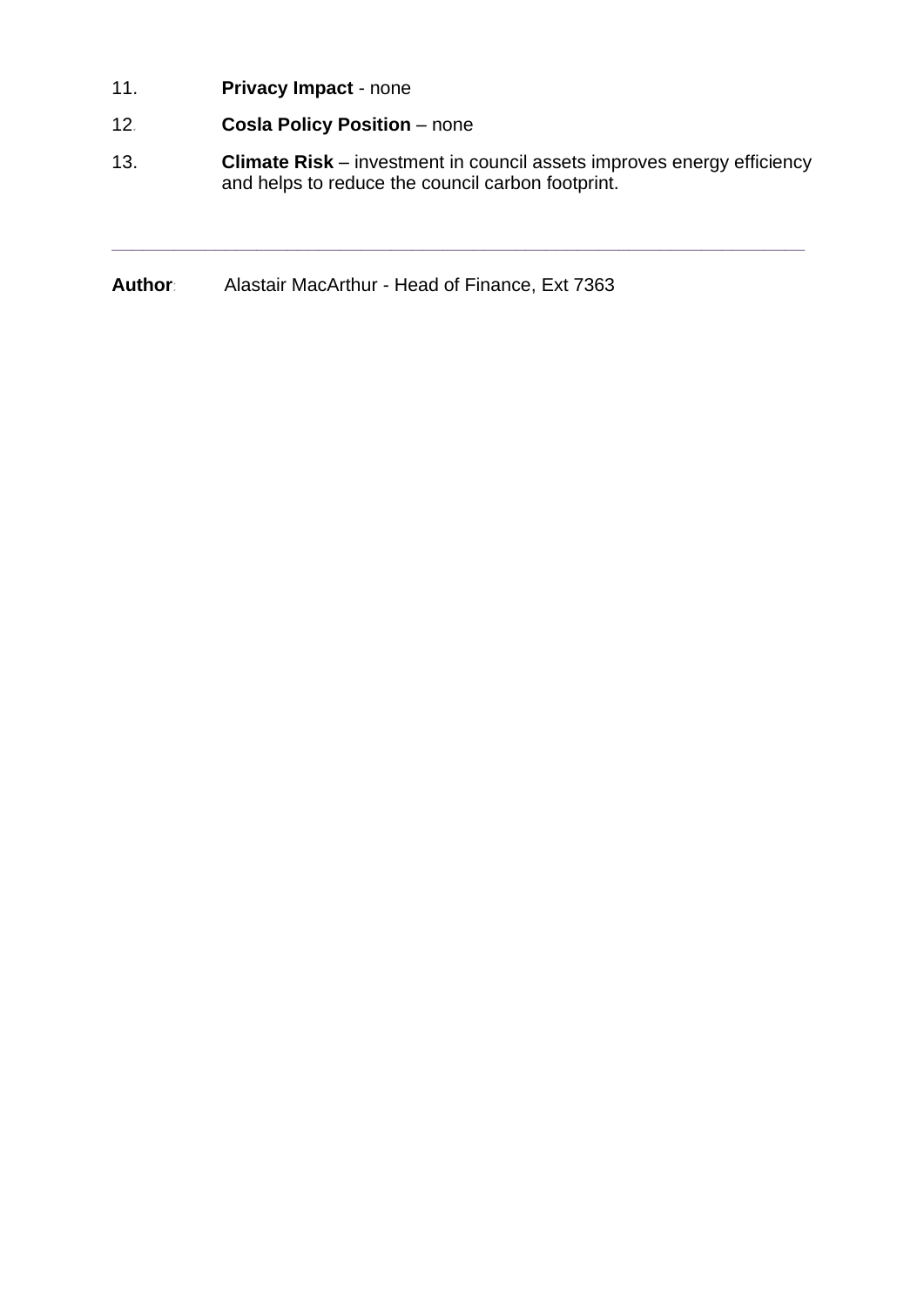11. **Privacy Impact** - none

12. **Cosla Policy Position** – none

13. **Climate Risk** – investment in council assets improves energy efficiency and helps to reduce the council carbon footprint.

---

**Author**: Alastair MacArthur - Head of Finance, Ext 7363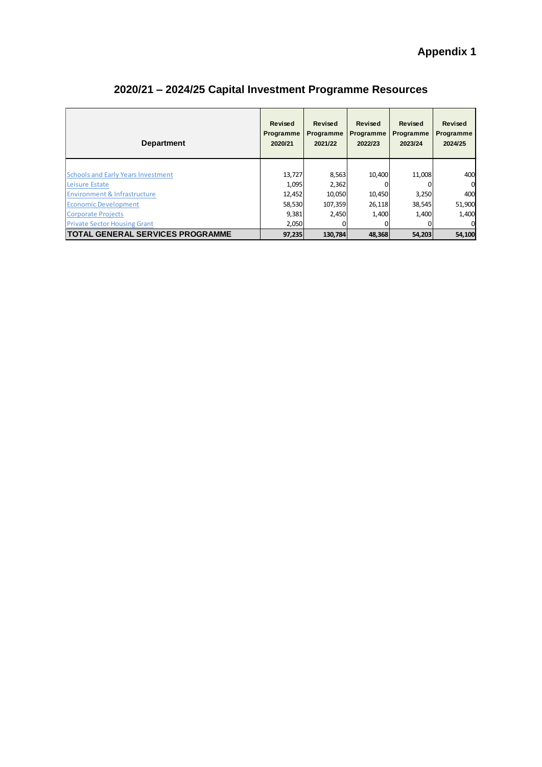**Appendix 1**

## 2020/21 – 2024/25 Capital Investment Programme Resources

| Department | Revised Programme 2020/21 | Revised Programme 2021/22 | Revised Programme 2022/23 | Revised Programme 2023/24 | Revised Programme 2024/25 |
|---|---|---|---|---|---|
| Schools and Early Years Investment | 13,727 | 8,563 | 10,400 | 11,008 | 400 |
| Leisure Estate | 1,095 | 2,362 | 0 | 0 | 0 |
| Environment & Infrastructure | 12,452 | 10,050 | 10,450 | 3,250 | 400 |
| Economic Development | 58,530 | 107,359 | 26,118 | 38,545 | 51,900 |
| Corporate Projects | 9,381 | 2,450 | 1,400 | 1,400 | 1,400 |
| Private Sector Housing Grant | 2,050 | 0 | 0 | 0 | 0 |
| **TOTAL GENERAL SERVICES PROGRAMME** | **97,235** | **130,784** | **48,368** | **54,203** | **54,100** |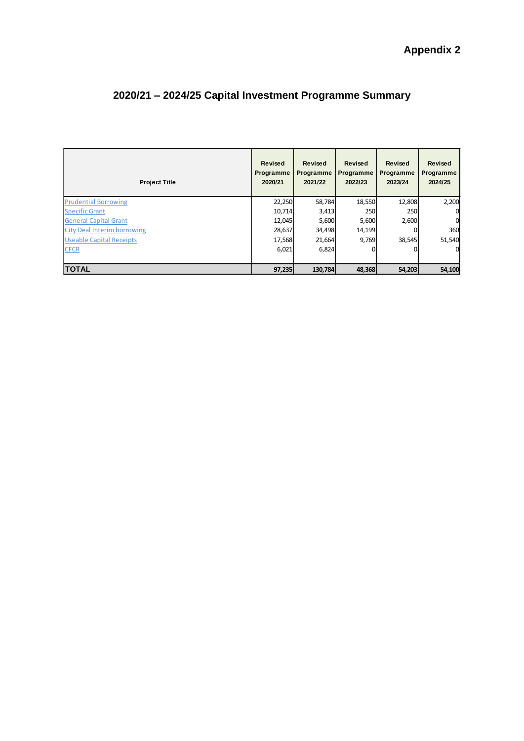# Appendix 2

## 2020/21 – 2024/25 Capital Investment Programme Summary

| Project Title | Revised Programme 2020/21 | Revised Programme 2021/22 | Revised Programme 2022/23 | Revised Programme 2023/24 | Revised Programme 2024/25 |
|---|---|---|---|---|---|
| Prudential Borrowing | 22,250 | 58,784 | 18,550 | 12,808 | 2,200 |
| Specific Grant | 10,714 | 3,413 | 250 | 250 | 0 |
| General Capital Grant | 12,045 | 5,600 | 5,600 | 2,600 | 0 |
| City Deal Interim borrowing | 28,637 | 34,498 | 14,199 | 0 | 360 |
| Useable Capital Receipts | 17,568 | 21,664 | 9,769 | 38,545 | 51,540 |
| CFCR | 6,021 | 6,824 | 0 | 0 | 0 |
| **TOTAL** | **97,235** | **130,784** | **48,368** | **54,203** | **54,100** |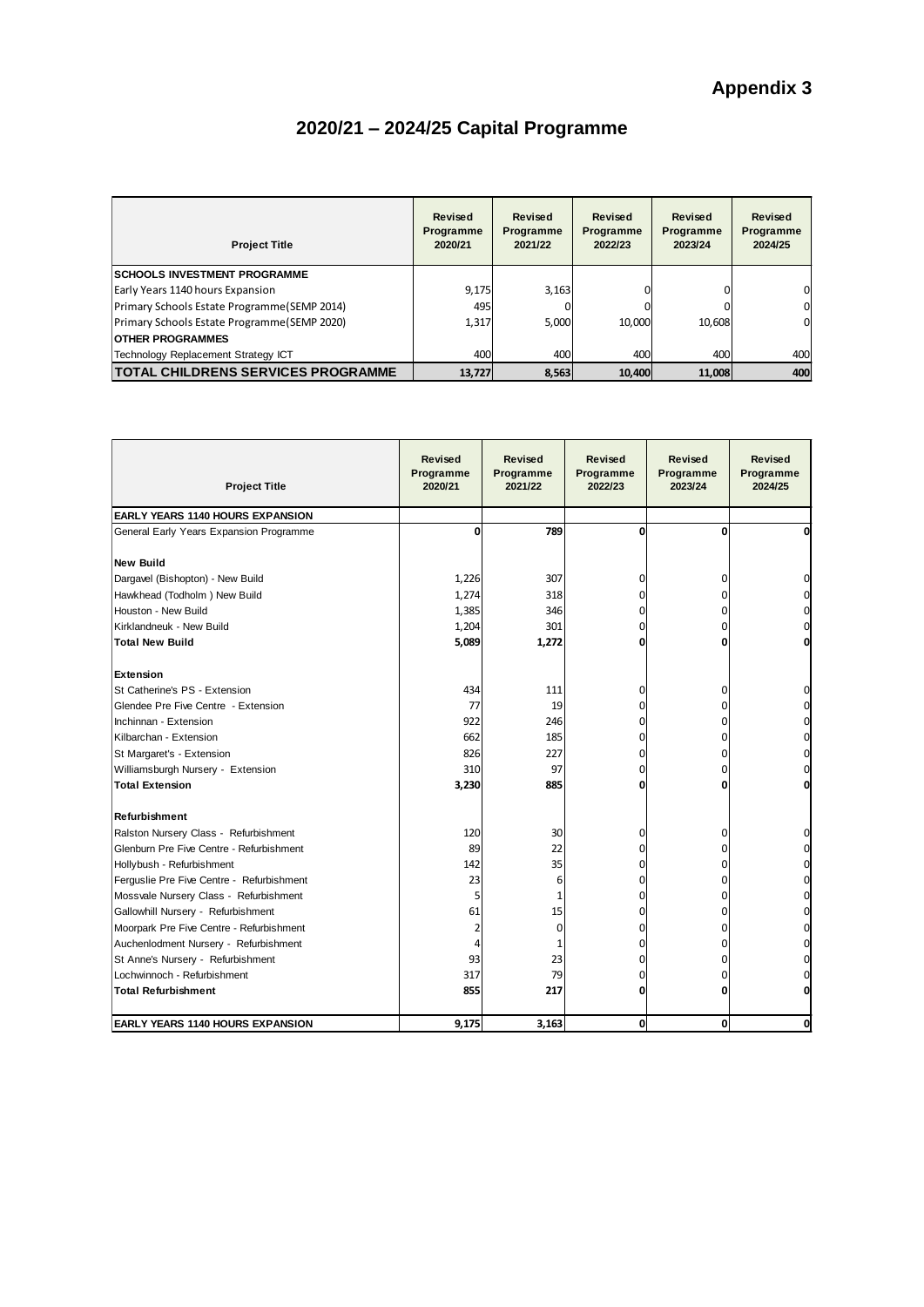# Appendix 3

## 2020/21 – 2024/25 Capital Programme

| Project Title | Revised Programme 2020/21 | Revised Programme 2021/22 | Revised Programme 2022/23 | Revised Programme 2023/24 | Revised Programme 2024/25 |
|---|---|---|---|---|---|
| **SCHOOLS INVESTMENT PROGRAMME** | | | | | |
| Early Years 1140 hours Expansion | 9,175 | 3,163 | 0 | 0 | 0 |
| Primary Schools Estate Programme(SEMP 2014) | 495 | 0 | 0 | 0 | 0 |
| Primary Schools Estate Programme(SEMP 2020) | 1,317 | 5,000 | 10,000 | 10,608 | 0 |
| **OTHER PROGRAMMES** | | | | | |
| Technology Replacement Strategy ICT | 400 | 400 | 400 | 400 | 400 |
| **TOTAL CHILDRENS SERVICES PROGRAMME** | **13,727** | **8,563** | **10,400** | **11,008** | **400** |

| Project Title | Revised Programme 2020/21 | Revised Programme 2021/22 | Revised Programme 2022/23 | Revised Programme 2023/24 | Revised Programme 2024/25 |
|---|---|---|---|---|---|
| **EARLY YEARS 1140 HOURS EXPANSION** | | | | | |
| General Early Years Expansion Programme | **0** | **789** | **0** | **0** | **0** |
| | | | | | |
| **New Build** | | | | | |
| Dargavel (Bishopton) - New Build | 1,226 | 307 | 0 | 0 | 0 |
| Hawkhead (Todholm ) New Build | 1,274 | 318 | 0 | 0 | 0 |
| Houston - New Build | 1,385 | 346 | 0 | 0 | 0 |
| Kirklandneuk - New Build | 1,204 | 301 | 0 | 0 | 0 |
| **Total New Build** | **5,089** | **1,272** | **0** | **0** | **0** |
| | | | | | |
| **Extension** | | | | | |
| St Catherine's PS - Extension | 434 | 111 | 0 | 0 | 0 |
| Glendee Pre Five Centre - Extension | 77 | 19 | 0 | 0 | 0 |
| Inchinnan - Extension | 922 | 246 | 0 | 0 | 0 |
| Kilbarchan - Extension | 662 | 185 | 0 | 0 | 0 |
| St Margaret's - Extension | 826 | 227 | 0 | 0 | 0 |
| Williamsburgh Nursery - Extension | 310 | 97 | 0 | 0 | 0 |
| **Total Extension** | **3,230** | **885** | **0** | **0** | **0** |
| | | | | | |
| **Refurbishment** | | | | | |
| Ralston Nursery Class - Refurbishment | 120 | 30 | 0 | 0 | 0 |
| Glenburn Pre Five Centre - Refurbishment | 89 | 22 | 0 | 0 | 0 |
| Hollybush - Refurbishment | 142 | 35 | 0 | 0 | 0 |
| Ferguslie Pre Five Centre - Refurbishment | 23 | 6 | 0 | 0 | 0 |
| Mossvale Nursery Class - Refurbishment | 5 | 1 | 0 | 0 | 0 |
| Gallowhill Nursery - Refurbishment | 61 | 15 | 0 | 0 | 0 |
| Moorpark Pre Five Centre - Refurbishment | 2 | 0 | 0 | 0 | 0 |
| Auchenlodment Nursery - Refurbishment | 4 | 1 | 0 | 0 | 0 |
| St Anne's Nursery - Refurbishment | 93 | 23 | 0 | 0 | 0 |
| Lochwinnoch - Refurbishment | 317 | 79 | 0 | 0 | 0 |
| **Total Refurbishment** | **855** | **217** | **0** | **0** | **0** |
| | | | | | |
| **EARLY YEARS 1140 HOURS EXPANSION** | **9,175** | **3,163** | **0** | **0** | **0** |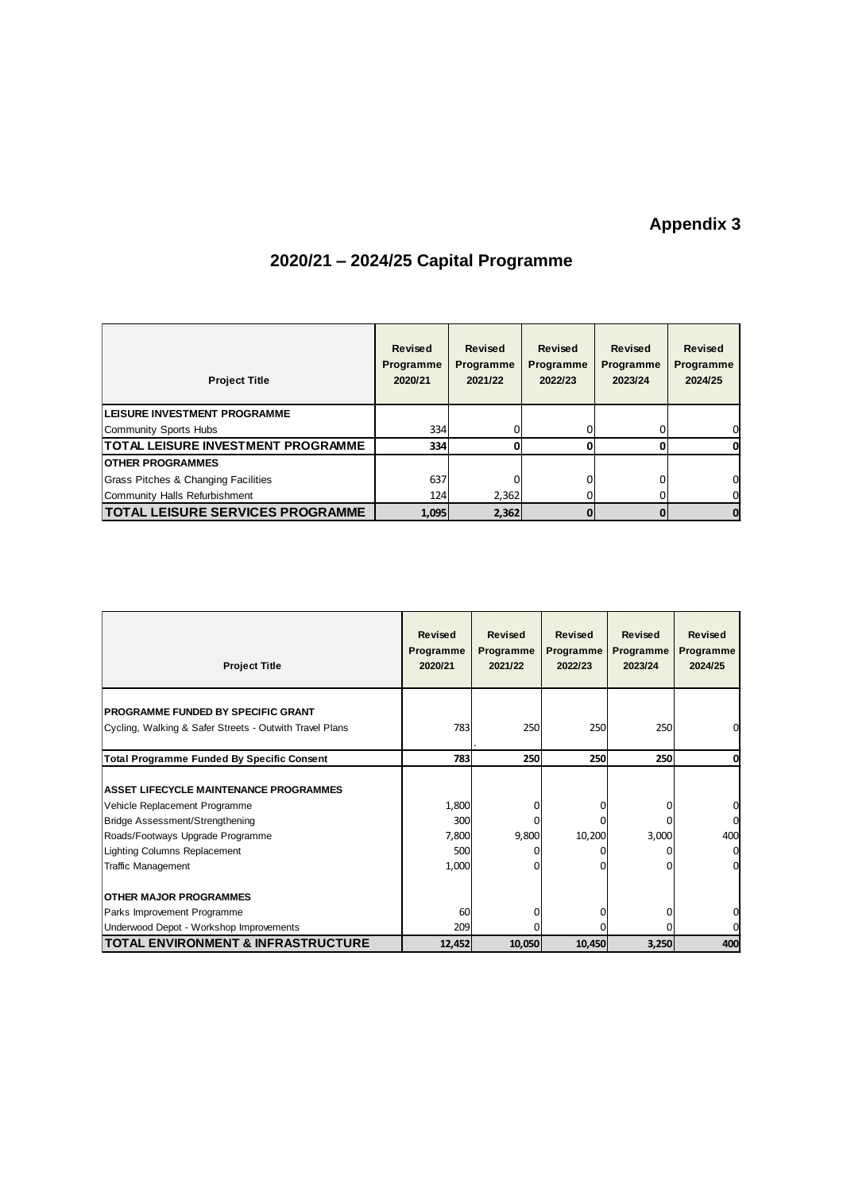# Appendix 3

## 2020/21 – 2024/25 Capital Programme

| Project Title | Revised Programme 2020/21 | Revised Programme 2021/22 | Revised Programme 2022/23 | Revised Programme 2023/24 | Revised Programme 2024/25 |
|---|---|---|---|---|---|
| **LEISURE INVESTMENT PROGRAMME** | | | | | |
| Community Sports Hubs | 334 | 0 | 0 | 0 | 0 |
| **TOTAL LEISURE INVESTMENT PROGRAMME** | **334** | **0** | **0** | **0** | **0** |
| **OTHER PROGRAMMES** | | | | | |
| Grass Pitches & Changing Facilities | 637 | 0 | 0 | 0 | 0 |
| Community Halls Refurbishment | 124 | 2,362 | 0 | 0 | 0 |
| **TOTAL LEISURE SERVICES PROGRAMME** | **1,095** | **2,362** | **0** | **0** | **0** |

| Project Title | Revised Programme 2020/21 | Revised Programme 2021/22 | Revised Programme 2022/23 | Revised Programme 2023/24 | Revised Programme 2024/25 |
|---|---|---|---|---|---|
| **PROGRAMME FUNDED BY SPECIFIC GRANT** | | | | | |
| Cycling, Walking & Safer Streets - Outwith Travel Plans | 783 | 250 | 250 | 250 | 0 |
| **Total Programme Funded By Specific Consent** | **783** | **250** | **250** | **250** | **0** |
| **ASSET LIFECYCLE MAINTENANCE PROGRAMMES** | | | | | |
| Vehicle Replacement Programme | 1,800 | 0 | 0 | 0 | 0 |
| Bridge Assessment/Strengthening | 300 | 0 | 0 | 0 | 0 |
| Roads/Footways Upgrade Programme | 7,800 | 9,800 | 10,200 | 3,000 | 400 |
| Lighting Columns Replacement | 500 | 0 | 0 | 0 | 0 |
| Traffic Management | 1,000 | 0 | 0 | 0 | 0 |
| **OTHER MAJOR PROGRAMMES** | | | | | |
| Parks Improvement Programme | 60 | 0 | 0 | 0 | 0 |
| Underwood Depot - Workshop Improvements | 209 | 0 | 0 | 0 | 0 |
| **TOTAL ENVIRONMENT & INFRASTRUCTURE** | **12,452** | **10,050** | **10,450** | **3,250** | **400** |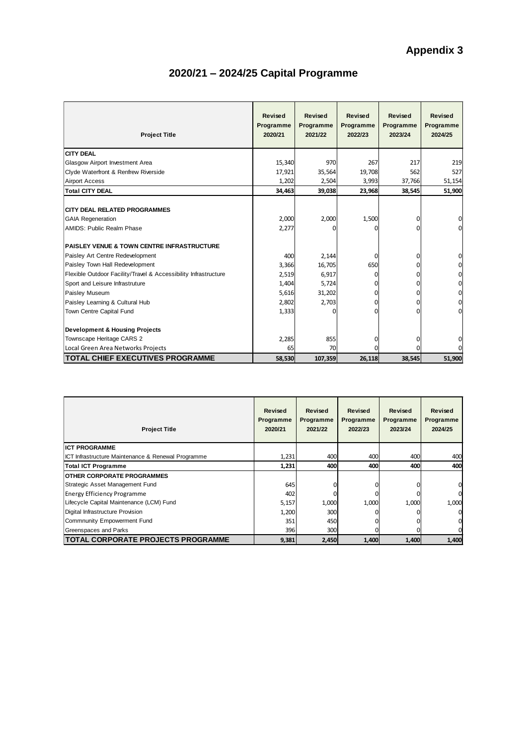**Appendix 3**

# 2020/21 – 2024/25 Capital Programme

| Project Title | Revised Programme 2020/21 | Revised Programme 2021/22 | Revised Programme 2022/23 | Revised Programme 2023/24 | Revised Programme 2024/25 |
|---|---|---|---|---|---|
| **CITY DEAL** | | | | | |
| Glasgow Airport Investment Area | 15,340 | 970 | 267 | 217 | 219 |
| Clyde Waterfront & Renfrew Riverside | 17,921 | 35,564 | 19,708 | 562 | 527 |
| Airport Access | 1,202 | 2,504 | 3,993 | 37,766 | 51,154 |
| **Total CITY DEAL** | **34,463** | **39,038** | **23,968** | **38,545** | **51,900** |
| | | | | | |
| **CITY DEAL RELATED PROGRAMMES** | | | | | |
| GAIA Regeneration | 2,000 | 2,000 | 1,500 | 0 | 0 |
| AMIDS: Public Realm Phase | 2,277 | 0 | 0 | 0 | 0 |
| | | | | | |
| **PAISLEY VENUE & TOWN CENTRE INFRASTRUCTURE** | | | | | |
| Paisley Art Centre Redevelopment | 400 | 2,144 | 0 | 0 | 0 |
| Paisley Town Hall Redevelopment | 3,366 | 16,705 | 650 | 0 | 0 |
| Flexible Outdoor Facility/Travel & Accessibility Infrastructure | 2,519 | 6,917 | 0 | 0 | 0 |
| Sport and Leisure Infrastruture | 1,404 | 5,724 | 0 | 0 | 0 |
| Paisley Museum | 5,616 | 31,202 | 0 | 0 | 0 |
| Paisley Learning & Cultural Hub | 2,802 | 2,703 | 0 | 0 | 0 |
| Town Centre Capital Fund | 1,333 | 0 | 0 | 0 | 0 |
| | | | | | |
| **Development & Housing Projects** | | | | | |
| Townscape Heritage CARS 2 | 2,285 | 855 | 0 | 0 | 0 |
| Local Green Area Networks Projects | 65 | 70 | 0 | 0 | 0 |
| **TOTAL CHIEF EXECUTIVES PROGRAMME** | **58,530** | **107,359** | **26,118** | **38,545** | **51,900** |

| Project Title | Revised Programme 2020/21 | Revised Programme 2021/22 | Revised Programme 2022/23 | Revised Programme 2023/24 | Revised Programme 2024/25 |
|---|---|---|---|---|---|
| **ICT PROGRAMME** | | | | | |
| ICT Infrastructure Maintenance & Renewal Programme | 1,231 | 400 | 400 | 400 | 400 |
| **Total ICT Programme** | **1,231** | **400** | **400** | **400** | **400** |
| **OTHER CORPORATE PROGRAMMES** | | | | | |
| Strategic Asset Management Fund | 645 | 0 | 0 | 0 | 0 |
| Energy Efficiency Programme | 402 | 0 | 0 | 0 | 0 |
| Lifecycle Capital Maintenance (LCM) Fund | 5,157 | 1,000 | 1,000 | 1,000 | 1,000 |
| Digital Infrastructure Provision | 1,200 | 300 | 0 | 0 | 0 |
| Commnunity Empowerment Fund | 351 | 450 | 0 | 0 | 0 |
| Greenspaces and Parks | 396 | 300 | 0 | 0 | 0 |
| **TOTAL CORPORATE PROJECTS PROGRAMME** | **9,381** | **2,450** | **1,400** | **1,400** | **1,400** |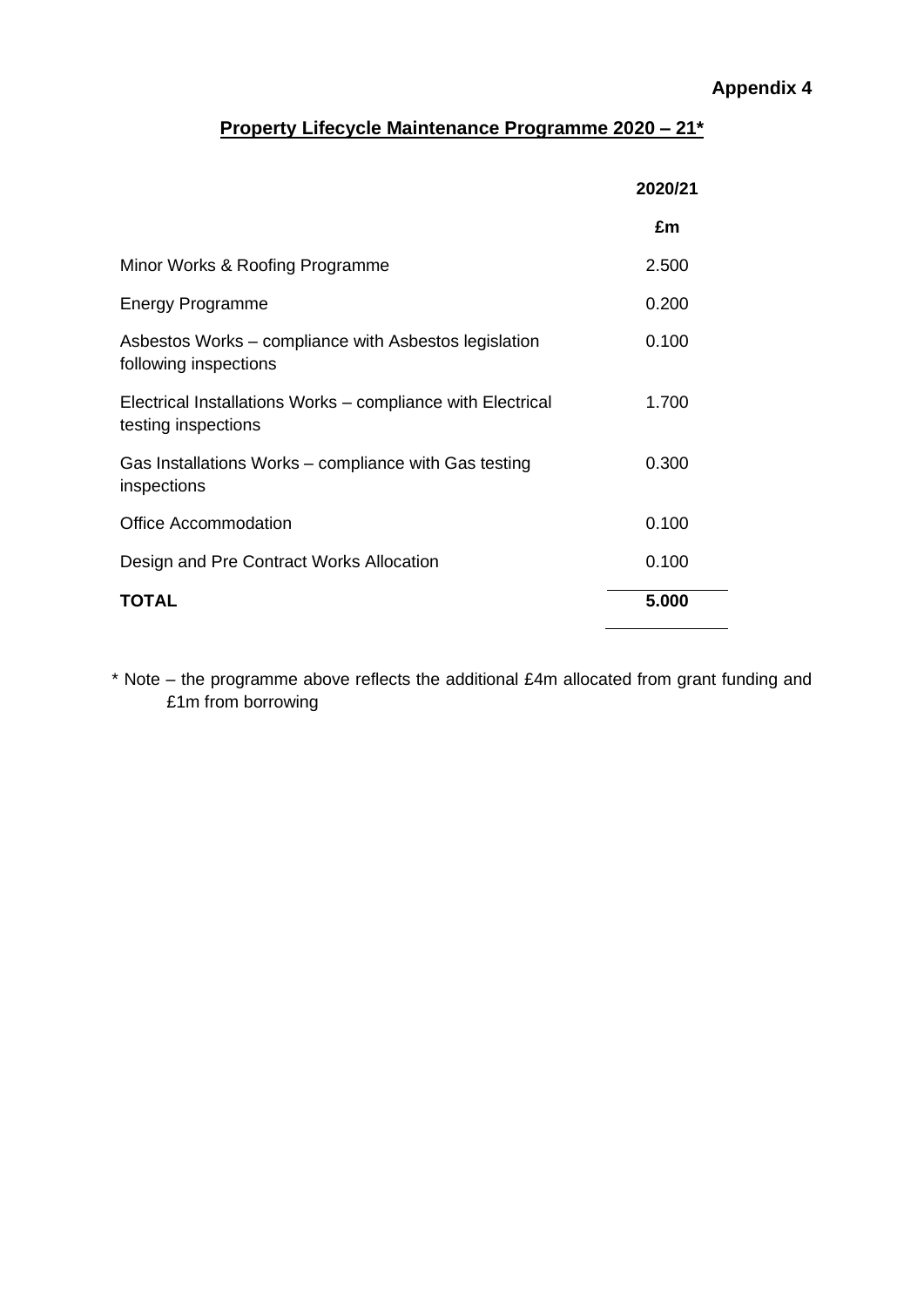**Appendix 4**

## Property Lifecycle Maintenance Programme 2020 – 21*

| | 2020/21 |
|---|---|
| | £m |
| Minor Works & Roofing Programme | 2.500 |
| Energy Programme | 0.200 |
| Asbestos Works – compliance with Asbestos legislation following inspections | 0.100 |
| Electrical Installations Works – compliance with Electrical testing inspections | 1.700 |
| Gas Installations Works – compliance with Gas testing inspections | 0.300 |
| Office Accommodation | 0.100 |
| Design and Pre Contract Works Allocation | 0.100 |
| **TOTAL** | **5.000** |

* Note – the programme above reflects the additional £4m allocated from grant funding and £1m from borrowing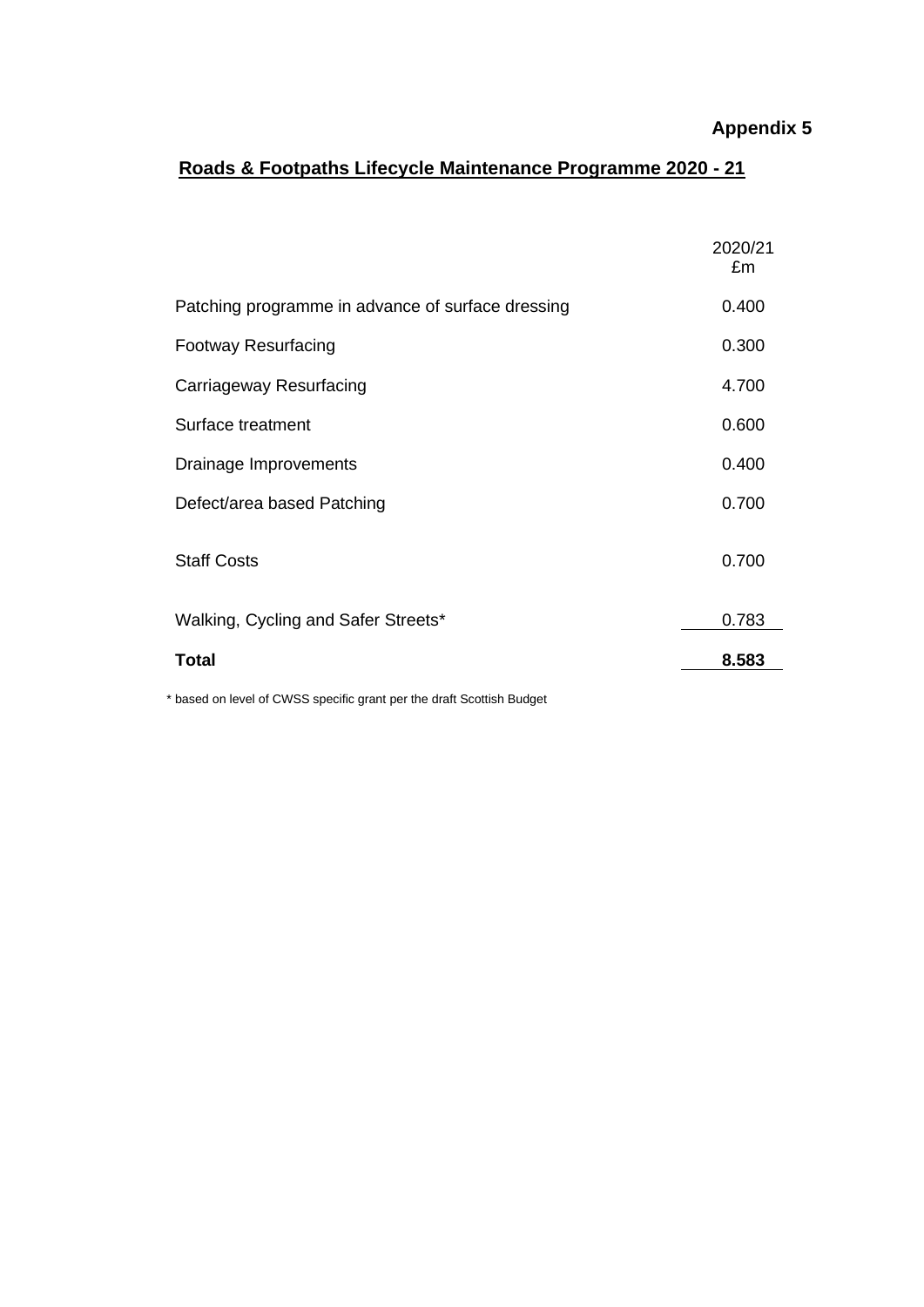**Appendix 5**

## Roads & Footpaths Lifecycle Maintenance Programme 2020 - 21

| | 2020/21 £m |
|---|---|
| Patching programme in advance of surface dressing | 0.400 |
| Footway Resurfacing | 0.300 |
| Carriageway Resurfacing | 4.700 |
| Surface treatment | 0.600 |
| Drainage Improvements | 0.400 |
| Defect/area based Patching | 0.700 |
| Staff Costs | 0.700 |
| Walking, Cycling and Safer Streets* | 0.783 |
| **Total** | **8.583** |

* based on level of CWSS specific grant per the draft Scottish Budget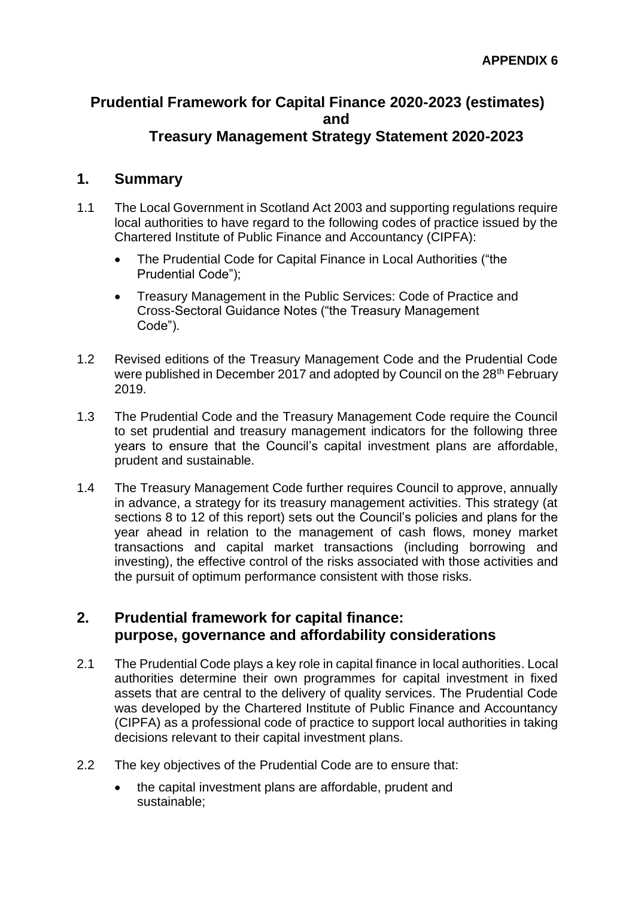**APPENDIX 6**

# Prudential Framework for Capital Finance 2020-2023 (estimates) and Treasury Management Strategy Statement 2020-2023

## 1. Summary

1.1 The Local Government in Scotland Act 2003 and supporting regulations require local authorities to have regard to the following codes of practice issued by the Chartered Institute of Public Finance and Accountancy (CIPFA):

- The Prudential Code for Capital Finance in Local Authorities ("the Prudential Code");
- Treasury Management in the Public Services: Code of Practice and Cross-Sectoral Guidance Notes ("the Treasury Management Code").

1.2 Revised editions of the Treasury Management Code and the Prudential Code were published in December 2017 and adopted by Council on the 28th February 2019.

1.3 The Prudential Code and the Treasury Management Code require the Council to set prudential and treasury management indicators for the following three years to ensure that the Council's capital investment plans are affordable, prudent and sustainable.

1.4 The Treasury Management Code further requires Council to approve, annually in advance, a strategy for its treasury management activities. This strategy (at sections 8 to 12 of this report) sets out the Council's policies and plans for the year ahead in relation to the management of cash flows, money market transactions and capital market transactions (including borrowing and investing), the effective control of the risks associated with those activities and the pursuit of optimum performance consistent with those risks.

## 2. Prudential framework for capital finance: purpose, governance and affordability considerations

2.1 The Prudential Code plays a key role in capital finance in local authorities. Local authorities determine their own programmes for capital investment in fixed assets that are central to the delivery of quality services. The Prudential Code was developed by the Chartered Institute of Public Finance and Accountancy (CIPFA) as a professional code of practice to support local authorities in taking decisions relevant to their capital investment plans.

2.2 The key objectives of the Prudential Code are to ensure that:

- the capital investment plans are affordable, prudent and sustainable;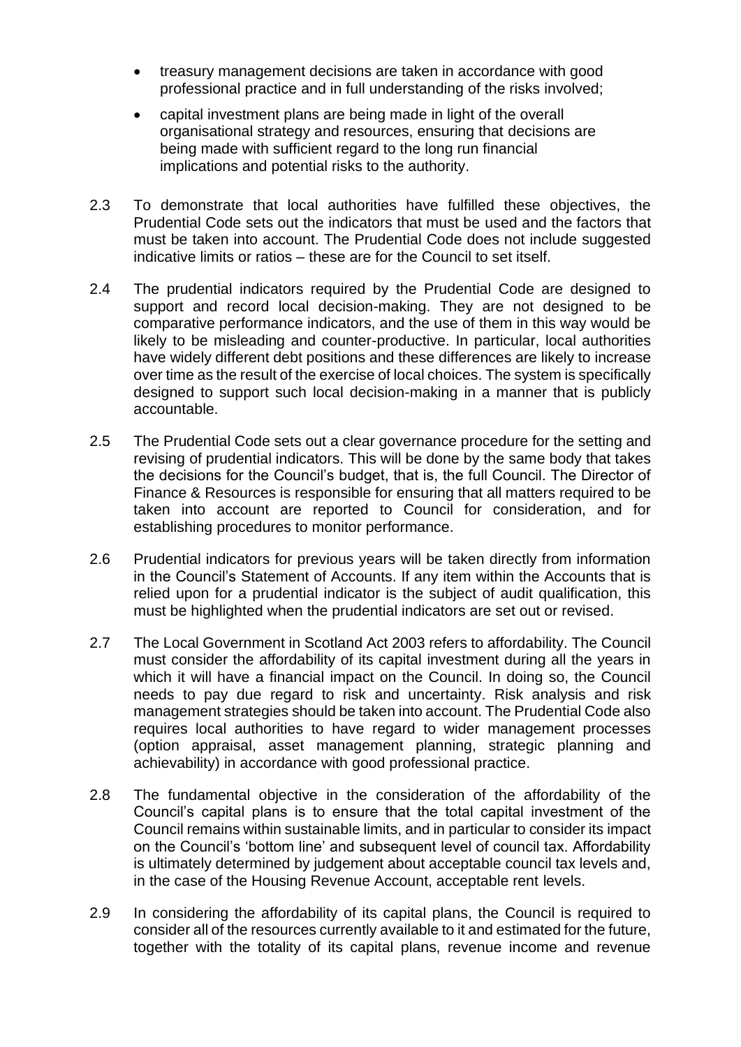- treasury management decisions are taken in accordance with good professional practice and in full understanding of the risks involved;
- capital investment plans are being made in light of the overall organisational strategy and resources, ensuring that decisions are being made with sufficient regard to the long run financial implications and potential risks to the authority.

2.3 To demonstrate that local authorities have fulfilled these objectives, the Prudential Code sets out the indicators that must be used and the factors that must be taken into account. The Prudential Code does not include suggested indicative limits or ratios – these are for the Council to set itself.

2.4 The prudential indicators required by the Prudential Code are designed to support and record local decision-making. They are not designed to be comparative performance indicators, and the use of them in this way would be likely to be misleading and counter-productive. In particular, local authorities have widely different debt positions and these differences are likely to increase over time as the result of the exercise of local choices. The system is specifically designed to support such local decision-making in a manner that is publicly accountable.

2.5 The Prudential Code sets out a clear governance procedure for the setting and revising of prudential indicators. This will be done by the same body that takes the decisions for the Council's budget, that is, the full Council. The Director of Finance & Resources is responsible for ensuring that all matters required to be taken into account are reported to Council for consideration, and for establishing procedures to monitor performance.

2.6 Prudential indicators for previous years will be taken directly from information in the Council's Statement of Accounts. If any item within the Accounts that is relied upon for a prudential indicator is the subject of audit qualification, this must be highlighted when the prudential indicators are set out or revised.

2.7 The Local Government in Scotland Act 2003 refers to affordability. The Council must consider the affordability of its capital investment during all the years in which it will have a financial impact on the Council. In doing so, the Council needs to pay due regard to risk and uncertainty. Risk analysis and risk management strategies should be taken into account. The Prudential Code also requires local authorities to have regard to wider management processes (option appraisal, asset management planning, strategic planning and achievability) in accordance with good professional practice.

2.8 The fundamental objective in the consideration of the affordability of the Council's capital plans is to ensure that the total capital investment of the Council remains within sustainable limits, and in particular to consider its impact on the Council's 'bottom line' and subsequent level of council tax. Affordability is ultimately determined by judgement about acceptable council tax levels and, in the case of the Housing Revenue Account, acceptable rent levels.

2.9 In considering the affordability of its capital plans, the Council is required to consider all of the resources currently available to it and estimated for the future, together with the totality of its capital plans, revenue income and revenue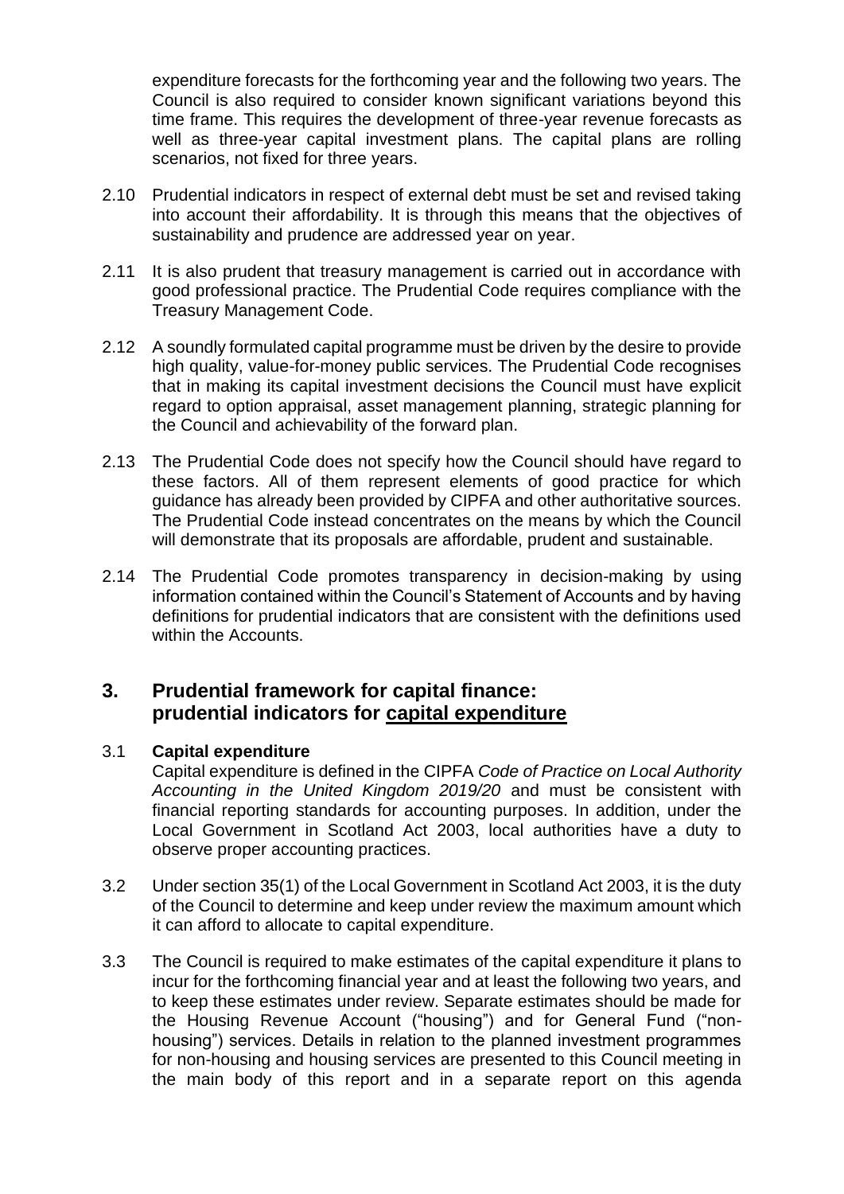expenditure forecasts for the forthcoming year and the following two years. The Council is also required to consider known significant variations beyond this time frame. This requires the development of three-year revenue forecasts as well as three-year capital investment plans. The capital plans are rolling scenarios, not fixed for three years.

2.10 Prudential indicators in respect of external debt must be set and revised taking into account their affordability. It is through this means that the objectives of sustainability and prudence are addressed year on year.

2.11 It is also prudent that treasury management is carried out in accordance with good professional practice. The Prudential Code requires compliance with the Treasury Management Code.

2.12 A soundly formulated capital programme must be driven by the desire to provide high quality, value-for-money public services. The Prudential Code recognises that in making its capital investment decisions the Council must have explicit regard to option appraisal, asset management planning, strategic planning for the Council and achievability of the forward plan.

2.13 The Prudential Code does not specify how the Council should have regard to these factors. All of them represent elements of good practice for which guidance has already been provided by CIPFA and other authoritative sources. The Prudential Code instead concentrates on the means by which the Council will demonstrate that its proposals are affordable, prudent and sustainable.

2.14 The Prudential Code promotes transparency in decision-making by using information contained within the Council's Statement of Accounts and by having definitions for prudential indicators that are consistent with the definitions used within the Accounts.

## 3. Prudential framework for capital finance: prudential indicators for capital expenditure

3.1 **Capital expenditure**

Capital expenditure is defined in the CIPFA *Code of Practice on Local Authority Accounting in the United Kingdom 2019/20* and must be consistent with financial reporting standards for accounting purposes. In addition, under the Local Government in Scotland Act 2003, local authorities have a duty to observe proper accounting practices.

3.2 Under section 35(1) of the Local Government in Scotland Act 2003, it is the duty of the Council to determine and keep under review the maximum amount which it can afford to allocate to capital expenditure.

3.3 The Council is required to make estimates of the capital expenditure it plans to incur for the forthcoming financial year and at least the following two years, and to keep these estimates under review. Separate estimates should be made for the Housing Revenue Account ("housing") and for General Fund ("non-housing") services. Details in relation to the planned investment programmes for non-housing and housing services are presented to this Council meeting in the main body of this report and in a separate report on this agenda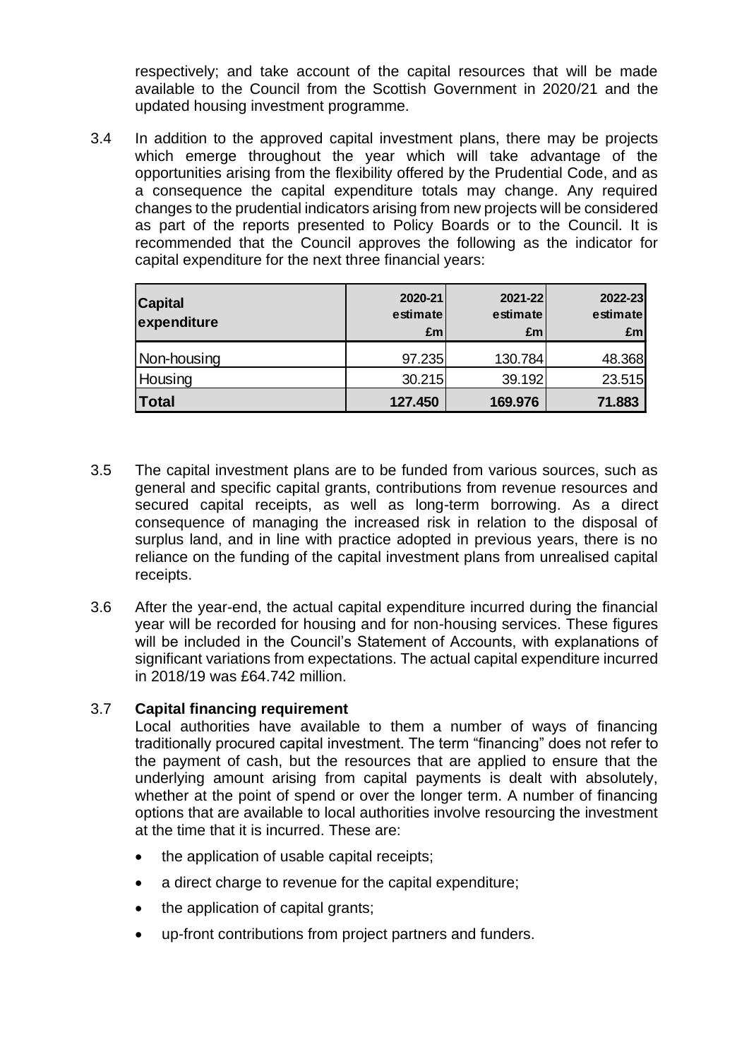respectively; and take account of the capital resources that will be made available to the Council from the Scottish Government in 2020/21 and the updated housing investment programme.

3.4 In addition to the approved capital investment plans, there may be projects which emerge throughout the year which will take advantage of the opportunities arising from the flexibility offered by the Prudential Code, and as a consequence the capital expenditure totals may change. Any required changes to the prudential indicators arising from new projects will be considered as part of the reports presented to Policy Boards or to the Council. It is recommended that the Council approves the following as the indicator for capital expenditure for the next three financial years:

| Capital expenditure | 2020-21 estimate £m | 2021-22 estimate £m | 2022-23 estimate £m |
|---|---|---|---|
| Non-housing | 97.235 | 130.784 | 48.368 |
| Housing | 30.215 | 39.192 | 23.515 |
| **Total** | **127.450** | **169.976** | **71.883** |

3.5 The capital investment plans are to be funded from various sources, such as general and specific capital grants, contributions from revenue resources and secured capital receipts, as well as long-term borrowing. As a direct consequence of managing the increased risk in relation to the disposal of surplus land, and in line with practice adopted in previous years, there is no reliance on the funding of the capital investment plans from unrealised capital receipts.

3.6 After the year-end, the actual capital expenditure incurred during the financial year will be recorded for housing and for non-housing services. These figures will be included in the Council's Statement of Accounts, with explanations of significant variations from expectations. The actual capital expenditure incurred in 2018/19 was £64.742 million.

3.7 **Capital financing requirement**

Local authorities have available to them a number of ways of financing traditionally procured capital investment. The term "financing" does not refer to the payment of cash, but the resources that are applied to ensure that the underlying amount arising from capital payments is dealt with absolutely, whether at the point of spend or over the longer term. A number of financing options that are available to local authorities involve resourcing the investment at the time that it is incurred. These are:

- the application of usable capital receipts;
- a direct charge to revenue for the capital expenditure;
- the application of capital grants;
- up-front contributions from project partners and funders.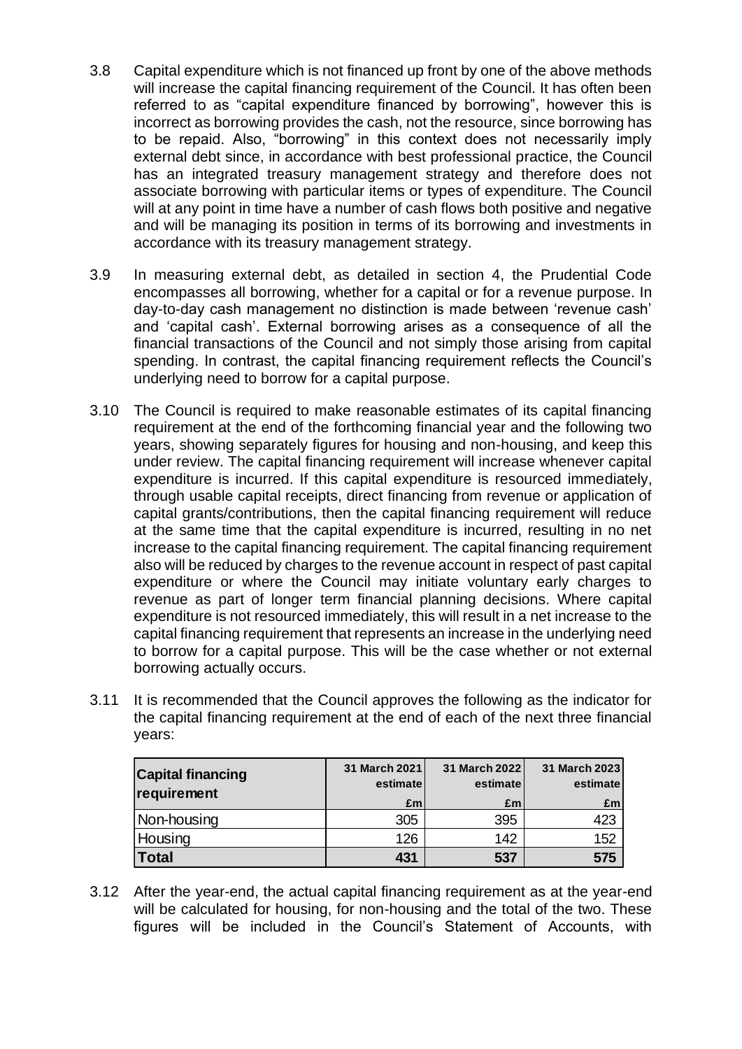3.8 Capital expenditure which is not financed up front by one of the above methods will increase the capital financing requirement of the Council. It has often been referred to as "capital expenditure financed by borrowing", however this is incorrect as borrowing provides the cash, not the resource, since borrowing has to be repaid. Also, "borrowing" in this context does not necessarily imply external debt since, in accordance with best professional practice, the Council has an integrated treasury management strategy and therefore does not associate borrowing with particular items or types of expenditure. The Council will at any point in time have a number of cash flows both positive and negative and will be managing its position in terms of its borrowing and investments in accordance with its treasury management strategy.

3.9 In measuring external debt, as detailed in section 4, the Prudential Code encompasses all borrowing, whether for a capital or for a revenue purpose. In day-to-day cash management no distinction is made between 'revenue cash' and 'capital cash'. External borrowing arises as a consequence of all the financial transactions of the Council and not simply those arising from capital spending. In contrast, the capital financing requirement reflects the Council's underlying need to borrow for a capital purpose.

3.10 The Council is required to make reasonable estimates of its capital financing requirement at the end of the forthcoming financial year and the following two years, showing separately figures for housing and non-housing, and keep this under review. The capital financing requirement will increase whenever capital expenditure is incurred. If this capital expenditure is resourced immediately, through usable capital receipts, direct financing from revenue or application of capital grants/contributions, then the capital financing requirement will reduce at the same time that the capital expenditure is incurred, resulting in no net increase to the capital financing requirement. The capital financing requirement also will be reduced by charges to the revenue account in respect of past capital expenditure or where the Council may initiate voluntary early charges to revenue as part of longer term financial planning decisions. Where capital expenditure is not resourced immediately, this will result in a net increase to the capital financing requirement that represents an increase in the underlying need to borrow for a capital purpose. This will be the case whether or not external borrowing actually occurs.

3.11 It is recommended that the Council approves the following as the indicator for the capital financing requirement at the end of each of the next three financial years:

| Capital financing requirement | 31 March 2021 estimate £m | 31 March 2022 estimate £m | 31 March 2023 estimate £m |
|---|---|---|---|
| Non-housing | 305 | 395 | 423 |
| Housing | 126 | 142 | 152 |
| **Total** | **431** | **537** | **575** |

3.12 After the year-end, the actual capital financing requirement as at the year-end will be calculated for housing, for non-housing and the total of the two. These figures will be included in the Council's Statement of Accounts, with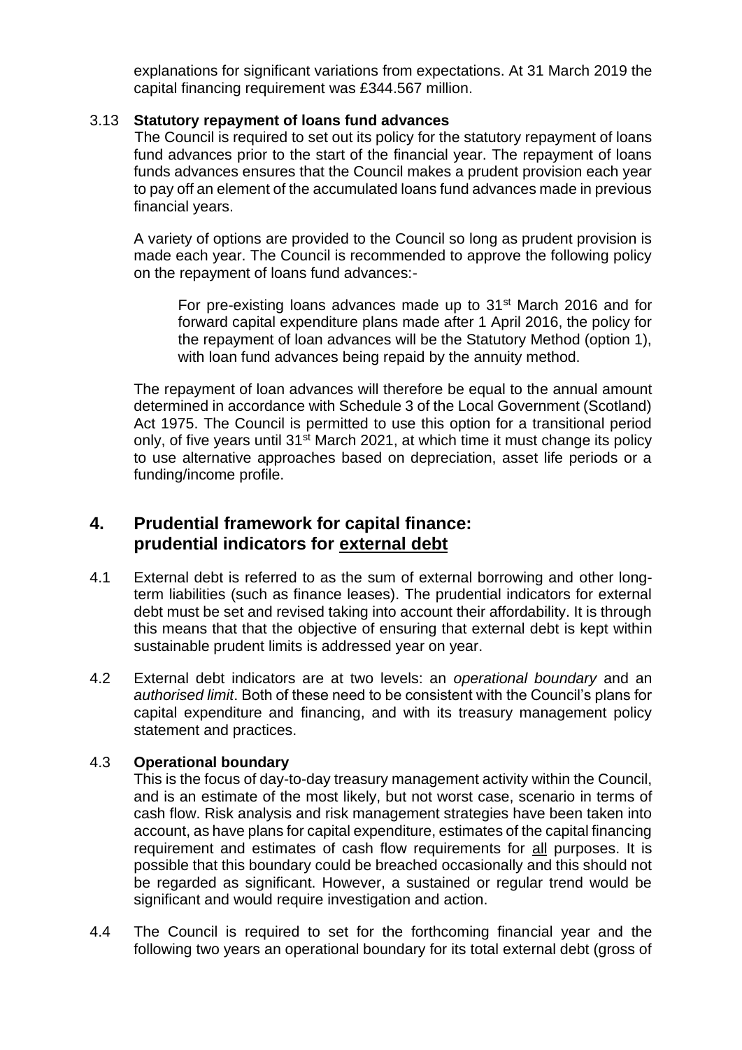explanations for significant variations from expectations. At 31 March 2019 the capital financing requirement was £344.567 million.

3.13 **Statutory repayment of loans fund advances**

The Council is required to set out its policy for the statutory repayment of loans fund advances prior to the start of the financial year. The repayment of loans funds advances ensures that the Council makes a prudent provision each year to pay off an element of the accumulated loans fund advances made in previous financial years.

A variety of options are provided to the Council so long as prudent provision is made each year. The Council is recommended to approve the following policy on the repayment of loans fund advances:-

> For pre-existing loans advances made up to 31st March 2016 and for forward capital expenditure plans made after 1 April 2016, the policy for the repayment of loan advances will be the Statutory Method (option 1), with loan fund advances being repaid by the annuity method.

The repayment of loan advances will therefore be equal to the annual amount determined in accordance with Schedule 3 of the Local Government (Scotland) Act 1975. The Council is permitted to use this option for a transitional period only, of five years until 31st March 2021, at which time it must change its policy to use alternative approaches based on depreciation, asset life periods or a funding/income profile.

## 4. Prudential framework for capital finance: prudential indicators for external debt

4.1 External debt is referred to as the sum of external borrowing and other long-term liabilities (such as finance leases). The prudential indicators for external debt must be set and revised taking into account their affordability. It is through this means that that the objective of ensuring that external debt is kept within sustainable prudent limits is addressed year on year.

4.2 External debt indicators are at two levels: an *operational boundary* and an *authorised limit*. Both of these need to be consistent with the Council's plans for capital expenditure and financing, and with its treasury management policy statement and practices.

4.3 **Operational boundary**

This is the focus of day-to-day treasury management activity within the Council, and is an estimate of the most likely, but not worst case, scenario in terms of cash flow. Risk analysis and risk management strategies have been taken into account, as have plans for capital expenditure, estimates of the capital financing requirement and estimates of cash flow requirements for all purposes. It is possible that this boundary could be breached occasionally and this should not be regarded as significant. However, a sustained or regular trend would be significant and would require investigation and action.

4.4 The Council is required to set for the forthcoming financial year and the following two years an operational boundary for its total external debt (gross of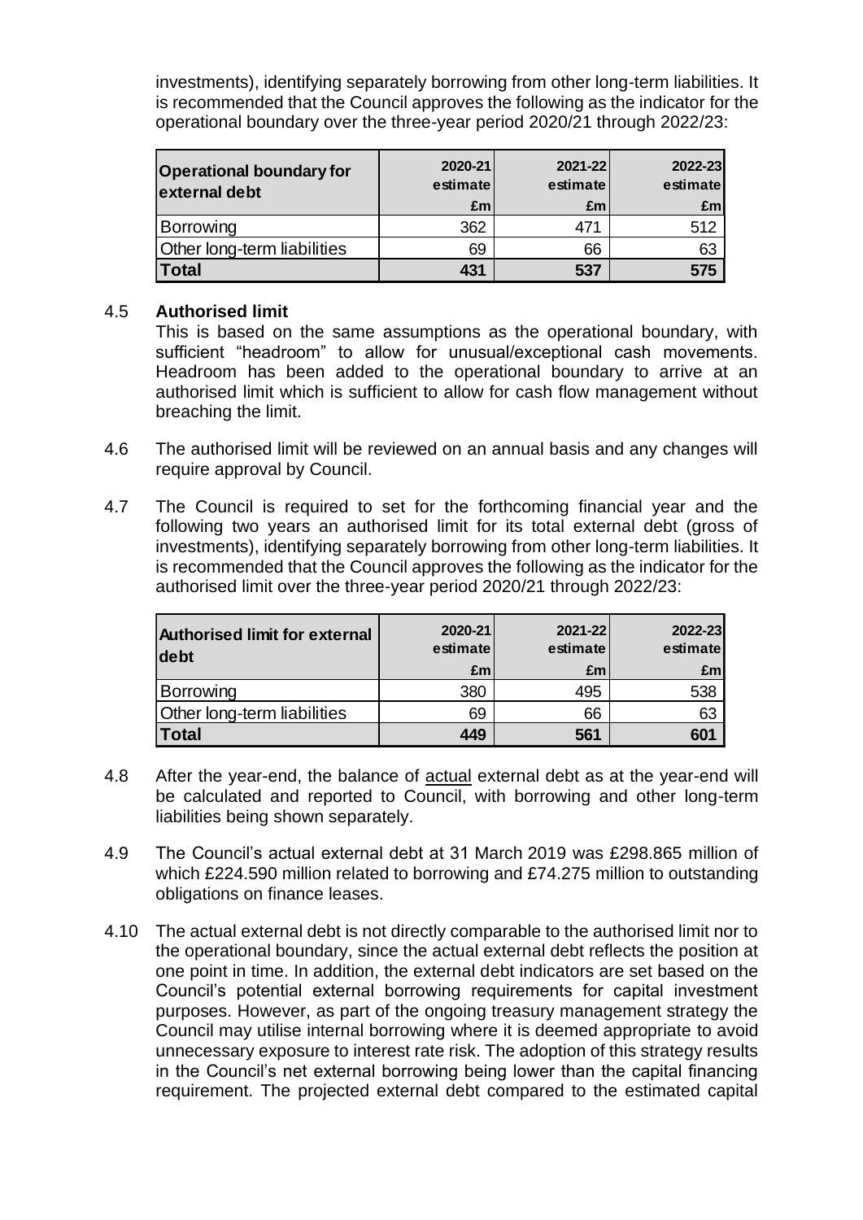investments), identifying separately borrowing from other long-term liabilities. It is recommended that the Council approves the following as the indicator for the operational boundary over the three-year period 2020/21 through 2022/23:

| **Operational boundary for external debt** | **2020-21 estimate £m** | **2021-22 estimate £m** | **2022-23 estimate £m** |
|---|---|---|---|
| Borrowing | 362 | 471 | 512 |
| Other long-term liabilities | 69 | 66 | 63 |
| **Total** | **431** | **537** | **575** |

### 4.5 Authorised limit

This is based on the same assumptions as the operational boundary, with sufficient "headroom" to allow for unusual/exceptional cash movements. Headroom has been added to the operational boundary to arrive at an authorised limit which is sufficient to allow for cash flow management without breaching the limit.

4.6 The authorised limit will be reviewed on an annual basis and any changes will require approval by Council.

4.7 The Council is required to set for the forthcoming financial year and the following two years an authorised limit for its total external debt (gross of investments), identifying separately borrowing from other long-term liabilities. It is recommended that the Council approves the following as the indicator for the authorised limit over the three-year period 2020/21 through 2022/23:

| **Authorised limit for external debt** | **2020-21 estimate £m** | **2021-22 estimate £m** | **2022-23 estimate £m** |
|---|---|---|---|
| Borrowing | 380 | 495 | 538 |
| Other long-term liabilities | 69 | 66 | 63 |
| **Total** | **449** | **561** | **601** |

4.8 After the year-end, the balance of actual external debt as at the year-end will be calculated and reported to Council, with borrowing and other long-term liabilities being shown separately.

4.9 The Council's actual external debt at 31 March 2019 was £298.865 million of which £224.590 million related to borrowing and £74.275 million to outstanding obligations on finance leases.

4.10 The actual external debt is not directly comparable to the authorised limit nor to the operational boundary, since the actual external debt reflects the position at one point in time. In addition, the external debt indicators are set based on the Council's potential external borrowing requirements for capital investment purposes. However, as part of the ongoing treasury management strategy the Council may utilise internal borrowing where it is deemed appropriate to avoid unnecessary exposure to interest rate risk. The adoption of this strategy results in the Council's net external borrowing being lower than the capital financing requirement. The projected external debt compared to the estimated capital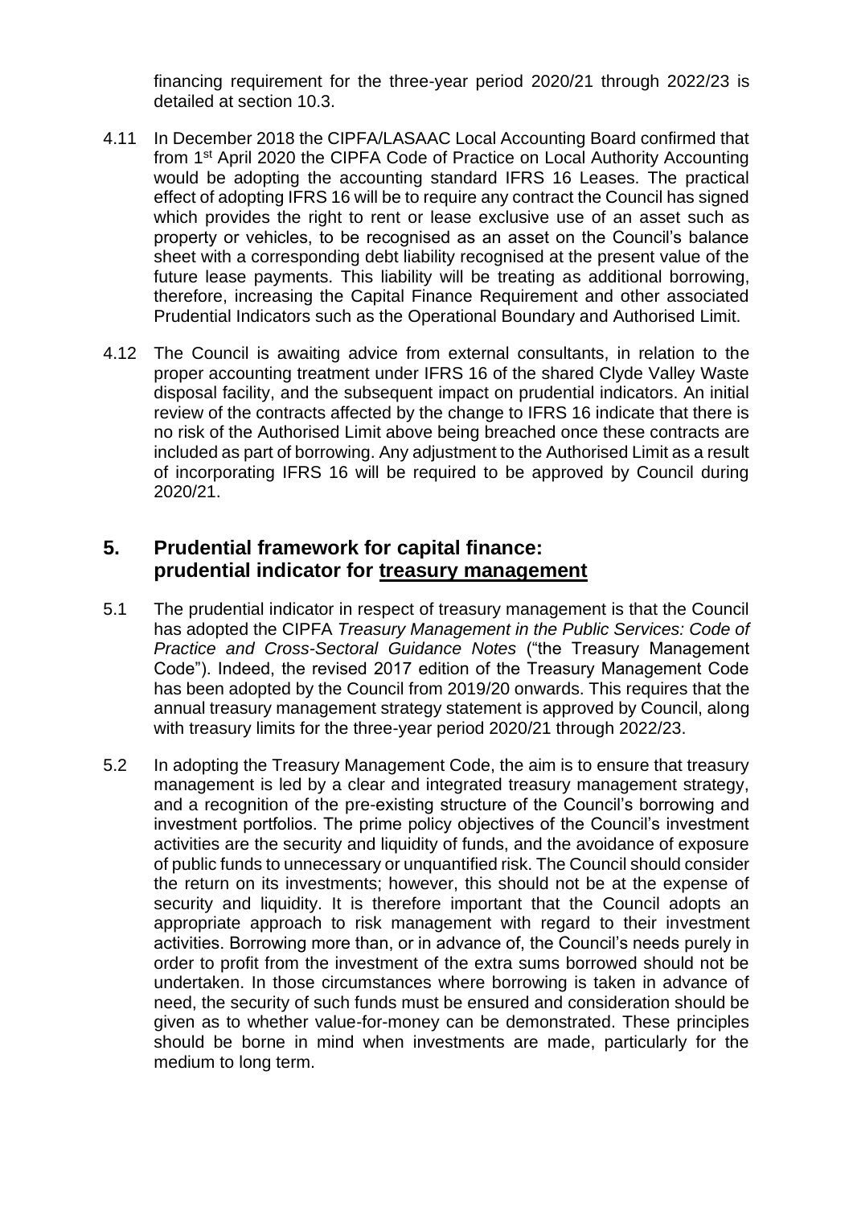financing requirement for the three-year period 2020/21 through 2022/23 is detailed at section 10.3.

4.11 In December 2018 the CIPFA/LASAAC Local Accounting Board confirmed that from 1st April 2020 the CIPFA Code of Practice on Local Authority Accounting would be adopting the accounting standard IFRS 16 Leases. The practical effect of adopting IFRS 16 will be to require any contract the Council has signed which provides the right to rent or lease exclusive use of an asset such as property or vehicles, to be recognised as an asset on the Council's balance sheet with a corresponding debt liability recognised at the present value of the future lease payments. This liability will be treating as additional borrowing, therefore, increasing the Capital Finance Requirement and other associated Prudential Indicators such as the Operational Boundary and Authorised Limit.

4.12 The Council is awaiting advice from external consultants, in relation to the proper accounting treatment under IFRS 16 of the shared Clyde Valley Waste disposal facility, and the subsequent impact on prudential indicators. An initial review of the contracts affected by the change to IFRS 16 indicate that there is no risk of the Authorised Limit above being breached once these contracts are included as part of borrowing. Any adjustment to the Authorised Limit as a result of incorporating IFRS 16 will be required to be approved by Council during 2020/21.

## 5. Prudential framework for capital finance: prudential indicator for treasury management

5.1 The prudential indicator in respect of treasury management is that the Council has adopted the CIPFA *Treasury Management in the Public Services: Code of Practice and Cross-Sectoral Guidance Notes* ("the Treasury Management Code"). Indeed, the revised 2017 edition of the Treasury Management Code has been adopted by the Council from 2019/20 onwards. This requires that the annual treasury management strategy statement is approved by Council, along with treasury limits for the three-year period 2020/21 through 2022/23.

5.2 In adopting the Treasury Management Code, the aim is to ensure that treasury management is led by a clear and integrated treasury management strategy, and a recognition of the pre-existing structure of the Council's borrowing and investment portfolios. The prime policy objectives of the Council's investment activities are the security and liquidity of funds, and the avoidance of exposure of public funds to unnecessary or unquantified risk. The Council should consider the return on its investments; however, this should not be at the expense of security and liquidity. It is therefore important that the Council adopts an appropriate approach to risk management with regard to their investment activities. Borrowing more than, or in advance of, the Council's needs purely in order to profit from the investment of the extra sums borrowed should not be undertaken. In those circumstances where borrowing is taken in advance of need, the security of such funds must be ensured and consideration should be given as to whether value-for-money can be demonstrated. These principles should be borne in mind when investments are made, particularly for the medium to long term.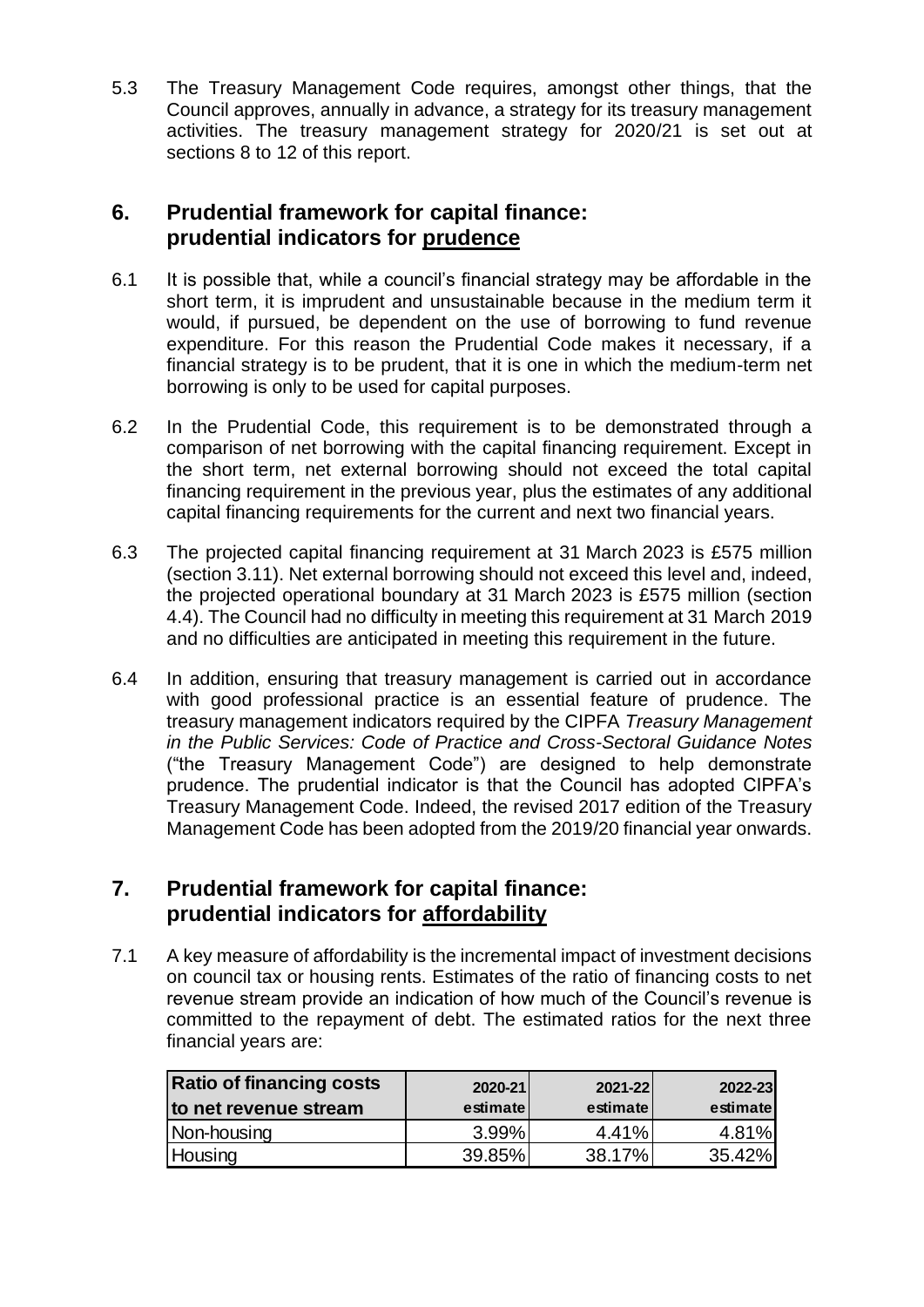5.3 The Treasury Management Code requires, amongst other things, that the Council approves, annually in advance, a strategy for its treasury management activities. The treasury management strategy for 2020/21 is set out at sections 8 to 12 of this report.

## 6. Prudential framework for capital finance: prudential indicators for <u>prudence</u>

6.1 It is possible that, while a council's financial strategy may be affordable in the short term, it is imprudent and unsustainable because in the medium term it would, if pursued, be dependent on the use of borrowing to fund revenue expenditure. For this reason the Prudential Code makes it necessary, if a financial strategy is to be prudent, that it is one in which the medium-term net borrowing is only to be used for capital purposes.

6.2 In the Prudential Code, this requirement is to be demonstrated through a comparison of net borrowing with the capital financing requirement. Except in the short term, net external borrowing should not exceed the total capital financing requirement in the previous year, plus the estimates of any additional capital financing requirements for the current and next two financial years.

6.3 The projected capital financing requirement at 31 March 2023 is £575 million (section 3.11). Net external borrowing should not exceed this level and, indeed, the projected operational boundary at 31 March 2023 is £575 million (section 4.4). The Council had no difficulty in meeting this requirement at 31 March 2019 and no difficulties are anticipated in meeting this requirement in the future.

6.4 In addition, ensuring that treasury management is carried out in accordance with good professional practice is an essential feature of prudence. The treasury management indicators required by the CIPFA *Treasury Management in the Public Services: Code of Practice and Cross-Sectoral Guidance Notes* ("the Treasury Management Code") are designed to help demonstrate prudence. The prudential indicator is that the Council has adopted CIPFA's Treasury Management Code. Indeed, the revised 2017 edition of the Treasury Management Code has been adopted from the 2019/20 financial year onwards.

## 7. Prudential framework for capital finance: prudential indicators for <u>affordability</u>

7.1 A key measure of affordability is the incremental impact of investment decisions on council tax or housing rents. Estimates of the ratio of financing costs to net revenue stream provide an indication of how much of the Council's revenue is committed to the repayment of debt. The estimated ratios for the next three financial years are:

| Ratio of financing costs to net revenue stream | 2020-21 estimate | 2021-22 estimate | 2022-23 estimate |
|---|---|---|---|
| Non-housing | 3.99% | 4.41% | 4.81% |
| Housing | 39.85% | 38.17% | 35.42% |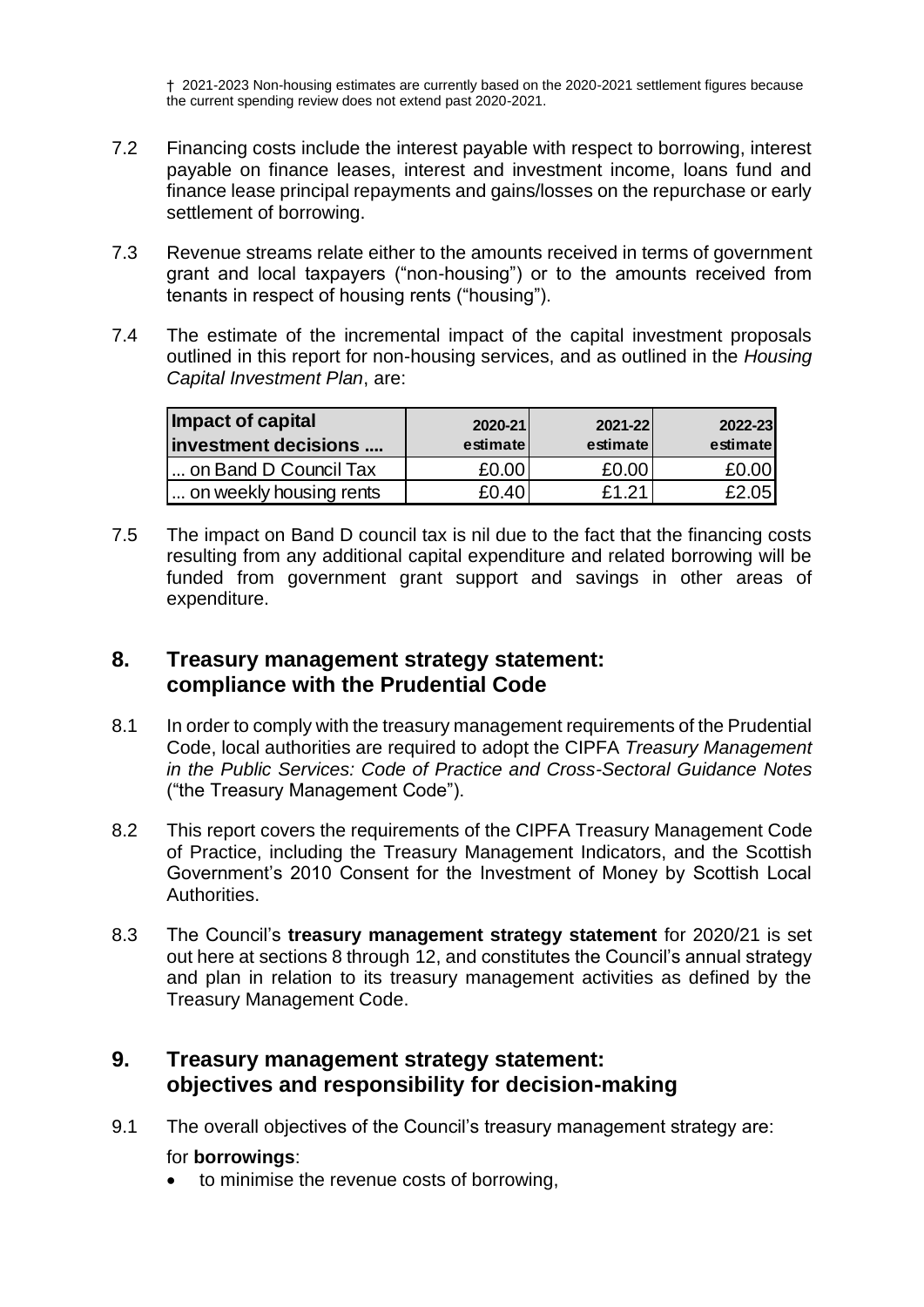† 2021-2023 Non-housing estimates are currently based on the 2020-2021 settlement figures because the current spending review does not extend past 2020-2021.

7.2 Financing costs include the interest payable with respect to borrowing, interest payable on finance leases, interest and investment income, loans fund and finance lease principal repayments and gains/losses on the repurchase or early settlement of borrowing.

7.3 Revenue streams relate either to the amounts received in terms of government grant and local taxpayers ("non-housing") or to the amounts received from tenants in respect of housing rents ("housing").

7.4 The estimate of the incremental impact of the capital investment proposals outlined in this report for non-housing services, and as outlined in the *Housing Capital Investment Plan*, are:

| Impact of capital investment decisions .... | 2020-21 estimate | 2021-22 estimate | 2022-23 estimate |
|---|---|---|---|
| ... on Band D Council Tax | £0.00 | £0.00 | £0.00 |
| ... on weekly housing rents | £0.40 | £1.21 | £2.05 |

7.5 The impact on Band D council tax is nil due to the fact that the financing costs resulting from any additional capital expenditure and related borrowing will be funded from government grant support and savings in other areas of expenditure.

## 8. Treasury management strategy statement: compliance with the Prudential Code

8.1 In order to comply with the treasury management requirements of the Prudential Code, local authorities are required to adopt the CIPFA *Treasury Management in the Public Services: Code of Practice and Cross-Sectoral Guidance Notes* ("the Treasury Management Code").

8.2 This report covers the requirements of the CIPFA Treasury Management Code of Practice, including the Treasury Management Indicators, and the Scottish Government's 2010 Consent for the Investment of Money by Scottish Local Authorities.

8.3 The Council's **treasury management strategy statement** for 2020/21 is set out here at sections 8 through 12, and constitutes the Council's annual strategy and plan in relation to its treasury management activities as defined by the Treasury Management Code.

## 9. Treasury management strategy statement: objectives and responsibility for decision-making

9.1 The overall objectives of the Council's treasury management strategy are:

for **borrowings**:

- to minimise the revenue costs of borrowing,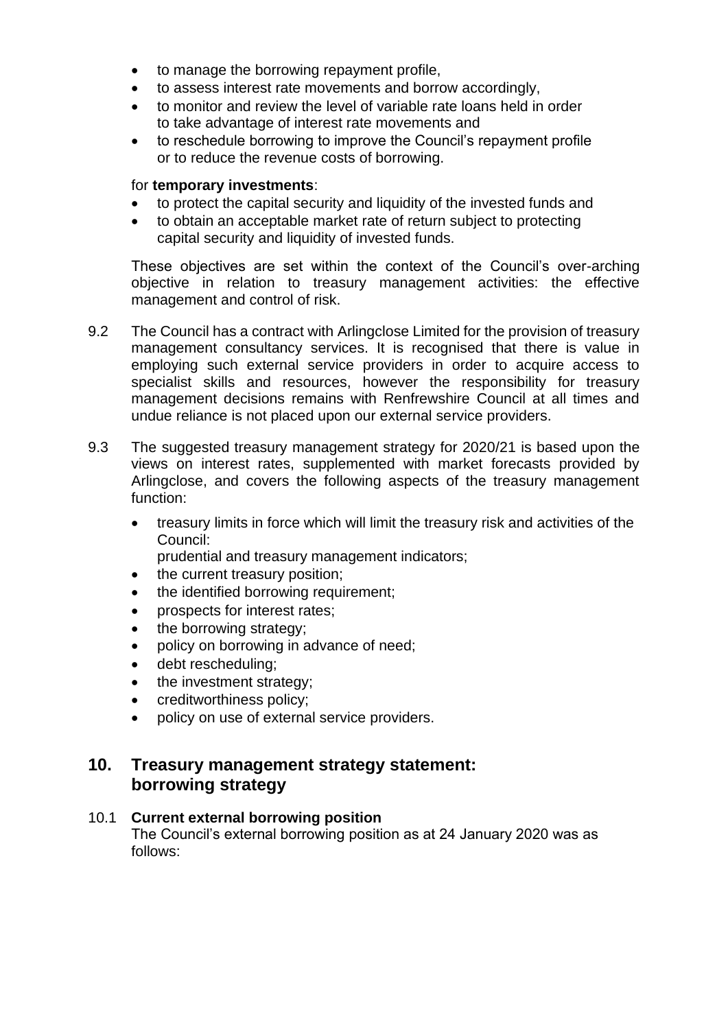- to manage the borrowing repayment profile,
- to assess interest rate movements and borrow accordingly,
- to monitor and review the level of variable rate loans held in order to take advantage of interest rate movements and
- to reschedule borrowing to improve the Council's repayment profile or to reduce the revenue costs of borrowing.

for **temporary investments**:

- to protect the capital security and liquidity of the invested funds and
- to obtain an acceptable market rate of return subject to protecting capital security and liquidity of invested funds.

These objectives are set within the context of the Council's over-arching objective in relation to treasury management activities: the effective management and control of risk.

9.2 The Council has a contract with Arlingclose Limited for the provision of treasury management consultancy services. It is recognised that there is value in employing such external service providers in order to acquire access to specialist skills and resources, however the responsibility for treasury management decisions remains with Renfrewshire Council at all times and undue reliance is not placed upon our external service providers.

9.3 The suggested treasury management strategy for 2020/21 is based upon the views on interest rates, supplemented with market forecasts provided by Arlingclose, and covers the following aspects of the treasury management function:

- treasury limits in force which will limit the treasury risk and activities of the Council:
  prudential and treasury management indicators;
- the current treasury position;
- the identified borrowing requirement;
- prospects for interest rates;
- the borrowing strategy;
- policy on borrowing in advance of need;
- debt rescheduling;
- the investment strategy;
- creditworthiness policy;
- policy on use of external service providers.

## 10. Treasury management strategy statement: borrowing strategy

10.1 **Current external borrowing position**
The Council's external borrowing position as at 24 January 2020 was as follows: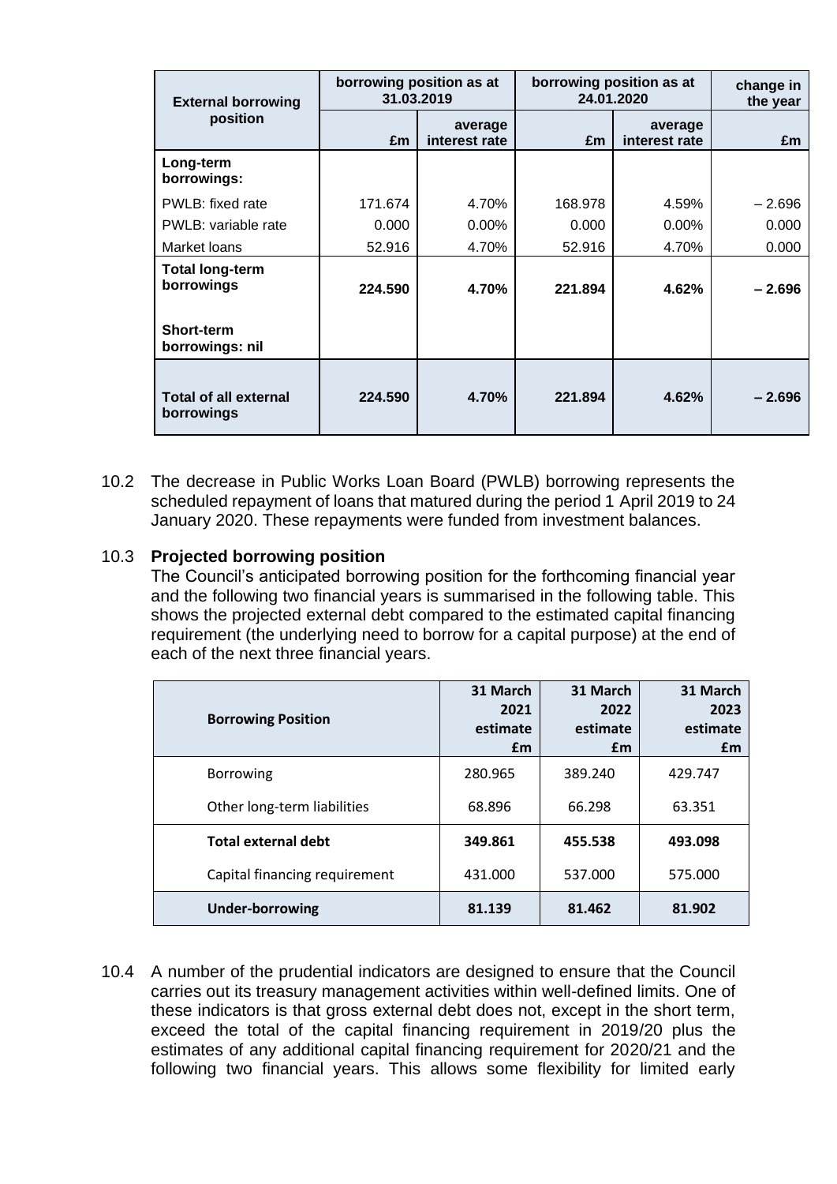| External borrowing position | borrowing position as at 31.03.2019 | | borrowing position as at 24.01.2020 | | change in the year |
|---|---|---|---|---|---|
| | £m | average interest rate | £m | average interest rate | £m |
| **Long-term borrowings:** | | | | | |
| PWLB: fixed rate | 171.674 | 4.70% | 168.978 | 4.59% | – 2.696 |
| PWLB: variable rate | 0.000 | 0.00% | 0.000 | 0.00% | 0.000 |
| Market loans | 52.916 | 4.70% | 52.916 | 4.70% | 0.000 |
| **Total long-term borrowings** | **224.590** | **4.70%** | **221.894** | **4.62%** | **– 2.696** |
| **Short-term borrowings: nil** | | | | | |
| **Total of all external borrowings** | **224.590** | **4.70%** | **221.894** | **4.62%** | **– 2.696** |

10.2 The decrease in Public Works Loan Board (PWLB) borrowing represents the scheduled repayment of loans that matured during the period 1 April 2019 to 24 January 2020. These repayments were funded from investment balances.

10.3 **Projected borrowing position**

The Council's anticipated borrowing position for the forthcoming financial year and the following two financial years is summarised in the following table. This shows the projected external debt compared to the estimated capital financing requirement (the underlying need to borrow for a capital purpose) at the end of each of the next three financial years.

| **Borrowing Position** | **31 March 2021 estimate £m** | **31 March 2022 estimate £m** | **31 March 2023 estimate £m** |
|---|---|---|---|
| Borrowing | 280.965 | 389.240 | 429.747 |
| Other long-term liabilities | 68.896 | 66.298 | 63.351 |
| **Total external debt** | **349.861** | **455.538** | **493.098** |
| Capital financing requirement | 431.000 | 537.000 | 575.000 |
| **Under-borrowing** | **81.139** | **81.462** | **81.902** |

10.4 A number of the prudential indicators are designed to ensure that the Council carries out its treasury management activities within well-defined limits. One of these indicators is that gross external debt does not, except in the short term, exceed the total of the capital financing requirement in 2019/20 plus the estimates of any additional capital financing requirement for 2020/21 and the following two financial years. This allows some flexibility for limited early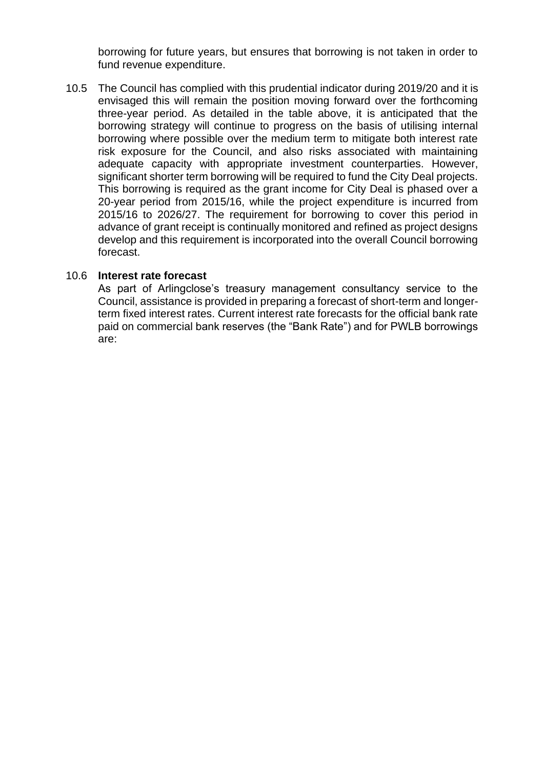borrowing for future years, but ensures that borrowing is not taken in order to fund revenue expenditure.

10.5 The Council has complied with this prudential indicator during 2019/20 and it is envisaged this will remain the position moving forward over the forthcoming three-year period. As detailed in the table above, it is anticipated that the borrowing strategy will continue to progress on the basis of utilising internal borrowing where possible over the medium term to mitigate both interest rate risk exposure for the Council, and also risks associated with maintaining adequate capacity with appropriate investment counterparties. However, significant shorter term borrowing will be required to fund the City Deal projects. This borrowing is required as the grant income for City Deal is phased over a 20-year period from 2015/16, while the project expenditure is incurred from 2015/16 to 2026/27. The requirement for borrowing to cover this period in advance of grant receipt is continually monitored and refined as project designs develop and this requirement is incorporated into the overall Council borrowing forecast.

10.6 **Interest rate forecast**

As part of Arlingclose's treasury management consultancy service to the Council, assistance is provided in preparing a forecast of short-term and longer-term fixed interest rates. Current interest rate forecasts for the official bank rate paid on commercial bank reserves (the "Bank Rate") and for PWLB borrowings are: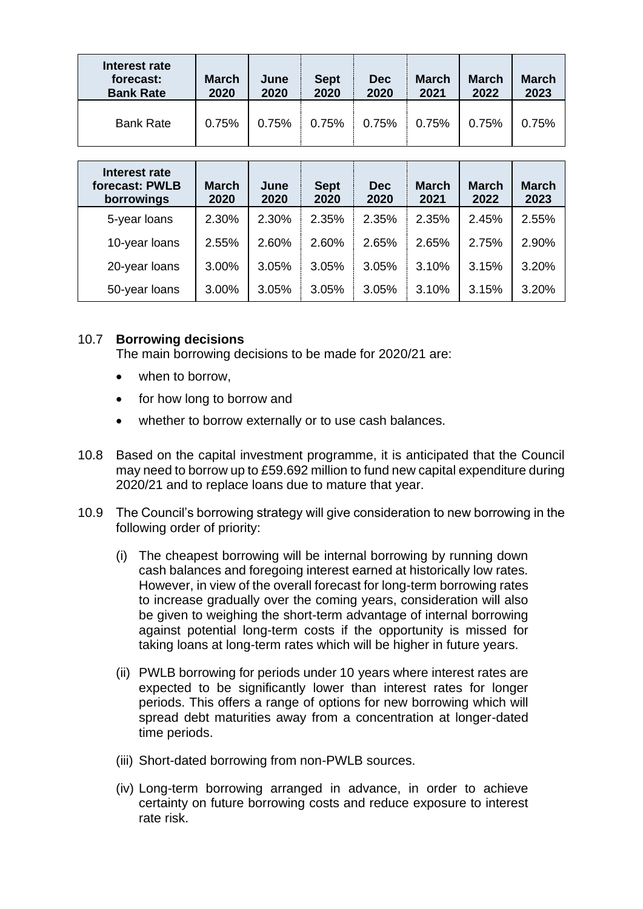| Interest rate forecast: Bank Rate | March 2020 | June 2020 | Sept 2020 | Dec 2020 | March 2021 | March 2022 | March 2023 |
|---|---|---|---|---|---|---|---|
| Bank Rate | 0.75% | 0.75% | 0.75% | 0.75% | 0.75% | 0.75% | 0.75% |

| Interest rate forecast: PWLB borrowings | March 2020 | June 2020 | Sept 2020 | Dec 2020 | March 2021 | March 2022 | March 2023 |
|---|---|---|---|---|---|---|---|
| 5-year loans | 2.30% | 2.30% | 2.35% | 2.35% | 2.35% | 2.45% | 2.55% |
| 10-year loans | 2.55% | 2.60% | 2.60% | 2.65% | 2.65% | 2.75% | 2.90% |
| 20-year loans | 3.00% | 3.05% | 3.05% | 3.05% | 3.10% | 3.15% | 3.20% |
| 50-year loans | 3.00% | 3.05% | 3.05% | 3.05% | 3.10% | 3.15% | 3.20% |

10.7 **Borrowing decisions**

The main borrowing decisions to be made for 2020/21 are:

- when to borrow,
- for how long to borrow and
- whether to borrow externally or to use cash balances.

10.8 Based on the capital investment programme, it is anticipated that the Council may need to borrow up to £59.692 million to fund new capital expenditure during 2020/21 and to replace loans due to mature that year.

10.9 The Council's borrowing strategy will give consideration to new borrowing in the following order of priority:

(i) The cheapest borrowing will be internal borrowing by running down cash balances and foregoing interest earned at historically low rates. However, in view of the overall forecast for long-term borrowing rates to increase gradually over the coming years, consideration will also be given to weighing the short-term advantage of internal borrowing against potential long-term costs if the opportunity is missed for taking loans at long-term rates which will be higher in future years.

(ii) PWLB borrowing for periods under 10 years where interest rates are expected to be significantly lower than interest rates for longer periods. This offers a range of options for new borrowing which will spread debt maturities away from a concentration at longer-dated time periods.

(iii) Short-dated borrowing from non-PWLB sources.

(iv) Long-term borrowing arranged in advance, in order to achieve certainty on future borrowing costs and reduce exposure to interest rate risk.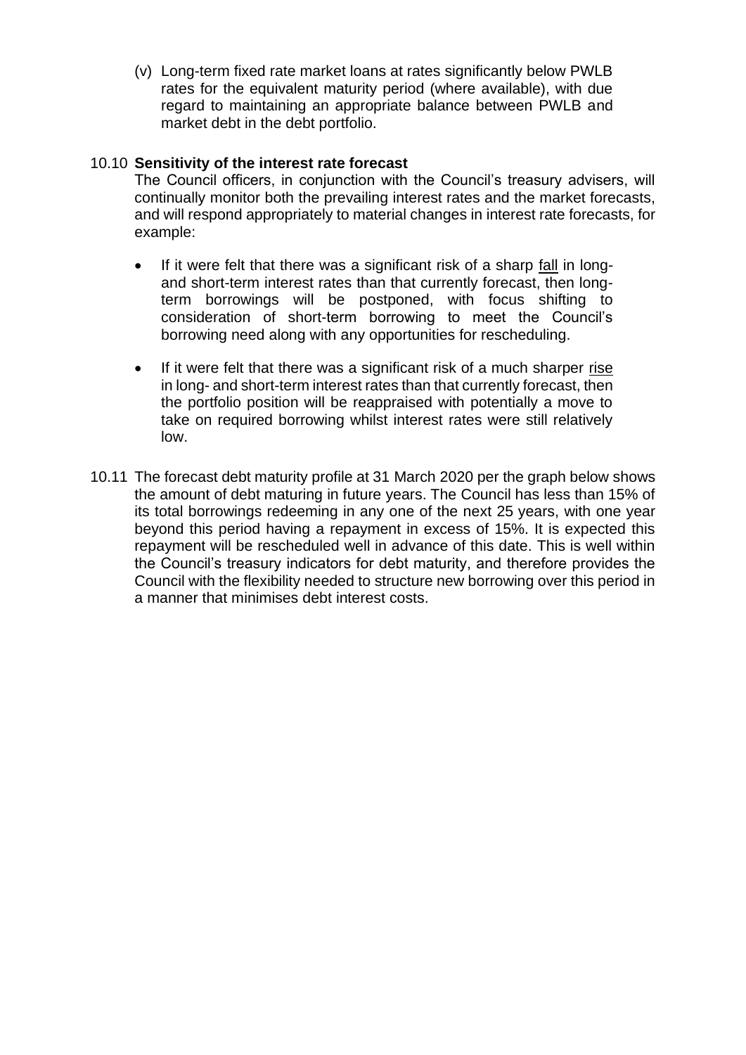(v) Long-term fixed rate market loans at rates significantly below PWLB rates for the equivalent maturity period (where available), with due regard to maintaining an appropriate balance between PWLB and market debt in the debt portfolio.

10.10 **Sensitivity of the interest rate forecast**

The Council officers, in conjunction with the Council's treasury advisers, will continually monitor both the prevailing interest rates and the market forecasts, and will respond appropriately to material changes in interest rate forecasts, for example:

- If it were felt that there was a significant risk of a sharp fall in long- and short-term interest rates than that currently forecast, then long-term borrowings will be postponed, with focus shifting to consideration of short-term borrowing to meet the Council's borrowing need along with any opportunities for rescheduling.

- If it were felt that there was a significant risk of a much sharper rise in long- and short-term interest rates than that currently forecast, then the portfolio position will be reappraised with potentially a move to take on required borrowing whilst interest rates were still relatively low.

10.11 The forecast debt maturity profile at 31 March 2020 per the graph below shows the amount of debt maturing in future years. The Council has less than 15% of its total borrowings redeeming in any one of the next 25 years, with one year beyond this period having a repayment in excess of 15%. It is expected this repayment will be rescheduled well in advance of this date. This is well within the Council's treasury indicators for debt maturity, and therefore provides the Council with the flexibility needed to structure new borrowing over this period in a manner that minimises debt interest costs.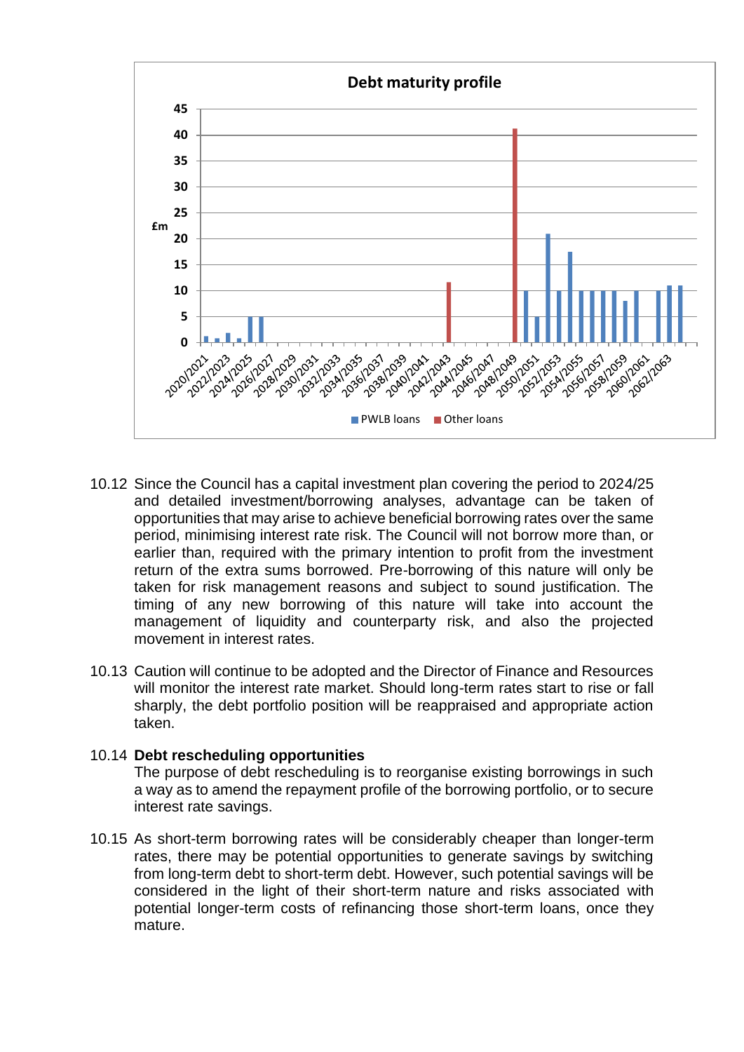**Debt maturity profile**

10.12 Since the Council has a capital investment plan covering the period to 2024/25 and detailed investment/borrowing analyses, advantage can be taken of opportunities that may arise to achieve beneficial borrowing rates over the same period, minimising interest rate risk. The Council will not borrow more than, or earlier than, required with the primary intention to profit from the investment return of the extra sums borrowed. Pre-borrowing of this nature will only be taken for risk management reasons and subject to sound justification. The timing of any new borrowing of this nature will take into account the management of liquidity and counterparty risk, and also the projected movement in interest rates.

10.13 Caution will continue to be adopted and the Director of Finance and Resources will monitor the interest rate market. Should long-term rates start to rise or fall sharply, the debt portfolio position will be reappraised and appropriate action taken.

10.14 **Debt rescheduling opportunities**

The purpose of debt rescheduling is to reorganise existing borrowings in such a way as to amend the repayment profile of the borrowing portfolio, or to secure interest rate savings.

10.15 As short-term borrowing rates will be considerably cheaper than longer-term rates, there may be potential opportunities to generate savings by switching from long-term debt to short-term debt. However, such potential savings will be considered in the light of their short-term nature and risks associated with potential longer-term costs of refinancing those short-term loans, once they mature.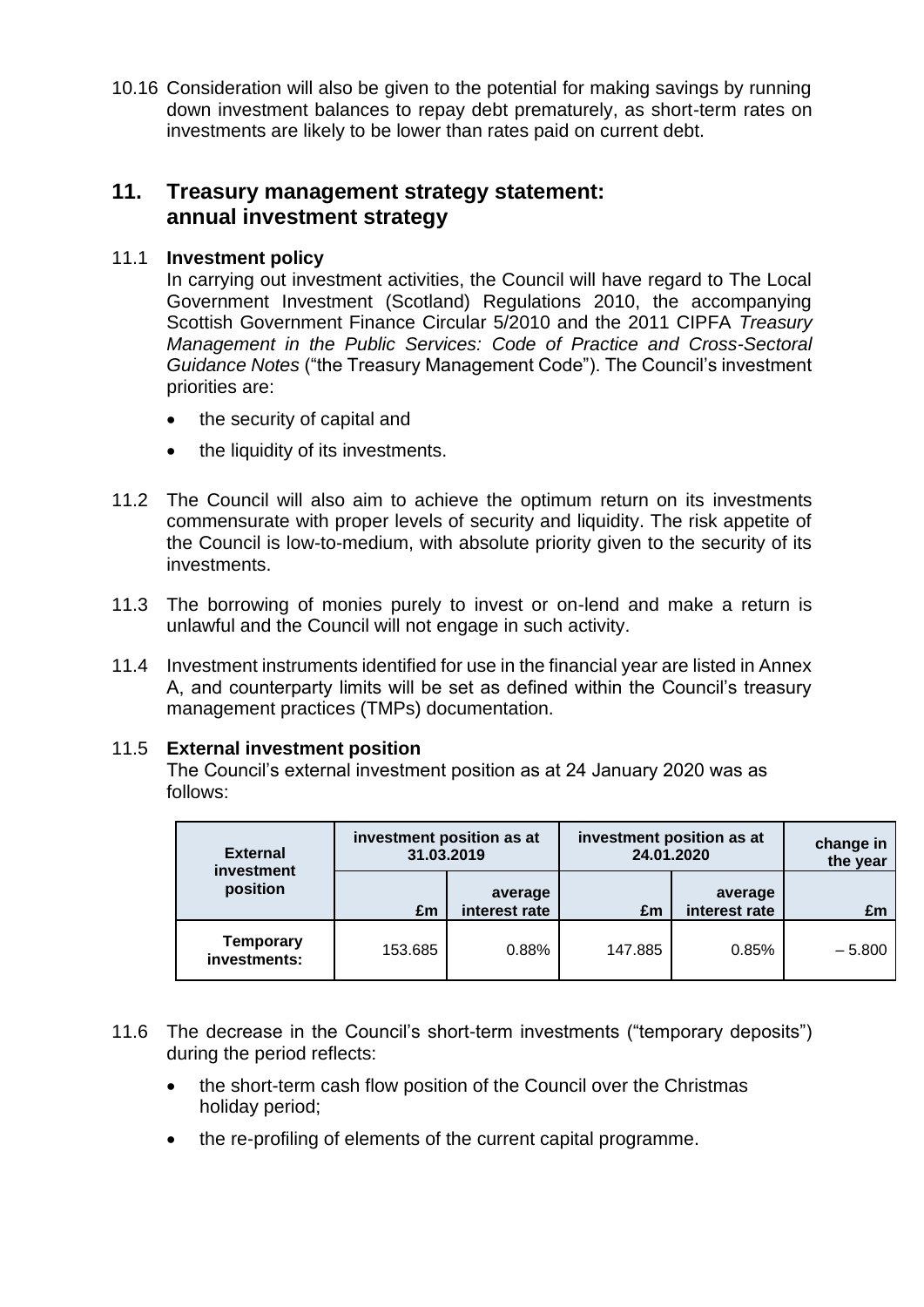10.16 Consideration will also be given to the potential for making savings by running down investment balances to repay debt prematurely, as short-term rates on investments are likely to be lower than rates paid on current debt.

## 11. Treasury management strategy statement: annual investment strategy

11.1 **Investment policy**

In carrying out investment activities, the Council will have regard to The Local Government Investment (Scotland) Regulations 2010, the accompanying Scottish Government Finance Circular 5/2010 and the 2011 CIPFA *Treasury Management in the Public Services: Code of Practice and Cross-Sectoral Guidance Notes* ("the Treasury Management Code"). The Council's investment priorities are:

- the security of capital and
- the liquidity of its investments.

11.2 The Council will also aim to achieve the optimum return on its investments commensurate with proper levels of security and liquidity. The risk appetite of the Council is low-to-medium, with absolute priority given to the security of its investments.

11.3 The borrowing of monies purely to invest or on-lend and make a return is unlawful and the Council will not engage in such activity.

11.4 Investment instruments identified for use in the financial year are listed in Annex A, and counterparty limits will be set as defined within the Council's treasury management practices (TMPs) documentation.

11.5 **External investment position**

The Council's external investment position as at 24 January 2020 was as follows:

| External investment position | investment position as at 31.03.2019 | | investment position as at 24.01.2020 | | change in the year |
|---|---|---|---|---|---|
| | £m | average interest rate | £m | average interest rate | £m |
| Temporary investments: | 153.685 | 0.88% | 147.885 | 0.85% | – 5.800 |

11.6 The decrease in the Council's short-term investments ("temporary deposits") during the period reflects:

- the short-term cash flow position of the Council over the Christmas holiday period;
- the re-profiling of elements of the current capital programme.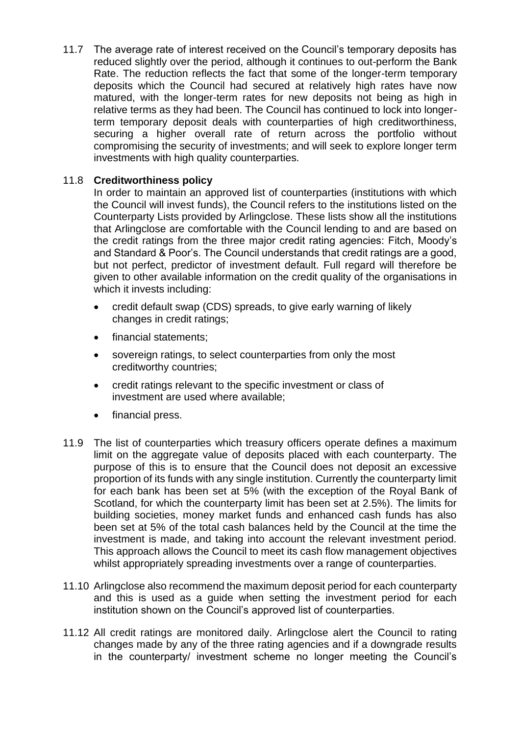11.7 The average rate of interest received on the Council's temporary deposits has reduced slightly over the period, although it continues to out-perform the Bank Rate. The reduction reflects the fact that some of the longer-term temporary deposits which the Council had secured at relatively high rates have now matured, with the longer-term rates for new deposits not being as high in relative terms as they had been. The Council has continued to lock into longer-term temporary deposit deals with counterparties of high creditworthiness, securing a higher overall rate of return across the portfolio without compromising the security of investments; and will seek to explore longer term investments with high quality counterparties.

11.8 **Creditworthiness policy**

In order to maintain an approved list of counterparties (institutions with which the Council will invest funds), the Council refers to the institutions listed on the Counterparty Lists provided by Arlingclose. These lists show all the institutions that Arlingclose are comfortable with the Council lending to and are based on the credit ratings from the three major credit rating agencies: Fitch, Moody's and Standard & Poor's. The Council understands that credit ratings are a good, but not perfect, predictor of investment default. Full regard will therefore be given to other available information on the credit quality of the organisations in which it invests including:

- credit default swap (CDS) spreads, to give early warning of likely changes in credit ratings;
- financial statements;
- sovereign ratings, to select counterparties from only the most creditworthy countries;
- credit ratings relevant to the specific investment or class of investment are used where available;
- financial press.

11.9 The list of counterparties which treasury officers operate defines a maximum limit on the aggregate value of deposits placed with each counterparty. The purpose of this is to ensure that the Council does not deposit an excessive proportion of its funds with any single institution. Currently the counterparty limit for each bank has been set at 5% (with the exception of the Royal Bank of Scotland, for which the counterparty limit has been set at 2.5%). The limits for building societies, money market funds and enhanced cash funds has also been set at 5% of the total cash balances held by the Council at the time the investment is made, and taking into account the relevant investment period. This approach allows the Council to meet its cash flow management objectives whilst appropriately spreading investments over a range of counterparties.

11.10 Arlingclose also recommend the maximum deposit period for each counterparty and this is used as a guide when setting the investment period for each institution shown on the Council's approved list of counterparties.

11.12 All credit ratings are monitored daily. Arlingclose alert the Council to rating changes made by any of the three rating agencies and if a downgrade results in the counterparty/ investment scheme no longer meeting the Council's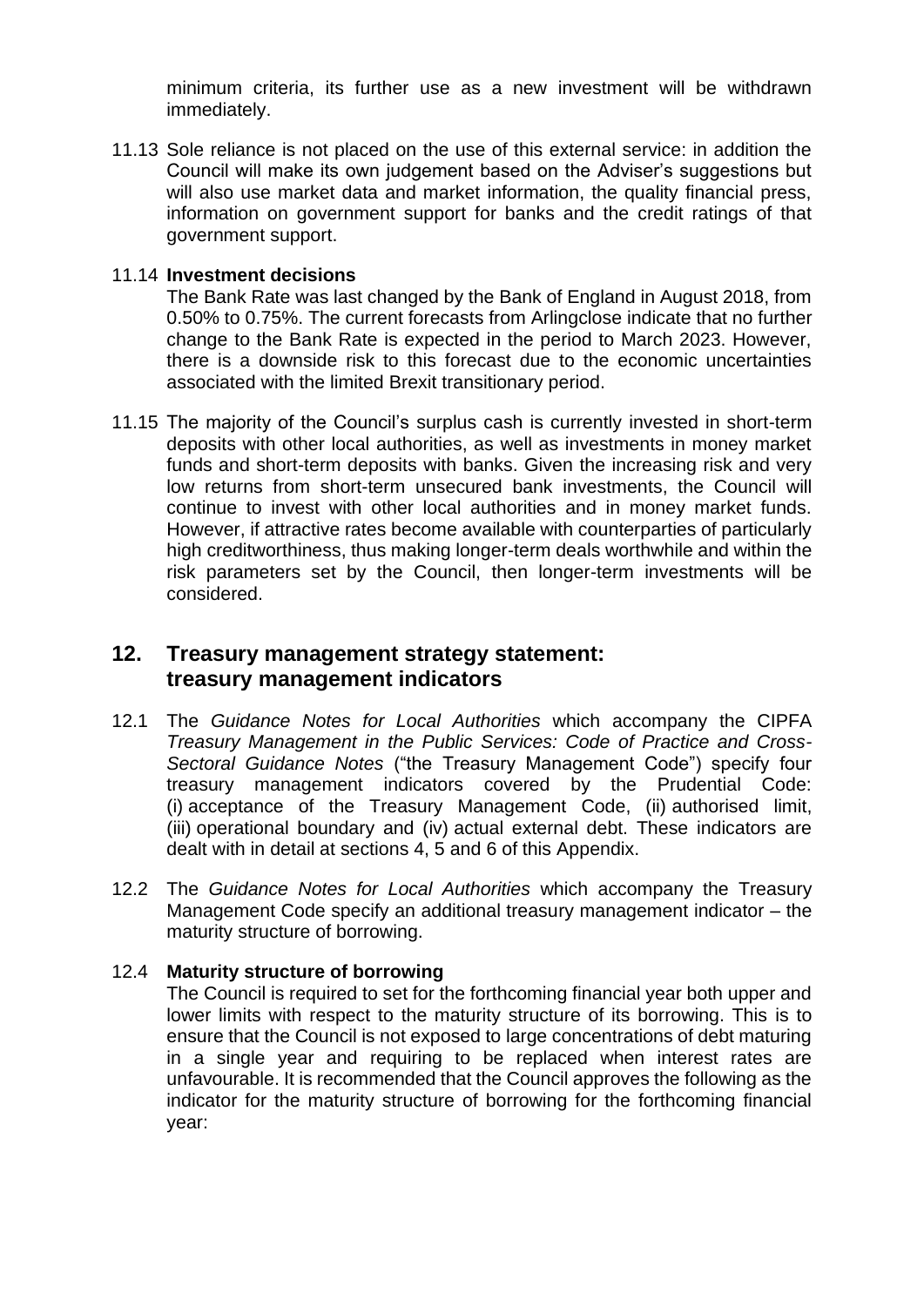minimum criteria, its further use as a new investment will be withdrawn immediately.

11.13 Sole reliance is not placed on the use of this external service: in addition the Council will make its own judgement based on the Adviser's suggestions but will also use market data and market information, the quality financial press, information on government support for banks and the credit ratings of that government support.

11.14 **Investment decisions**

The Bank Rate was last changed by the Bank of England in August 2018, from 0.50% to 0.75%. The current forecasts from Arlingclose indicate that no further change to the Bank Rate is expected in the period to March 2023. However, there is a downside risk to this forecast due to the economic uncertainties associated with the limited Brexit transitionary period.

11.15 The majority of the Council's surplus cash is currently invested in short-term deposits with other local authorities, as well as investments in money market funds and short-term deposits with banks. Given the increasing risk and very low returns from short-term unsecured bank investments, the Council will continue to invest with other local authorities and in money market funds. However, if attractive rates become available with counterparties of particularly high creditworthiness, thus making longer-term deals worthwhile and within the risk parameters set by the Council, then longer-term investments will be considered.

## 12. Treasury management strategy statement: treasury management indicators

12.1 The *Guidance Notes for Local Authorities* which accompany the CIPFA *Treasury Management in the Public Services: Code of Practice and Cross-Sectoral Guidance Notes* ("the Treasury Management Code") specify four treasury management indicators covered by the Prudential Code: (i) acceptance of the Treasury Management Code, (ii) authorised limit, (iii) operational boundary and (iv) actual external debt. These indicators are dealt with in detail at sections 4, 5 and 6 of this Appendix.

12.2 The *Guidance Notes for Local Authorities* which accompany the Treasury Management Code specify an additional treasury management indicator – the maturity structure of borrowing.

12.4 **Maturity structure of borrowing**

The Council is required to set for the forthcoming financial year both upper and lower limits with respect to the maturity structure of its borrowing. This is to ensure that the Council is not exposed to large concentrations of debt maturing in a single year and requiring to be replaced when interest rates are unfavourable. It is recommended that the Council approves the following as the indicator for the maturity structure of borrowing for the forthcoming financial year: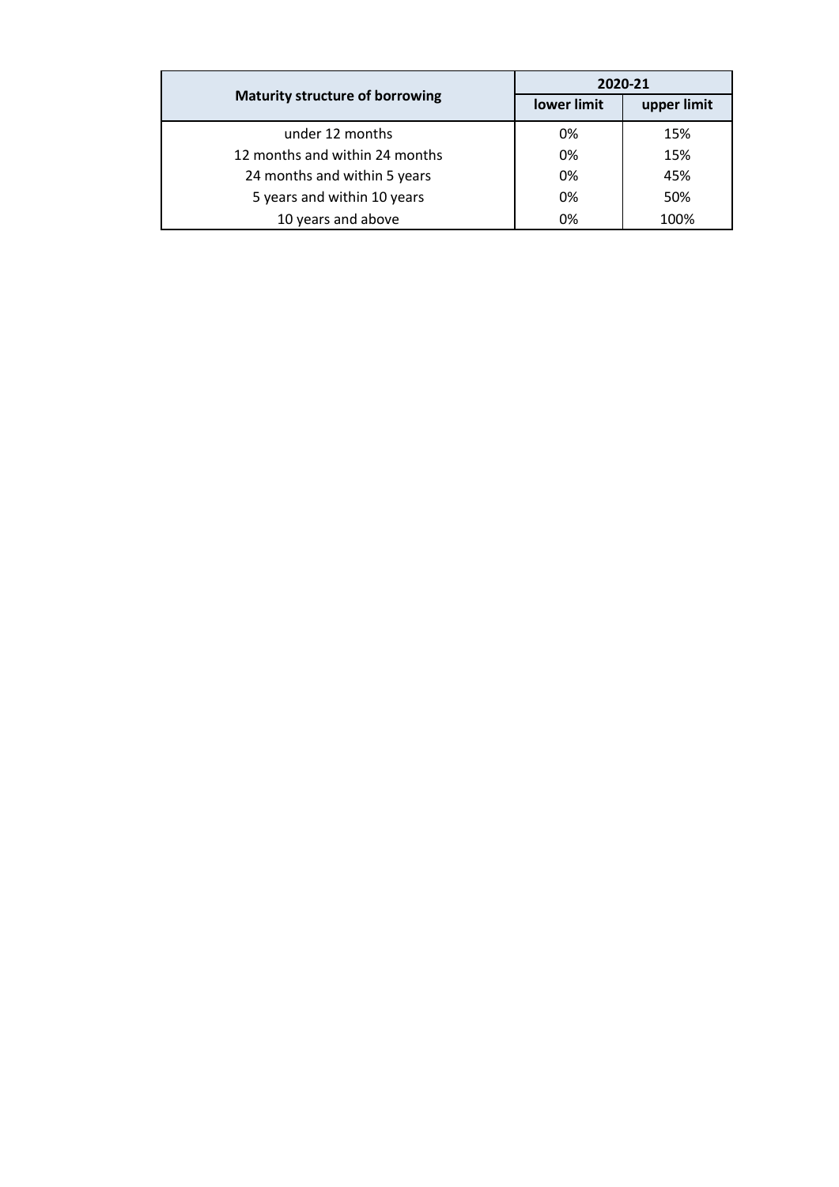| Maturity structure of borrowing | 2020-21 | |
|---|---|---|
| | lower limit | upper limit |
| under 12 months | 0% | 15% |
| 12 months and within 24 months | 0% | 15% |
| 24 months and within 5 years | 0% | 45% |
| 5 years and within 10 years | 0% | 50% |
| 10 years and above | 0% | 100% |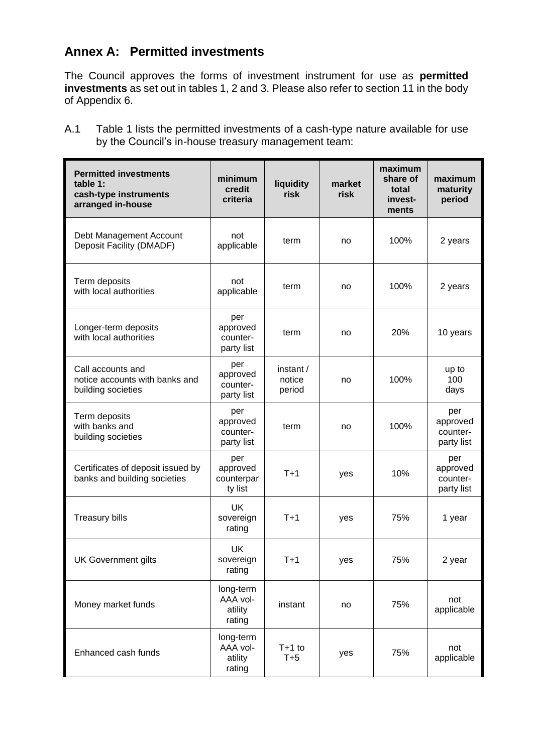## Annex A: Permitted investments

The Council approves the forms of investment instrument for use as **permitted investments** as set out in tables 1, 2 and 3. Please also refer to section 11 in the body of Appendix 6.

A.1 Table 1 lists the permitted investments of a cash-type nature available for use by the Council's in-house treasury management team:

| Permitted investments table 1: cash-type instruments arranged in-house | minimum credit criteria | liquidity risk | market risk | maximum share of total invest-ments | maximum maturity period |
|---|---|---|---|---|---|
| Debt Management Account Deposit Facility (DMADF) | not applicable | term | no | 100% | 2 years |
| Term deposits with local authorities | not applicable | term | no | 100% | 2 years |
| Longer-term deposits with local authorities | per approved counter-party list | term | no | 20% | 10 years |
| Call accounts and notice accounts with banks and building societies | per approved counter-party list | instant / notice period | no | 100% | up to 100 days |
| Term deposits with banks and building societies | per approved counter-party list | term | no | 100% | per approved counter-party list |
| Certificates of deposit issued by banks and building societies | per approved counterparty list | T+1 | yes | 10% | per approved counter-party list |
| Treasury bills | UK sovereign rating | T+1 | yes | 75% | 1 year |
| UK Government gilts | UK sovereign rating | T+1 | yes | 75% | 2 year |
| Money market funds | long-term AAA vol-atility rating | instant | no | 75% | not applicable |
| Enhanced cash funds | long-term AAA vol-atility rating | T+1 to T+5 | yes | 75% | not applicable |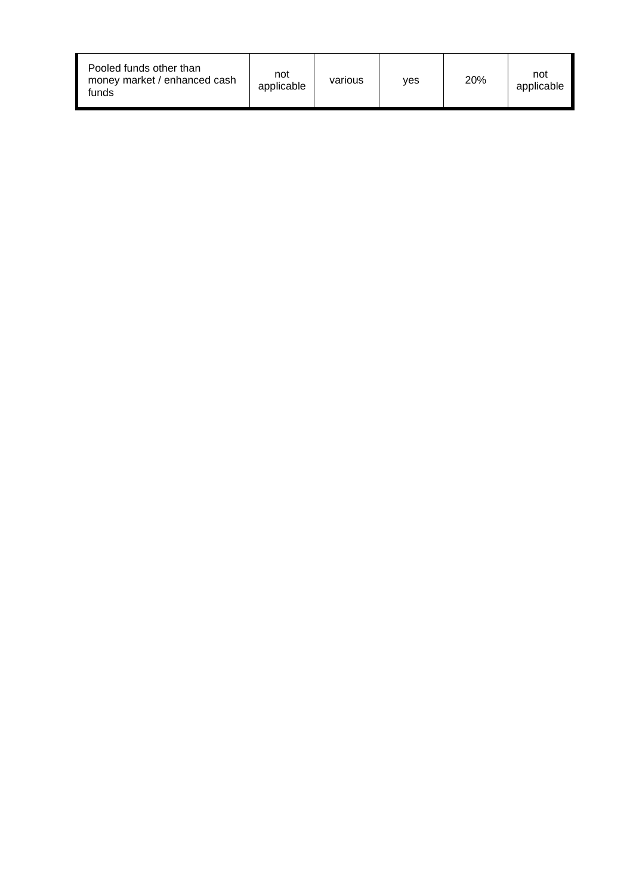| Pooled funds other than money market / enhanced cash funds | not applicable | various | yes | 20% | not applicable |
|---|---|---|---|---|---|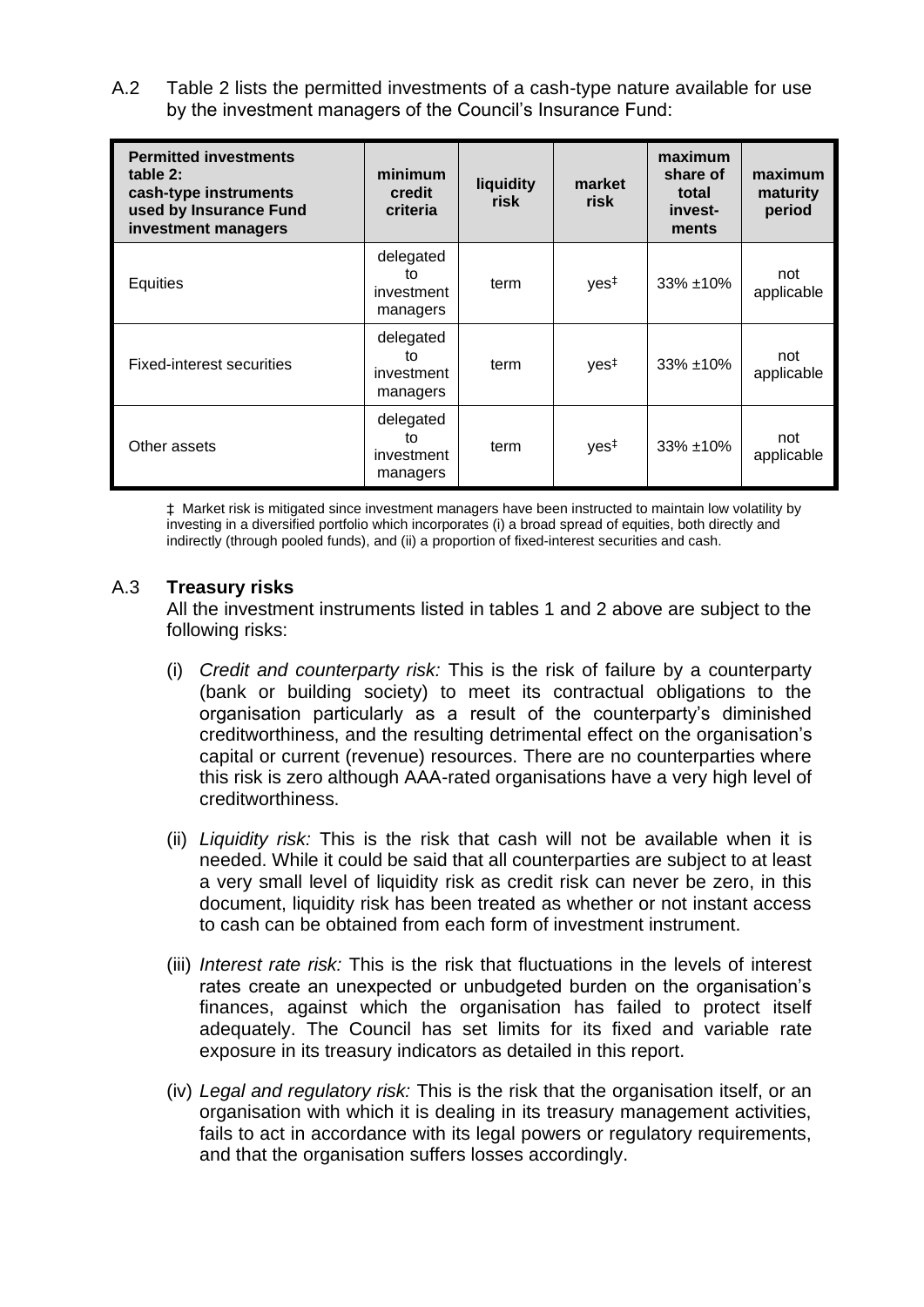A.2 Table 2 lists the permitted investments of a cash-type nature available for use by the investment managers of the Council's Insurance Fund:

| **Permitted investments table 2: cash-type instruments used by Insurance Fund investment managers** | **minimum credit criteria** | **liquidity risk** | **market risk** | **maximum share of total invest-ments** | **maximum maturity period** |
|---|---|---|---|---|---|
| Equities | delegated to investment managers | term | yes‡ | 33% ±10% | not applicable |
| Fixed-interest securities | delegated to investment managers | term | yes‡ | 33% ±10% | not applicable |
| Other assets | delegated to investment managers | term | yes‡ | 33% ±10% | not applicable |

‡ Market risk is mitigated since investment managers have been instructed to maintain low volatility by investing in a diversified portfolio which incorporates (i) a broad spread of equities, both directly and indirectly (through pooled funds), and (ii) a proportion of fixed-interest securities and cash.

A.3 **Treasury risks**

All the investment instruments listed in tables 1 and 2 above are subject to the following risks:

(i) *Credit and counterparty risk:* This is the risk of failure by a counterparty (bank or building society) to meet its contractual obligations to the organisation particularly as a result of the counterparty's diminished creditworthiness, and the resulting detrimental effect on the organisation's capital or current (revenue) resources. There are no counterparties where this risk is zero although AAA-rated organisations have a very high level of creditworthiness.

(ii) *Liquidity risk:* This is the risk that cash will not be available when it is needed. While it could be said that all counterparties are subject to at least a very small level of liquidity risk as credit risk can never be zero, in this document, liquidity risk has been treated as whether or not instant access to cash can be obtained from each form of investment instrument.

(iii) *Interest rate risk:* This is the risk that fluctuations in the levels of interest rates create an unexpected or unbudgeted burden on the organisation's finances, against which the organisation has failed to protect itself adequately. The Council has set limits for its fixed and variable rate exposure in its treasury indicators as detailed in this report.

(iv) *Legal and regulatory risk:* This is the risk that the organisation itself, or an organisation with which it is dealing in its treasury management activities, fails to act in accordance with its legal powers or regulatory requirements, and that the organisation suffers losses accordingly.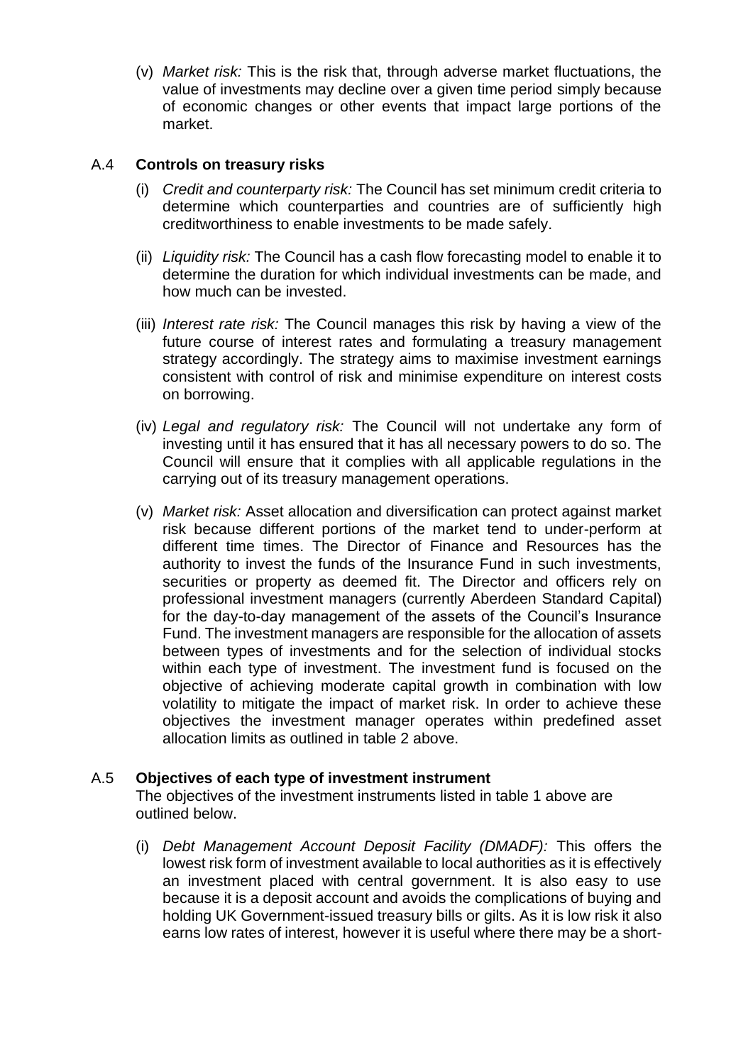(v) *Market risk:* This is the risk that, through adverse market fluctuations, the value of investments may decline over a given time period simply because of economic changes or other events that impact large portions of the market.

## A.4 **Controls on treasury risks**

(i) *Credit and counterparty risk:* The Council has set minimum credit criteria to determine which counterparties and countries are of sufficiently high creditworthiness to enable investments to be made safely.

(ii) *Liquidity risk:* The Council has a cash flow forecasting model to enable it to determine the duration for which individual investments can be made, and how much can be invested.

(iii) *Interest rate risk:* The Council manages this risk by having a view of the future course of interest rates and formulating a treasury management strategy accordingly. The strategy aims to maximise investment earnings consistent with control of risk and minimise expenditure on interest costs on borrowing.

(iv) *Legal and regulatory risk:* The Council will not undertake any form of investing until it has ensured that it has all necessary powers to do so. The Council will ensure that it complies with all applicable regulations in the carrying out of its treasury management operations.

(v) *Market risk:* Asset allocation and diversification can protect against market risk because different portions of the market tend to under-perform at different time times. The Director of Finance and Resources has the authority to invest the funds of the Insurance Fund in such investments, securities or property as deemed fit. The Director and officers rely on professional investment managers (currently Aberdeen Standard Capital) for the day-to-day management of the assets of the Council's Insurance Fund. The investment managers are responsible for the allocation of assets between types of investments and for the selection of individual stocks within each type of investment. The investment fund is focused on the objective of achieving moderate capital growth in combination with low volatility to mitigate the impact of market risk. In order to achieve these objectives the investment manager operates within predefined asset allocation limits as outlined in table 2 above.

## A.5 **Objectives of each type of investment instrument**

The objectives of the investment instruments listed in table 1 above are outlined below.

(i) *Debt Management Account Deposit Facility (DMADF):* This offers the lowest risk form of investment available to local authorities as it is effectively an investment placed with central government. It is also easy to use because it is a deposit account and avoids the complications of buying and holding UK Government-issued treasury bills or gilts. As it is low risk it also earns low rates of interest, however it is useful where there may be a short-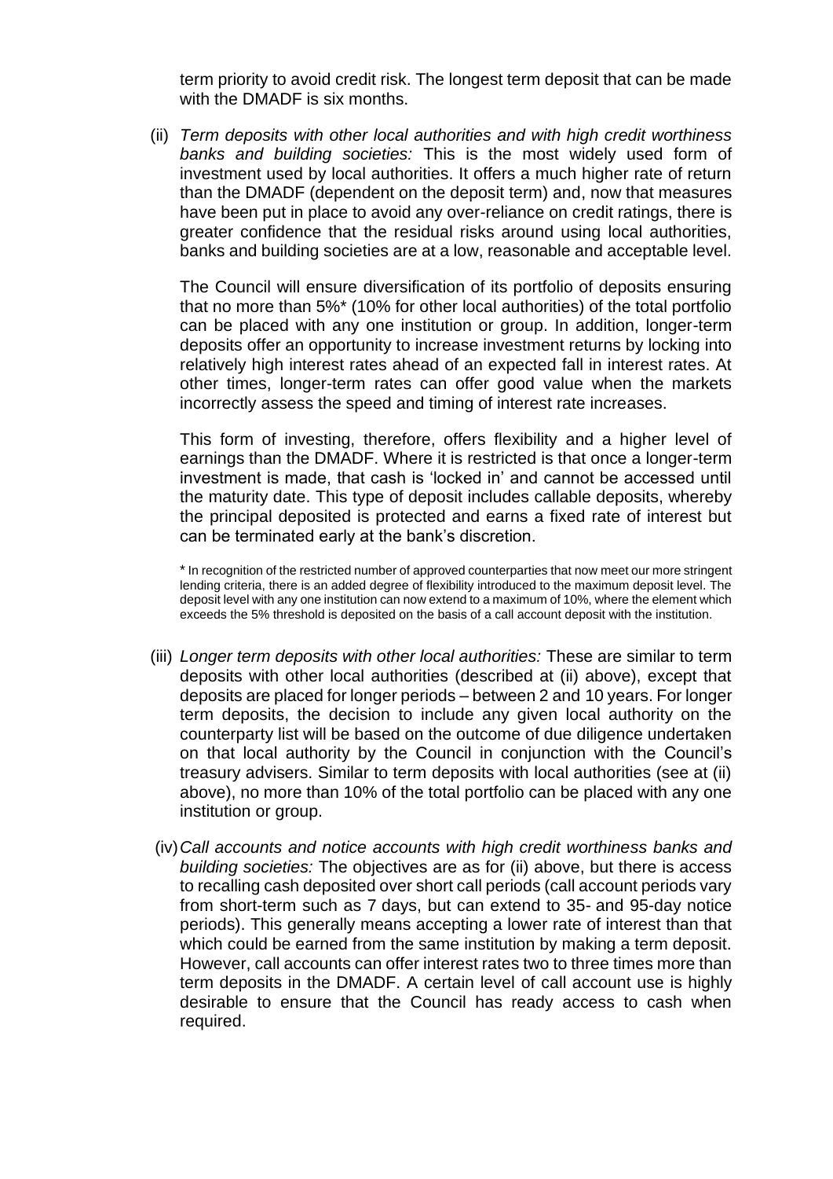term priority to avoid credit risk. The longest term deposit that can be made with the DMADF is six months.

(ii) *Term deposits with other local authorities and with high credit worthiness banks and building societies:* This is the most widely used form of investment used by local authorities. It offers a much higher rate of return than the DMADF (dependent on the deposit term) and, now that measures have been put in place to avoid any over-reliance on credit ratings, there is greater confidence that the residual risks around using local authorities, banks and building societies are at a low, reasonable and acceptable level.

The Council will ensure diversification of its portfolio of deposits ensuring that no more than 5%* (10% for other local authorities) of the total portfolio can be placed with any one institution or group. In addition, longer-term deposits offer an opportunity to increase investment returns by locking into relatively high interest rates ahead of an expected fall in interest rates. At other times, longer-term rates can offer good value when the markets incorrectly assess the speed and timing of interest rate increases.

This form of investing, therefore, offers flexibility and a higher level of earnings than the DMADF. Where it is restricted is that once a longer-term investment is made, that cash is 'locked in' and cannot be accessed until the maturity date. This type of deposit includes callable deposits, whereby the principal deposited is protected and earns a fixed rate of interest but can be terminated early at the bank's discretion.

\* In recognition of the restricted number of approved counterparties that now meet our more stringent lending criteria, there is an added degree of flexibility introduced to the maximum deposit level. The deposit level with any one institution can now extend to a maximum of 10%, where the element which exceeds the 5% threshold is deposited on the basis of a call account deposit with the institution.

(iii) *Longer term deposits with other local authorities:* These are similar to term deposits with other local authorities (described at (ii) above), except that deposits are placed for longer periods – between 2 and 10 years. For longer term deposits, the decision to include any given local authority on the counterparty list will be based on the outcome of due diligence undertaken on that local authority by the Council in conjunction with the Council's treasury advisers. Similar to term deposits with local authorities (see at (ii) above), no more than 10% of the total portfolio can be placed with any one institution or group.

(iv) *Call accounts and notice accounts with high credit worthiness banks and building societies:* The objectives are as for (ii) above, but there is access to recalling cash deposited over short call periods (call account periods vary from short-term such as 7 days, but can extend to 35- and 95-day notice periods). This generally means accepting a lower rate of interest than that which could be earned from the same institution by making a term deposit. However, call accounts can offer interest rates two to three times more than term deposits in the DMADF. A certain level of call account use is highly desirable to ensure that the Council has ready access to cash when required.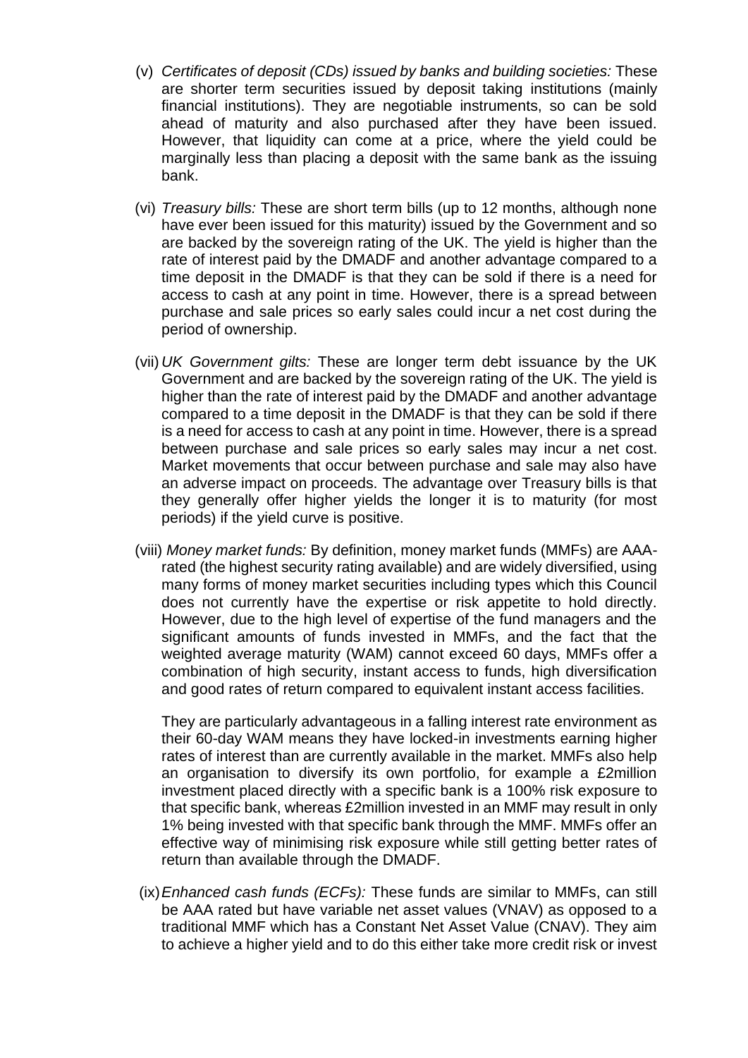(v) *Certificates of deposit (CDs) issued by banks and building societies:* These are shorter term securities issued by deposit taking institutions (mainly financial institutions). They are negotiable instruments, so can be sold ahead of maturity and also purchased after they have been issued. However, that liquidity can come at a price, where the yield could be marginally less than placing a deposit with the same bank as the issuing bank.

(vi) *Treasury bills:* These are short term bills (up to 12 months, although none have ever been issued for this maturity) issued by the Government and so are backed by the sovereign rating of the UK. The yield is higher than the rate of interest paid by the DMADF and another advantage compared to a time deposit in the DMADF is that they can be sold if there is a need for access to cash at any point in time. However, there is a spread between purchase and sale prices so early sales could incur a net cost during the period of ownership.

(vii) *UK Government gilts:* These are longer term debt issuance by the UK Government and are backed by the sovereign rating of the UK. The yield is higher than the rate of interest paid by the DMADF and another advantage compared to a time deposit in the DMADF is that they can be sold if there is a need for access to cash at any point in time. However, there is a spread between purchase and sale prices so early sales may incur a net cost. Market movements that occur between purchase and sale may also have an adverse impact on proceeds. The advantage over Treasury bills is that they generally offer higher yields the longer it is to maturity (for most periods) if the yield curve is positive.

(viii) *Money market funds:* By definition, money market funds (MMFs) are AAA-rated (the highest security rating available) and are widely diversified, using many forms of money market securities including types which this Council does not currently have the expertise or risk appetite to hold directly. However, due to the high level of expertise of the fund managers and the significant amounts of funds invested in MMFs, and the fact that the weighted average maturity (WAM) cannot exceed 60 days, MMFs offer a combination of high security, instant access to funds, high diversification and good rates of return compared to equivalent instant access facilities.

They are particularly advantageous in a falling interest rate environment as their 60-day WAM means they have locked-in investments earning higher rates of interest than are currently available in the market. MMFs also help an organisation to diversify its own portfolio, for example a £2million investment placed directly with a specific bank is a 100% risk exposure to that specific bank, whereas £2million invested in an MMF may result in only 1% being invested with that specific bank through the MMF. MMFs offer an effective way of minimising risk exposure while still getting better rates of return than available through the DMADF.

(ix) *Enhanced cash funds (ECFs):* These funds are similar to MMFs, can still be AAA rated but have variable net asset values (VNAV) as opposed to a traditional MMF which has a Constant Net Asset Value (CNAV). They aim to achieve a higher yield and to do this either take more credit risk or invest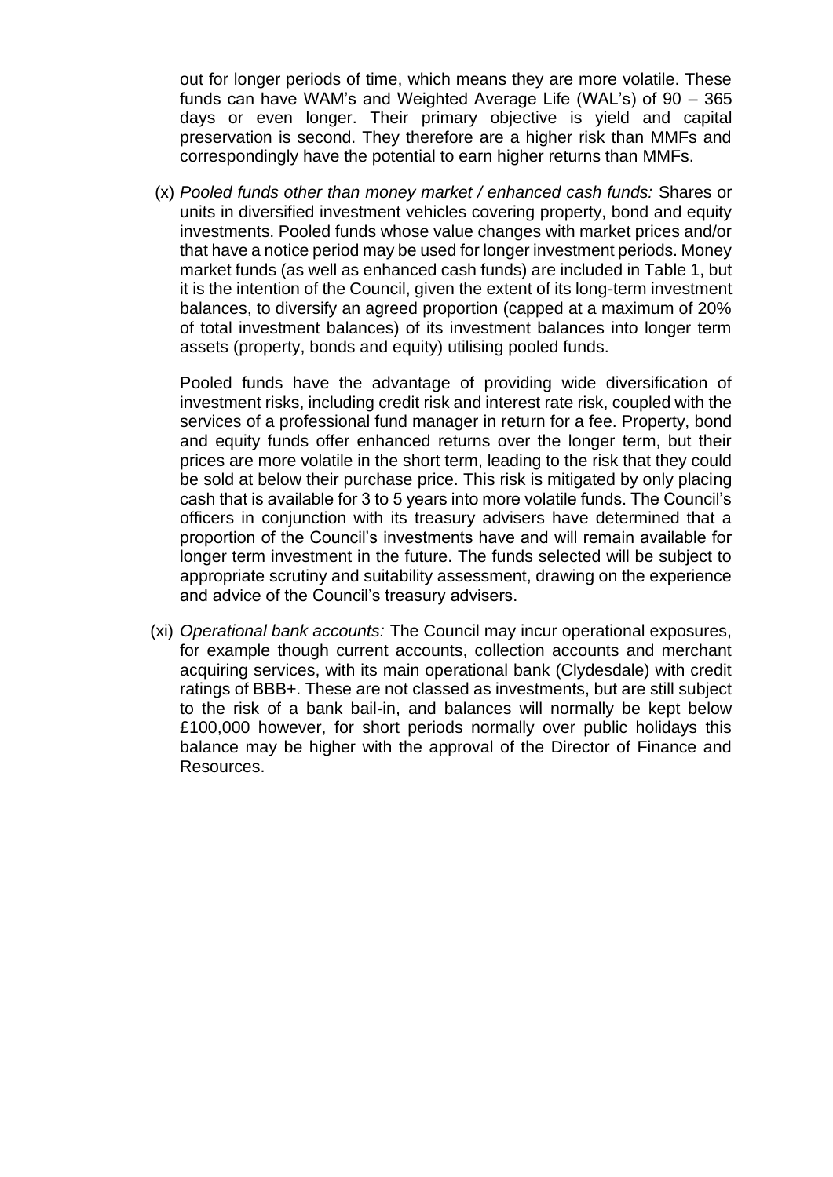out for longer periods of time, which means they are more volatile. These funds can have WAM's and Weighted Average Life (WAL's) of 90 – 365 days or even longer. Their primary objective is yield and capital preservation is second. They therefore are a higher risk than MMFs and correspondingly have the potential to earn higher returns than MMFs.

(x) *Pooled funds other than money market / enhanced cash funds:* Shares or units in diversified investment vehicles covering property, bond and equity investments. Pooled funds whose value changes with market prices and/or that have a notice period may be used for longer investment periods. Money market funds (as well as enhanced cash funds) are included in Table 1, but it is the intention of the Council, given the extent of its long-term investment balances, to diversify an agreed proportion (capped at a maximum of 20% of total investment balances) of its investment balances into longer term assets (property, bonds and equity) utilising pooled funds.

Pooled funds have the advantage of providing wide diversification of investment risks, including credit risk and interest rate risk, coupled with the services of a professional fund manager in return for a fee. Property, bond and equity funds offer enhanced returns over the longer term, but their prices are more volatile in the short term, leading to the risk that they could be sold at below their purchase price. This risk is mitigated by only placing cash that is available for 3 to 5 years into more volatile funds. The Council's officers in conjunction with its treasury advisers have determined that a proportion of the Council's investments have and will remain available for longer term investment in the future. The funds selected will be subject to appropriate scrutiny and suitability assessment, drawing on the experience and advice of the Council's treasury advisers.

(xi) *Operational bank accounts:* The Council may incur operational exposures, for example though current accounts, collection accounts and merchant acquiring services, with its main operational bank (Clydesdale) with credit ratings of BBB+. These are not classed as investments, but are still subject to the risk of a bank bail-in, and balances will normally be kept below £100,000 however, for short periods normally over public holidays this balance may be higher with the approval of the Director of Finance and Resources.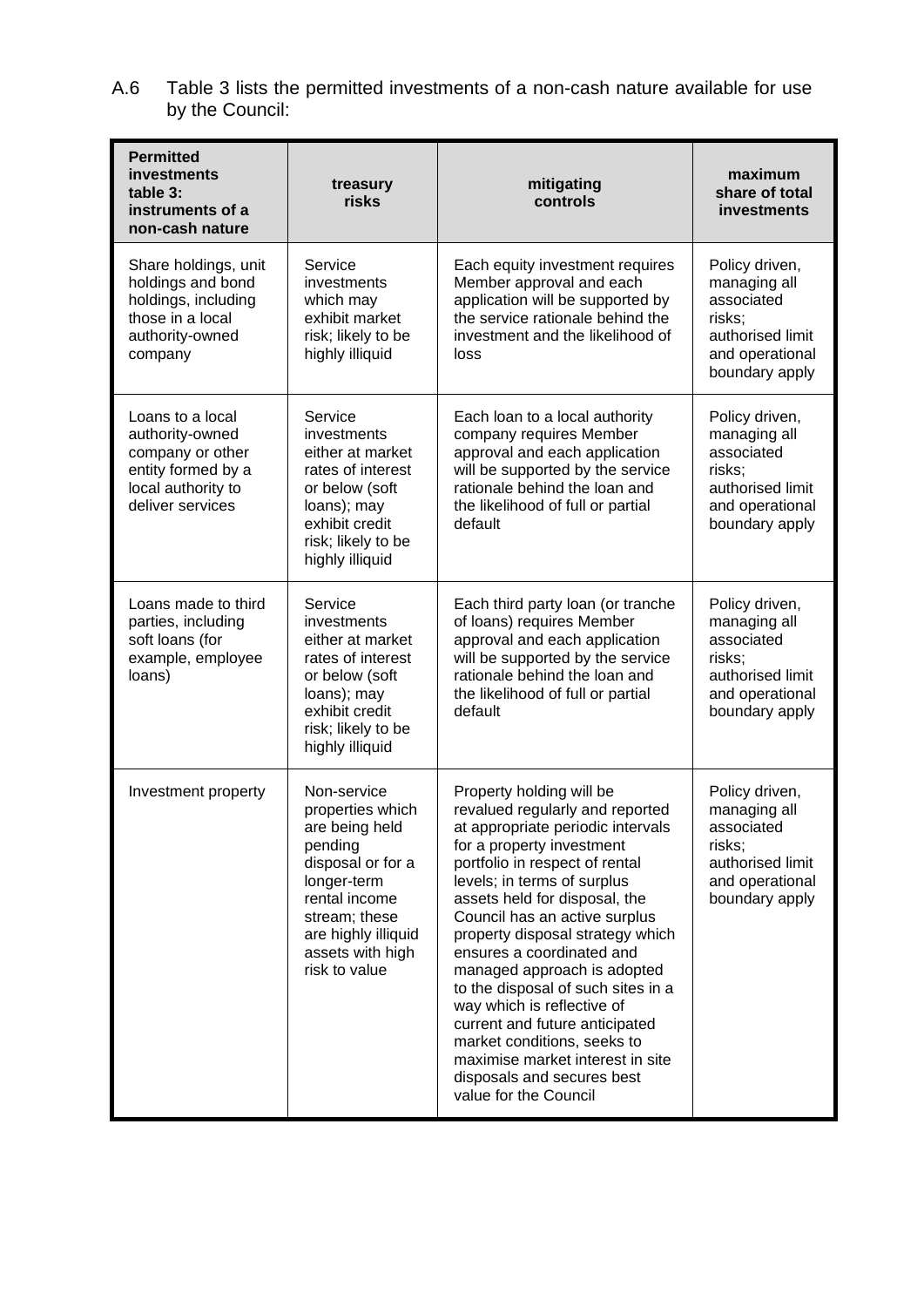A.6 Table 3 lists the permitted investments of a non-cash nature available for use by the Council:

| **Permitted investments table 3: instruments of a non-cash nature** | **treasury risks** | **mitigating controls** | **maximum share of total investments** |
|---|---|---|---|
| Share holdings, unit holdings and bond holdings, including those in a local authority-owned company | Service investments which may exhibit market risk; likely to be highly illiquid | Each equity investment requires Member approval and each application will be supported by the service rationale behind the investment and the likelihood of loss | Policy driven, managing all associated risks; authorised limit and operational boundary apply |
| Loans to a local authority-owned company or other entity formed by a local authority to deliver services | Service investments either at market rates of interest or below (soft loans); may exhibit credit risk; likely to be highly illiquid | Each loan to a local authority company requires Member approval and each application will be supported by the service rationale behind the loan and the likelihood of full or partial default | Policy driven, managing all associated risks; authorised limit and operational boundary apply |
| Loans made to third parties, including soft loans (for example, employee loans) | Service investments either at market rates of interest or below (soft loans); may exhibit credit risk; likely to be highly illiquid | Each third party loan (or tranche of loans) requires Member approval and each application will be supported by the service rationale behind the loan and the likelihood of full or partial default | Policy driven, managing all associated risks; authorised limit and operational boundary apply |
| Investment property | Non-service properties which are being held pending disposal or for a longer-term rental income stream; these are highly illiquid assets with high risk to value | Property holding will be revalued regularly and reported at appropriate periodic intervals for a property investment portfolio in respect of rental levels; in terms of surplus assets held for disposal, the Council has an active surplus property disposal strategy which ensures a coordinated and managed approach is adopted to the disposal of such sites in a way which is reflective of current and future anticipated market conditions, seeks to maximise market interest in site disposals and secures best value for the Council | Policy driven, managing all associated risks; authorised limit and operational boundary apply |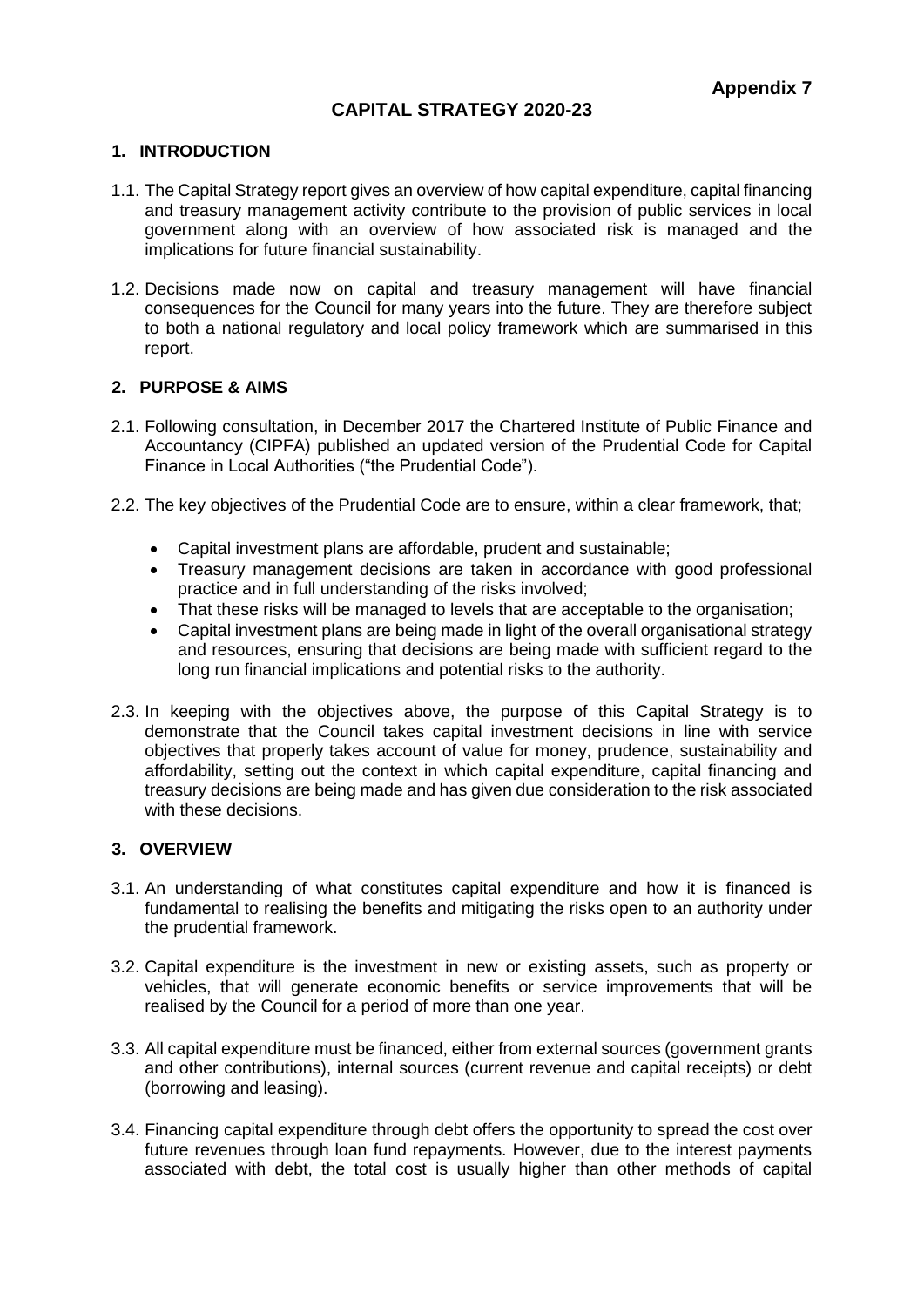**Appendix 7**

# CAPITAL STRATEGY 2020-23

## 1. INTRODUCTION

1.1. The Capital Strategy report gives an overview of how capital expenditure, capital financing and treasury management activity contribute to the provision of public services in local government along with an overview of how associated risk is managed and the implications for future financial sustainability.

1.2. Decisions made now on capital and treasury management will have financial consequences for the Council for many years into the future. They are therefore subject to both a national regulatory and local policy framework which are summarised in this report.

## 2. PURPOSE & AIMS

2.1. Following consultation, in December 2017 the Chartered Institute of Public Finance and Accountancy (CIPFA) published an updated version of the Prudential Code for Capital Finance in Local Authorities ("the Prudential Code").

2.2. The key objectives of the Prudential Code are to ensure, within a clear framework, that;

- Capital investment plans are affordable, prudent and sustainable;
- Treasury management decisions are taken in accordance with good professional practice and in full understanding of the risks involved;
- That these risks will be managed to levels that are acceptable to the organisation;
- Capital investment plans are being made in light of the overall organisational strategy and resources, ensuring that decisions are being made with sufficient regard to the long run financial implications and potential risks to the authority.

2.3. In keeping with the objectives above, the purpose of this Capital Strategy is to demonstrate that the Council takes capital investment decisions in line with service objectives that properly takes account of value for money, prudence, sustainability and affordability, setting out the context in which capital expenditure, capital financing and treasury decisions are being made and has given due consideration to the risk associated with these decisions.

## 3. OVERVIEW

3.1. An understanding of what constitutes capital expenditure and how it is financed is fundamental to realising the benefits and mitigating the risks open to an authority under the prudential framework.

3.2. Capital expenditure is the investment in new or existing assets, such as property or vehicles, that will generate economic benefits or service improvements that will be realised by the Council for a period of more than one year.

3.3. All capital expenditure must be financed, either from external sources (government grants and other contributions), internal sources (current revenue and capital receipts) or debt (borrowing and leasing).

3.4. Financing capital expenditure through debt offers the opportunity to spread the cost over future revenues through loan fund repayments. However, due to the interest payments associated with debt, the total cost is usually higher than other methods of capital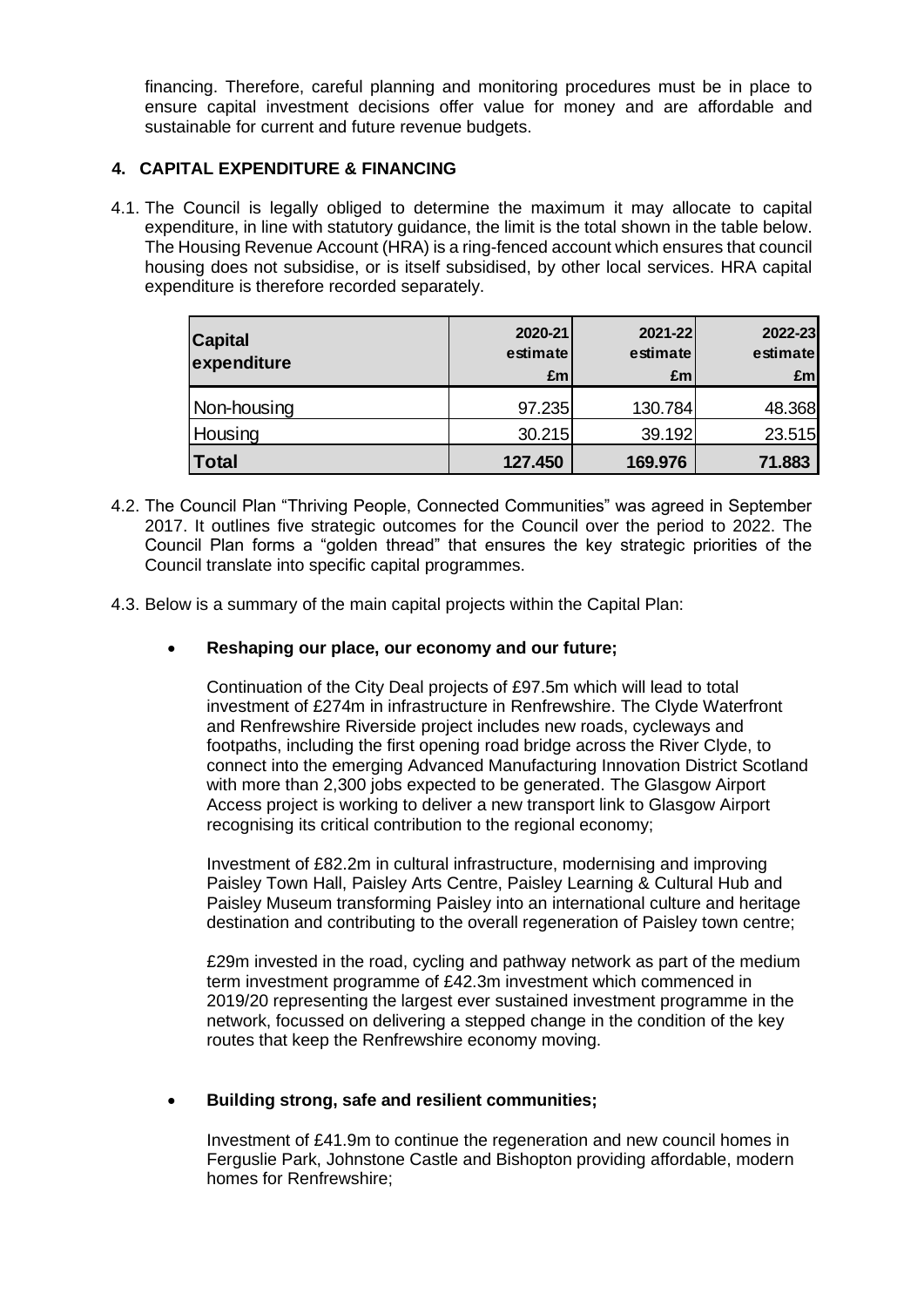financing. Therefore, careful planning and monitoring procedures must be in place to ensure capital investment decisions offer value for money and are affordable and sustainable for current and future revenue budgets.

## 4. CAPITAL EXPENDITURE & FINANCING

4.1. The Council is legally obliged to determine the maximum it may allocate to capital expenditure, in line with statutory guidance, the limit is the total shown in the table below. The Housing Revenue Account (HRA) is a ring-fenced account which ensures that council housing does not subsidise, or is itself subsidised, by other local services. HRA capital expenditure is therefore recorded separately.

| Capital expenditure | 2020-21 estimate £m | 2021-22 estimate £m | 2022-23 estimate £m |
|---|---|---|---|
| Non-housing | 97.235 | 130.784 | 48.368 |
| Housing | 30.215 | 39.192 | 23.515 |
| **Total** | **127.450** | **169.976** | **71.883** |

4.2. The Council Plan "Thriving People, Connected Communities" was agreed in September 2017. It outlines five strategic outcomes for the Council over the period to 2022. The Council Plan forms a "golden thread" that ensures the key strategic priorities of the Council translate into specific capital programmes.

4.3. Below is a summary of the main capital projects within the Capital Plan:

- **Reshaping our place, our economy and our future;**

  Continuation of the City Deal projects of £97.5m which will lead to total investment of £274m in infrastructure in Renfrewshire. The Clyde Waterfront and Renfrewshire Riverside project includes new roads, cycleways and footpaths, including the first opening road bridge across the River Clyde, to connect into the emerging Advanced Manufacturing Innovation District Scotland with more than 2,300 jobs expected to be generated. The Glasgow Airport Access project is working to deliver a new transport link to Glasgow Airport recognising its critical contribution to the regional economy;

  Investment of £82.2m in cultural infrastructure, modernising and improving Paisley Town Hall, Paisley Arts Centre, Paisley Learning & Cultural Hub and Paisley Museum transforming Paisley into an international culture and heritage destination and contributing to the overall regeneration of Paisley town centre;

  £29m invested in the road, cycling and pathway network as part of the medium term investment programme of £42.3m investment which commenced in 2019/20 representing the largest ever sustained investment programme in the network, focussed on delivering a stepped change in the condition of the key routes that keep the Renfrewshire economy moving.

- **Building strong, safe and resilient communities;**

  Investment of £41.9m to continue the regeneration and new council homes in Ferguslie Park, Johnstone Castle and Bishopton providing affordable, modern homes for Renfrewshire;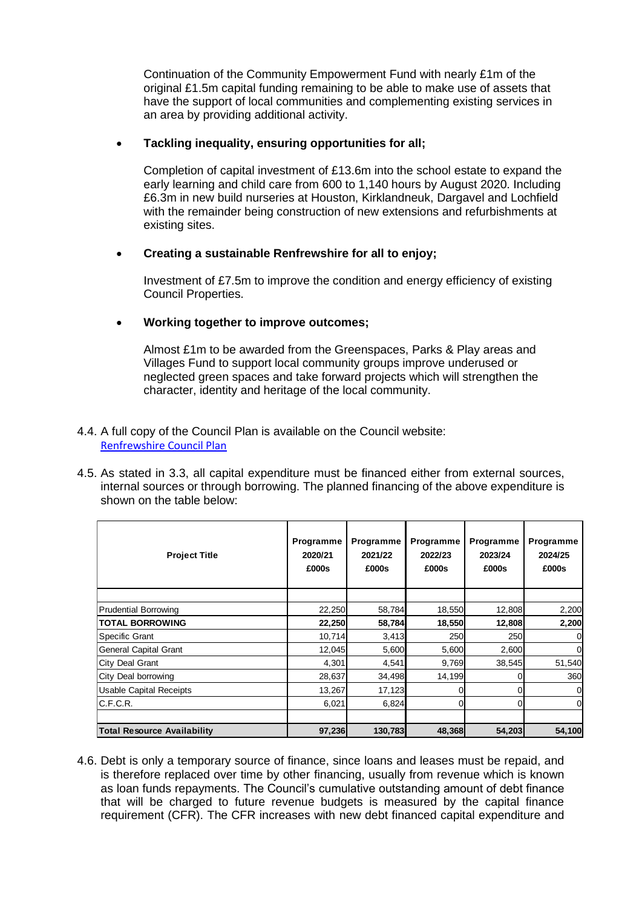Continuation of the Community Empowerment Fund with nearly £1m of the original £1.5m capital funding remaining to be able to make use of assets that have the support of local communities and complementing existing services in an area by providing additional activity.

- **Tackling inequality, ensuring opportunities for all;**

  Completion of capital investment of £13.6m into the school estate to expand the early learning and child care from 600 to 1,140 hours by August 2020. Including £6.3m in new build nurseries at Houston, Kirklandneuk, Dargavel and Lochfield with the remainder being construction of new extensions and refurbishments at existing sites.

- **Creating a sustainable Renfrewshire for all to enjoy;**

  Investment of £7.5m to improve the condition and energy efficiency of existing Council Properties.

- **Working together to improve outcomes;**

  Almost £1m to be awarded from the Greenspaces, Parks & Play areas and Villages Fund to support local community groups improve underused or neglected green spaces and take forward projects which will strengthen the character, identity and heritage of the local community.

4.4. A full copy of the Council Plan is available on the Council website: Renfrewshire Council Plan

4.5. As stated in 3.3, all capital expenditure must be financed either from external sources, internal sources or through borrowing. The planned financing of the above expenditure is shown on the table below:

| Project Title | Programme 2020/21 £000s | Programme 2021/22 £000s | Programme 2022/23 £000s | Programme 2023/24 £000s | Programme 2024/25 £000s |
|---|---|---|---|---|---|
| Prudential Borrowing | 22,250 | 58,784 | 18,550 | 12,808 | 2,200 |
| **TOTAL BORROWING** | **22,250** | **58,784** | **18,550** | **12,808** | **2,200** |
| Specific Grant | 10,714 | 3,413 | 250 | 250 | 0 |
| General Capital Grant | 12,045 | 5,600 | 5,600 | 2,600 | 0 |
| City Deal Grant | 4,301 | 4,541 | 9,769 | 38,545 | 51,540 |
| City Deal borrowing | 28,637 | 34,498 | 14,199 | 0 | 360 |
| Usable Capital Receipts | 13,267 | 17,123 | 0 | 0 | 0 |
| C.F.C.R. | 6,021 | 6,824 | 0 | 0 | 0 |
| **Total Resource Availability** | **97,236** | **130,783** | **48,368** | **54,203** | **54,100** |

4.6. Debt is only a temporary source of finance, since loans and leases must be repaid, and is therefore replaced over time by other financing, usually from revenue which is known as loan funds repayments. The Council's cumulative outstanding amount of debt finance that will be charged to future revenue budgets is measured by the capital finance requirement (CFR). The CFR increases with new debt financed capital expenditure and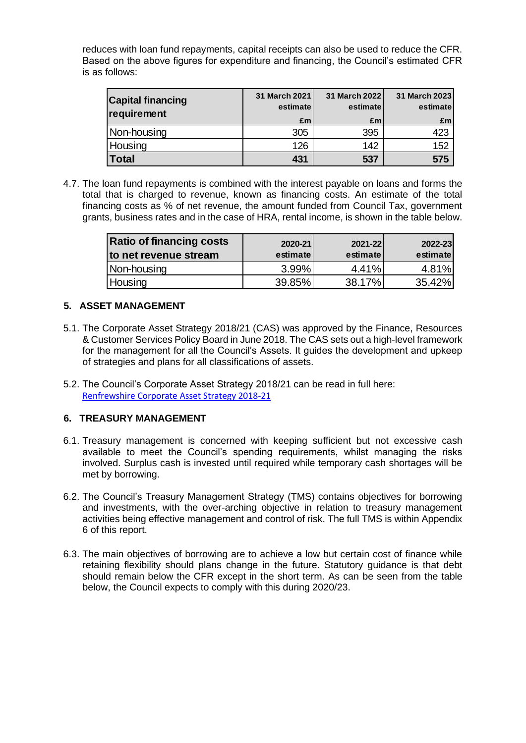reduces with loan fund repayments, capital receipts can also be used to reduce the CFR. Based on the above figures for expenditure and financing, the Council's estimated CFR is as follows:

| **Capital financing requirement** | **31 March 2021 estimate £m** | **31 March 2022 estimate £m** | **31 March 2023 estimate £m** |
|---|---|---|---|
| Non-housing | 305 | 395 | 423 |
| Housing | 126 | 142 | 152 |
| **Total** | **431** | **537** | **575** |

4.7. The loan fund repayments is combined with the interest payable on loans and forms the total that is charged to revenue, known as financing costs. An estimate of the total financing costs as % of net revenue, the amount funded from Council Tax, government grants, business rates and in the case of HRA, rental income, is shown in the table below.

| **Ratio of financing costs to net revenue stream** | **2020-21 estimate** | **2021-22 estimate** | **2022-23 estimate** |
|---|---|---|---|
| Non-housing | 3.99% | 4.41% | 4.81% |
| Housing | 39.85% | 38.17% | 35.42% |

## 5. ASSET MANAGEMENT

5.1. The Corporate Asset Strategy 2018/21 (CAS) was approved by the Finance, Resources & Customer Services Policy Board in June 2018. The CAS sets out a high-level framework for the management for all the Council's Assets. It guides the development and upkeep of strategies and plans for all classifications of assets.

5.2. The Council's Corporate Asset Strategy 2018/21 can be read in full here: Renfrewshire Corporate Asset Strategy 2018-21

## 6. TREASURY MANAGEMENT

6.1. Treasury management is concerned with keeping sufficient but not excessive cash available to meet the Council's spending requirements, whilst managing the risks involved. Surplus cash is invested until required while temporary cash shortages will be met by borrowing.

6.2. The Council's Treasury Management Strategy (TMS) contains objectives for borrowing and investments, with the over-arching objective in relation to treasury management activities being effective management and control of risk. The full TMS is within Appendix 6 of this report.

6.3. The main objectives of borrowing are to achieve a low but certain cost of finance while retaining flexibility should plans change in the future. Statutory guidance is that debt should remain below the CFR except in the short term. As can be seen from the table below, the Council expects to comply with this during 2020/23.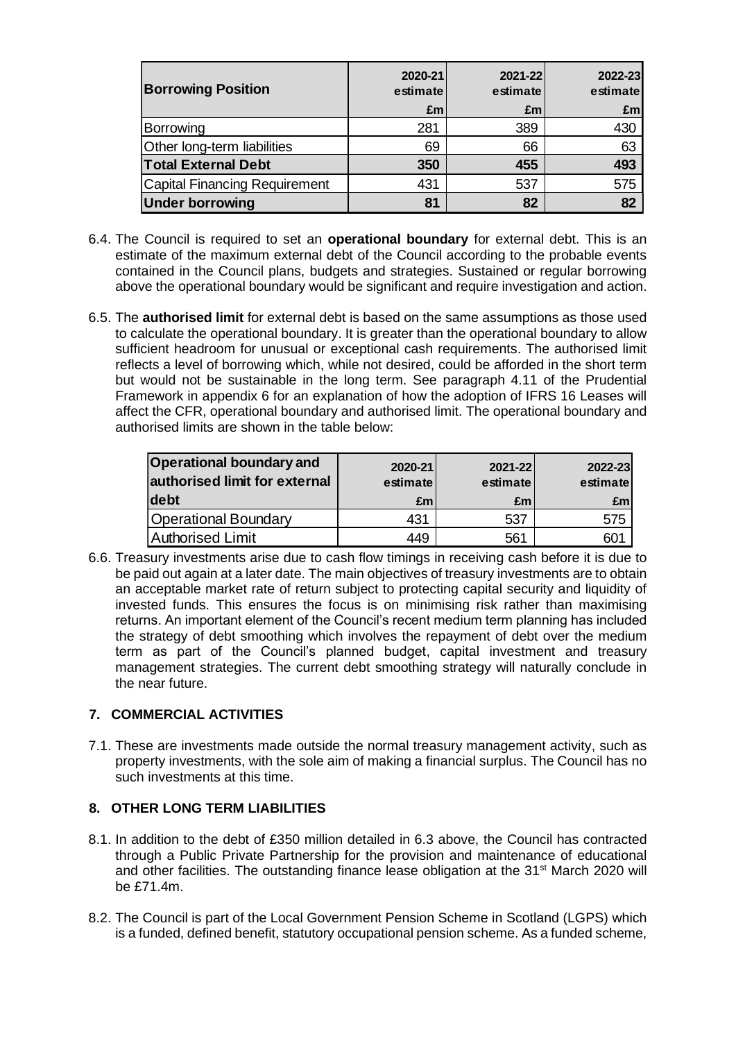| Borrowing Position | 2020-21 estimate £m | 2021-22 estimate £m | 2022-23 estimate £m |
|---|---|---|---|
| Borrowing | 281 | 389 | 430 |
| Other long-term liabilities | 69 | 66 | 63 |
| **Total External Debt** | **350** | **455** | **493** |
| Capital Financing Requirement | 431 | 537 | 575 |
| **Under borrowing** | **81** | **82** | **82** |

6.4. The Council is required to set an **operational boundary** for external debt. This is an estimate of the maximum external debt of the Council according to the probable events contained in the Council plans, budgets and strategies. Sustained or regular borrowing above the operational boundary would be significant and require investigation and action.

6.5. The **authorised limit** for external debt is based on the same assumptions as those used to calculate the operational boundary. It is greater than the operational boundary to allow sufficient headroom for unusual or exceptional cash requirements. The authorised limit reflects a level of borrowing which, while not desired, could be afforded in the short term but would not be sustainable in the long term. See paragraph 4.11 of the Prudential Framework in appendix 6 for an explanation of how the adoption of IFRS 16 Leases will affect the CFR, operational boundary and authorised limit. The operational boundary and authorised limits are shown in the table below:

| Operational boundary and authorised limit for external debt | 2020-21 estimate £m | 2021-22 estimate £m | 2022-23 estimate £m |
|---|---|---|---|
| Operational Boundary | 431 | 537 | 575 |
| Authorised Limit | 449 | 561 | 601 |

6.6. Treasury investments arise due to cash flow timings in receiving cash before it is due to be paid out again at a later date. The main objectives of treasury investments are to obtain an acceptable market rate of return subject to protecting capital security and liquidity of invested funds. This ensures the focus is on minimising risk rather than maximising returns. An important element of the Council's recent medium term planning has included the strategy of debt smoothing which involves the repayment of debt over the medium term as part of the Council's planned budget, capital investment and treasury management strategies. The current debt smoothing strategy will naturally conclude in the near future.

## 7. COMMERCIAL ACTIVITIES

7.1. These are investments made outside the normal treasury management activity, such as property investments, with the sole aim of making a financial surplus. The Council has no such investments at this time.

## 8. OTHER LONG TERM LIABILITIES

8.1. In addition to the debt of £350 million detailed in 6.3 above, the Council has contracted through a Public Private Partnership for the provision and maintenance of educational and other facilities. The outstanding finance lease obligation at the 31st March 2020 will be £71.4m.

8.2. The Council is part of the Local Government Pension Scheme in Scotland (LGPS) which is a funded, defined benefit, statutory occupational pension scheme. As a funded scheme,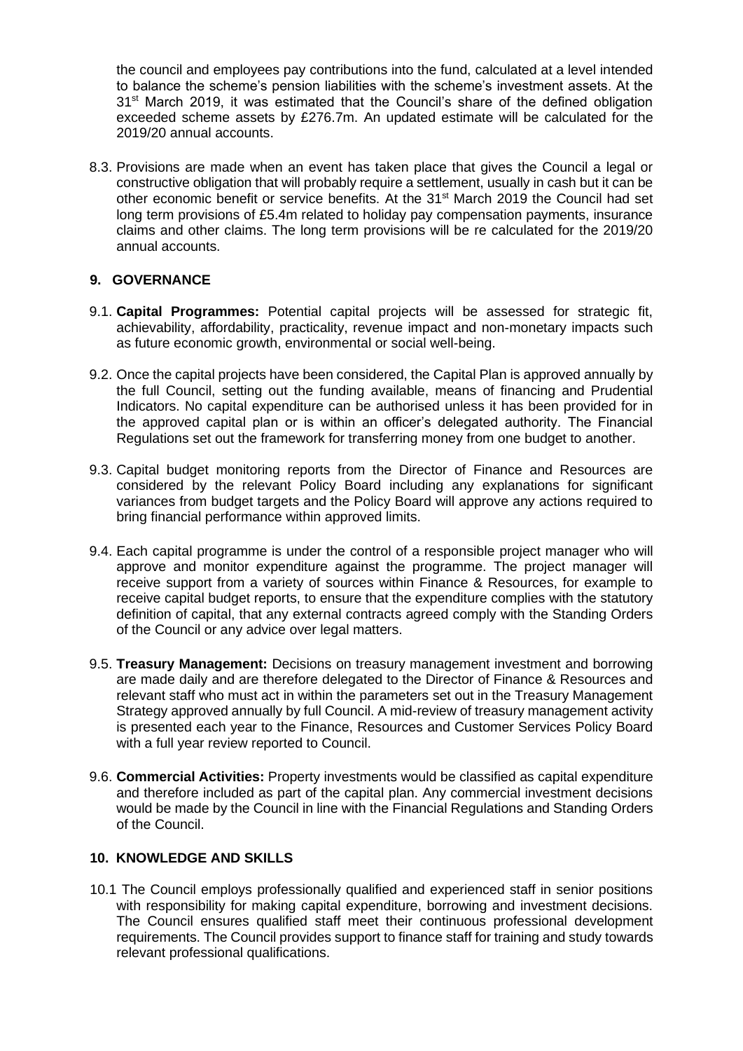the council and employees pay contributions into the fund, calculated at a level intended to balance the scheme's pension liabilities with the scheme's investment assets. At the 31st March 2019, it was estimated that the Council's share of the defined obligation exceeded scheme assets by £276.7m. An updated estimate will be calculated for the 2019/20 annual accounts.

8.3. Provisions are made when an event has taken place that gives the Council a legal or constructive obligation that will probably require a settlement, usually in cash but it can be other economic benefit or service benefits. At the 31st March 2019 the Council had set long term provisions of £5.4m related to holiday pay compensation payments, insurance claims and other claims. The long term provisions will be re calculated for the 2019/20 annual accounts.

## 9. GOVERNANCE

9.1. **Capital Programmes:** Potential capital projects will be assessed for strategic fit, achievability, affordability, practicality, revenue impact and non-monetary impacts such as future economic growth, environmental or social well-being.

9.2. Once the capital projects have been considered, the Capital Plan is approved annually by the full Council, setting out the funding available, means of financing and Prudential Indicators. No capital expenditure can be authorised unless it has been provided for in the approved capital plan or is within an officer's delegated authority. The Financial Regulations set out the framework for transferring money from one budget to another.

9.3. Capital budget monitoring reports from the Director of Finance and Resources are considered by the relevant Policy Board including any explanations for significant variances from budget targets and the Policy Board will approve any actions required to bring financial performance within approved limits.

9.4. Each capital programme is under the control of a responsible project manager who will approve and monitor expenditure against the programme. The project manager will receive support from a variety of sources within Finance & Resources, for example to receive capital budget reports, to ensure that the expenditure complies with the statutory definition of capital, that any external contracts agreed comply with the Standing Orders of the Council or any advice over legal matters.

9.5. **Treasury Management:** Decisions on treasury management investment and borrowing are made daily and are therefore delegated to the Director of Finance & Resources and relevant staff who must act in within the parameters set out in the Treasury Management Strategy approved annually by full Council. A mid-review of treasury management activity is presented each year to the Finance, Resources and Customer Services Policy Board with a full year review reported to Council.

9.6. **Commercial Activities:** Property investments would be classified as capital expenditure and therefore included as part of the capital plan. Any commercial investment decisions would be made by the Council in line with the Financial Regulations and Standing Orders of the Council.

## 10. KNOWLEDGE AND SKILLS

10.1 The Council employs professionally qualified and experienced staff in senior positions with responsibility for making capital expenditure, borrowing and investment decisions. The Council ensures qualified staff meet their continuous professional development requirements. The Council provides support to finance staff for training and study towards relevant professional qualifications.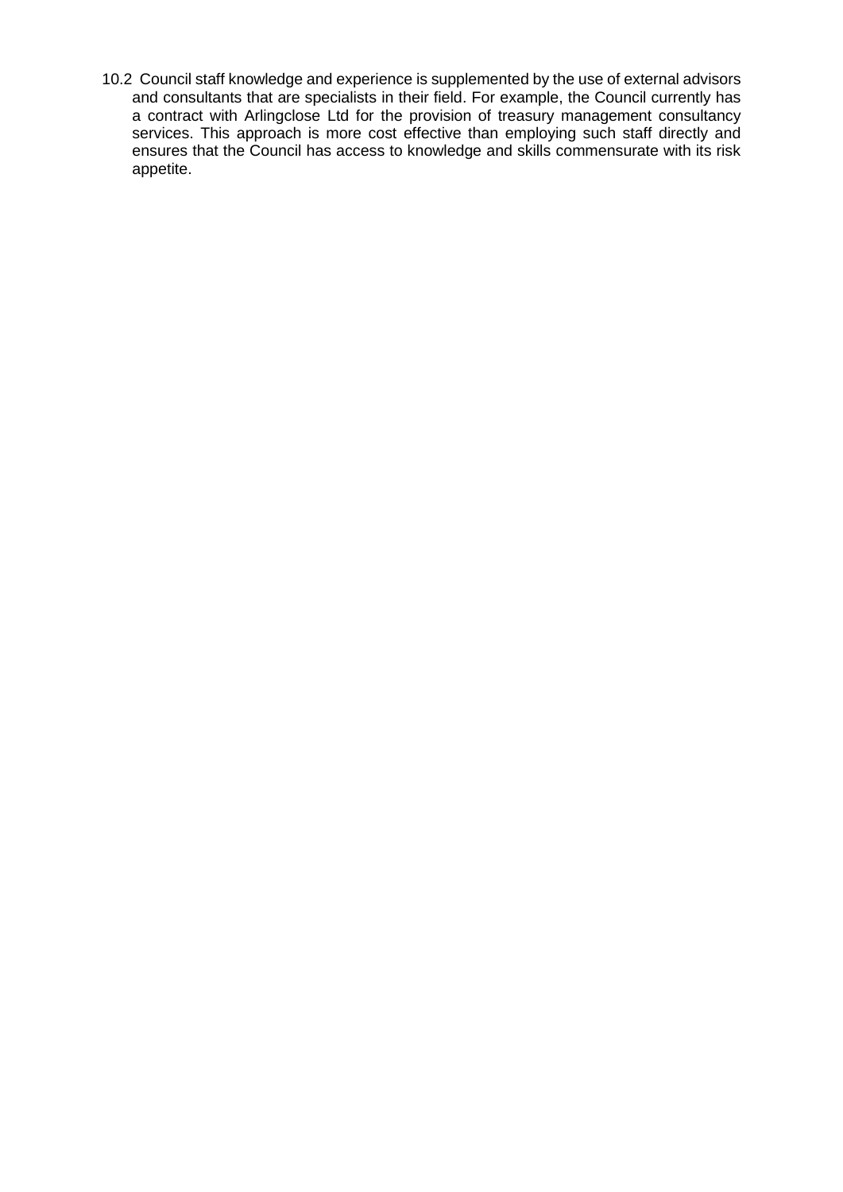10.2 Council staff knowledge and experience is supplemented by the use of external advisors and consultants that are specialists in their field. For example, the Council currently has a contract with Arlingclose Ltd for the provision of treasury management consultancy services. This approach is more cost effective than employing such staff directly and ensures that the Council has access to knowledge and skills commensurate with its risk appetite.